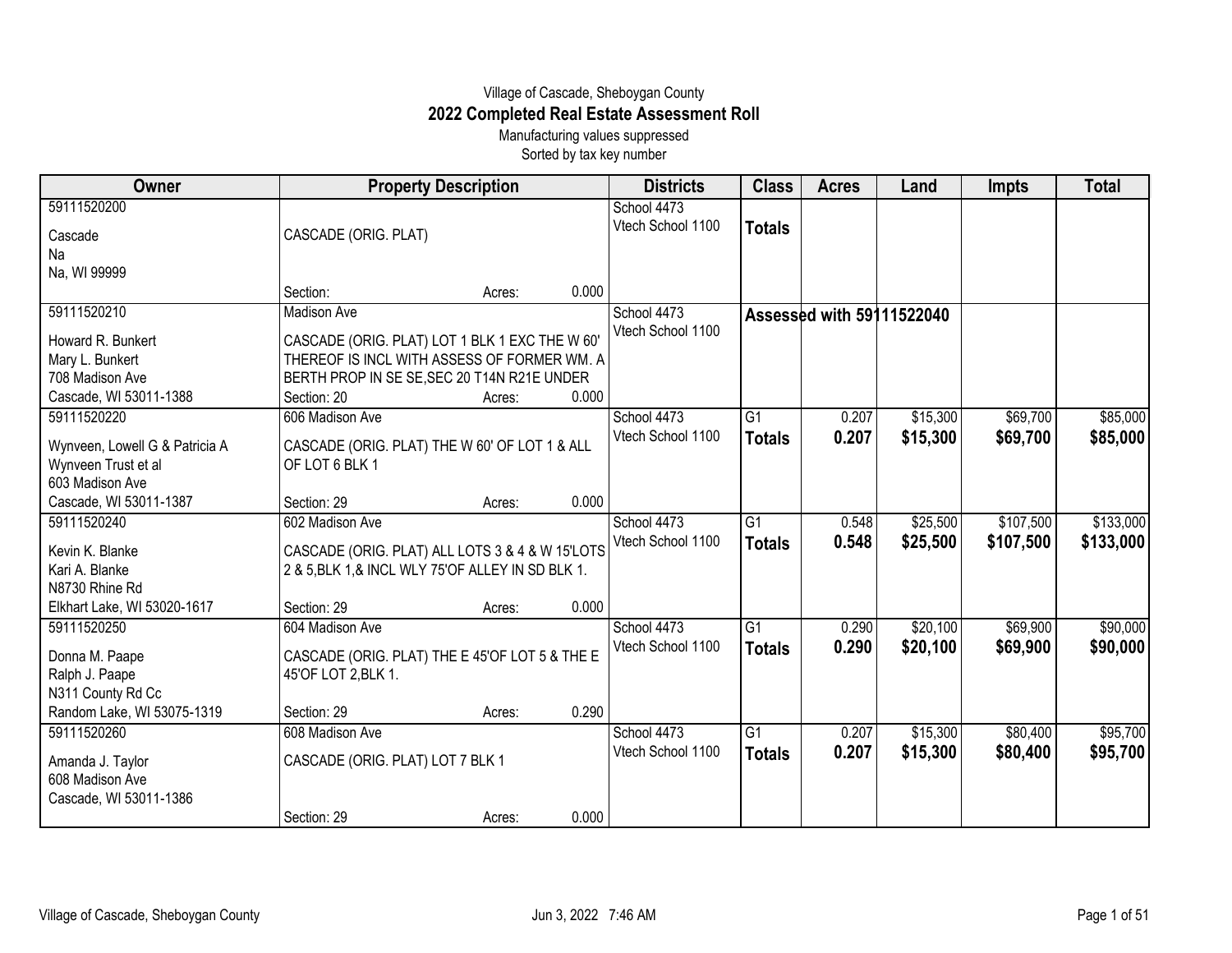Village of Cascade, Sheboygan County

# 2022 Completed Real Estate Assessment Roll

Manufacturing values suppressed

Sorted by tax key number

| Owner | Property Description | Districts | Class | Acres | Land | Impts | Total |
|---|---|---|---|---|---|---|---|
| 59111520200<br>Cascade<br>Na<br>Na, WI 99999 | CASCADE (ORIG. PLAT)<br>Section: Acres: 0.000 | School 4473<br>Vtech School 1100 | **Totals** | | | | |
| 59111520210<br>Howard R. Bunkert<br>Mary L. Bunkert<br>708 Madison Ave<br>Cascade, WI 53011-1388 | Madison Ave<br>CASCADE (ORIG. PLAT) LOT 1 BLK 1 EXC THE W 60' THEREOF IS INCL WITH ASSESS OF FORMER WM. A BERTH PROP IN SE SE,SEC 20 T14N R21E UNDER<br>Section: 20 Acres: 0.000 | School 4473<br>Vtech School 1100 | **Assessed with 59111522040** | | | | |
| 59111520220<br>Wynveen, Lowell G & Patricia A<br>Wynveen Trust et al<br>603 Madison Ave<br>Cascade, WI 53011-1387 | 606 Madison Ave<br>CASCADE (ORIG. PLAT) THE W 60' OF LOT 1 & ALL OF LOT 6 BLK 1<br>Section: 29 Acres: 0.000 | School 4473<br>Vtech School 1100 | G1<br>**Totals** | 0.207<br>**0.207** | $15,300<br>**$15,300** | $69,700<br>**$69,700** | $85,000<br>**$85,000** |
| 59111520240<br>Kevin K. Blanke<br>Kari A. Blanke<br>N8730 Rhine Rd<br>Elkhart Lake, WI 53020-1617 | 602 Madison Ave<br>CASCADE (ORIG. PLAT) ALL LOTS 3 & 4 & W 15'LOTS 2 & 5,BLK 1,& INCL WLY 75'OF ALLEY IN SD BLK 1.<br>Section: 29 Acres: 0.000 | School 4473<br>Vtech School 1100 | G1<br>**Totals** | 0.548<br>**0.548** | $25,500<br>**$25,500** | $107,500<br>**$107,500** | $133,000<br>**$133,000** |
| 59111520250<br>Donna M. Paape<br>Ralph J. Paape<br>N311 County Rd Cc<br>Random Lake, WI 53075-1319 | 604 Madison Ave<br>CASCADE (ORIG. PLAT) THE E 45'OF LOT 5 & THE E 45'OF LOT 2,BLK 1.<br>Section: 29 Acres: 0.290 | School 4473<br>Vtech School 1100 | G1<br>**Totals** | 0.290<br>**0.290** | $20,100<br>**$20,100** | $69,900<br>**$69,900** | $90,000<br>**$90,000** |
| 59111520260<br>Amanda J. Taylor<br>608 Madison Ave<br>Cascade, WI 53011-1386 | 608 Madison Ave<br>CASCADE (ORIG. PLAT) LOT 7 BLK 1<br>Section: 29 Acres: 0.000 | School 4473<br>Vtech School 1100 | G1<br>**Totals** | 0.207<br>**0.207** | $15,300<br>**$15,300** | $80,400<br>**$80,400** | $95,700<br>**$95,700** |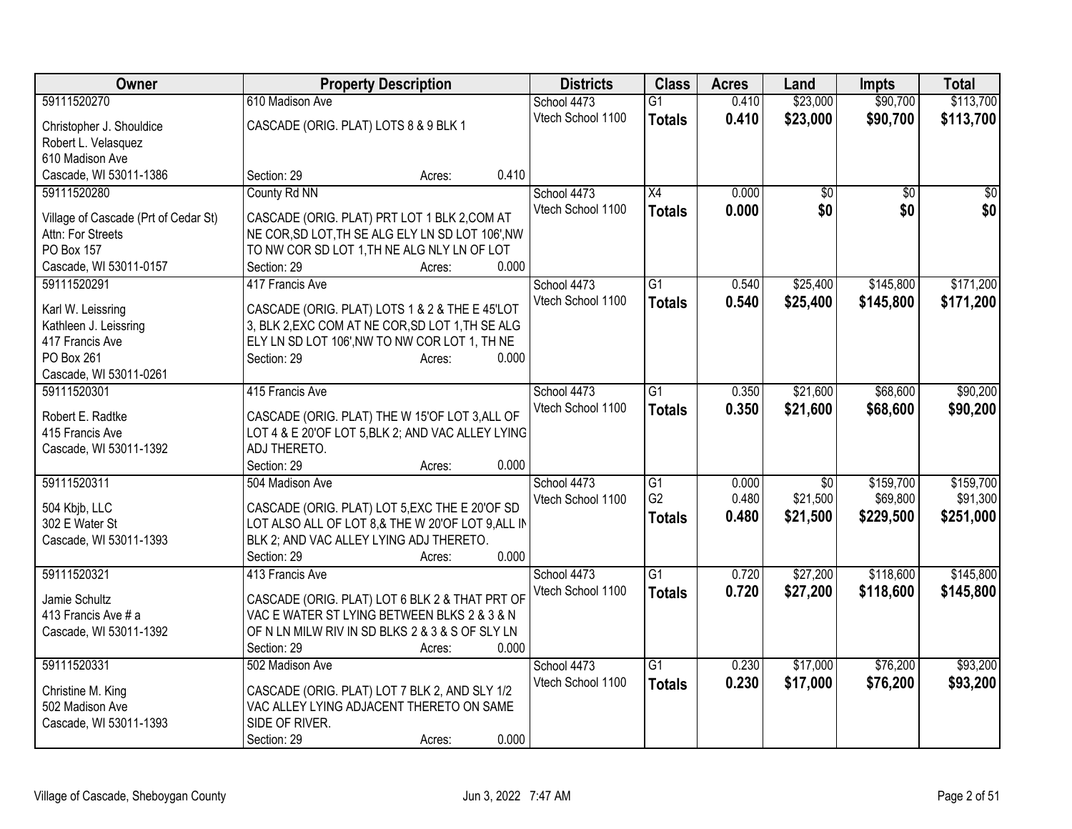| Owner | Property Description | Districts | Class | Acres | Land | Impts | Total |
|---|---|---|---|---|---|---|---|
| 59111520270<br>Christopher J. Shouldice<br>Robert L. Velasquez<br>610 Madison Ave<br>Cascade, WI 53011-1386 | 610 Madison Ave<br>CASCADE (ORIG. PLAT) LOTS 8 & 9 BLK 1<br>Section: 29 Acres: 0.410 | School 4473<br>Vtech School 1100 | G1<br>**Totals** | 0.410<br>**0.410** | \$23,000<br>**\$23,000** | \$90,700<br>**\$90,700** | \$113,700<br>**\$113,700** |
| 59111520280<br>Village of Cascade (Prt of Cedar St)<br>Attn: For Streets<br>PO Box 157<br>Cascade, WI 53011-0157 | County Rd NN<br>CASCADE (ORIG. PLAT) PRT LOT 1 BLK 2,COM AT NE COR,SD LOT,TH SE ALG ELY LN SD LOT 106',NW TO NW COR SD LOT 1,TH NE ALG NLY LN OF LOT<br>Section: 29 Acres: 0.000 | School 4473<br>Vtech School 1100 | X4<br>**Totals** | 0.000<br>**0.000** | \$0<br>**\$0** | \$0<br>**\$0** | \$0<br>**\$0** |
| 59111520291<br>Karl W. Leissring<br>Kathleen J. Leissring<br>417 Francis Ave<br>PO Box 261<br>Cascade, WI 53011-0261 | 417 Francis Ave<br>CASCADE (ORIG. PLAT) LOTS 1 & 2 & THE E 45'LOT 3, BLK 2,EXC COM AT NE COR,SD LOT 1,TH SE ALG ELY LN SD LOT 106',NW TO NW COR LOT 1, TH NE<br>Section: 29 Acres: 0.000 | School 4473<br>Vtech School 1100 | G1<br>**Totals** | 0.540<br>**0.540** | \$25,400<br>**\$25,400** | \$145,800<br>**\$145,800** | \$171,200<br>**\$171,200** |
| 59111520301<br>Robert E. Radtke<br>415 Francis Ave<br>Cascade, WI 53011-1392 | 415 Francis Ave<br>CASCADE (ORIG. PLAT) THE W 15'OF LOT 3,ALL OF LOT 4 & E 20'OF LOT 5,BLK 2; AND VAC ALLEY LYING ADJ THERETO.<br>Section: 29 Acres: 0.000 | School 4473<br>Vtech School 1100 | G1<br>**Totals** | 0.350<br>**0.350** | \$21,600<br>**\$21,600** | \$68,600<br>**\$68,600** | \$90,200<br>**\$90,200** |
| 59111520311<br>504 Kbjb, LLC<br>302 E Water St<br>Cascade, WI 53011-1393 | 504 Madison Ave<br>CASCADE (ORIG. PLAT) LOT 5,EXC THE E 20'OF SD LOT ALSO ALL OF LOT 8,& THE W 20'OF LOT 9,ALL IN BLK 2; AND VAC ALLEY LYING ADJ THERETO.<br>Section: 29 Acres: 0.000 | School 4473<br>Vtech School 1100 | G1<br>G2<br>**Totals** | 0.000<br>0.480<br>**0.480** | \$0<br>\$21,500<br>**\$21,500** | \$159,700<br>\$69,800<br>**\$229,500** | \$159,700<br>\$91,300<br>**\$251,000** |
| 59111520321<br>Jamie Schultz<br>413 Francis Ave # a<br>Cascade, WI 53011-1392 | 413 Francis Ave<br>CASCADE (ORIG. PLAT) LOT 6 BLK 2 & THAT PRT OF VAC E WATER ST LYING BETWEEN BLKS 2 & 3 & N OF N LN MILW RIV IN SD BLKS 2 & 3 & S OF SLY LN<br>Section: 29 Acres: 0.000 | School 4473<br>Vtech School 1100 | G1<br>**Totals** | 0.720<br>**0.720** | \$27,200<br>**\$27,200** | \$118,600<br>**\$118,600** | \$145,800<br>**\$145,800** |
| 59111520331<br>Christine M. King<br>502 Madison Ave<br>Cascade, WI 53011-1393 | 502 Madison Ave<br>CASCADE (ORIG. PLAT) LOT 7 BLK 2, AND SLY 1/2 VAC ALLEY LYING ADJACENT THERETO ON SAME SIDE OF RIVER.<br>Section: 29 Acres: 0.000 | School 4473<br>Vtech School 1100 | G1<br>**Totals** | 0.230<br>**0.230** | \$17,000<br>**\$17,000** | \$76,200<br>**\$76,200** | \$93,200<br>**\$93,200** |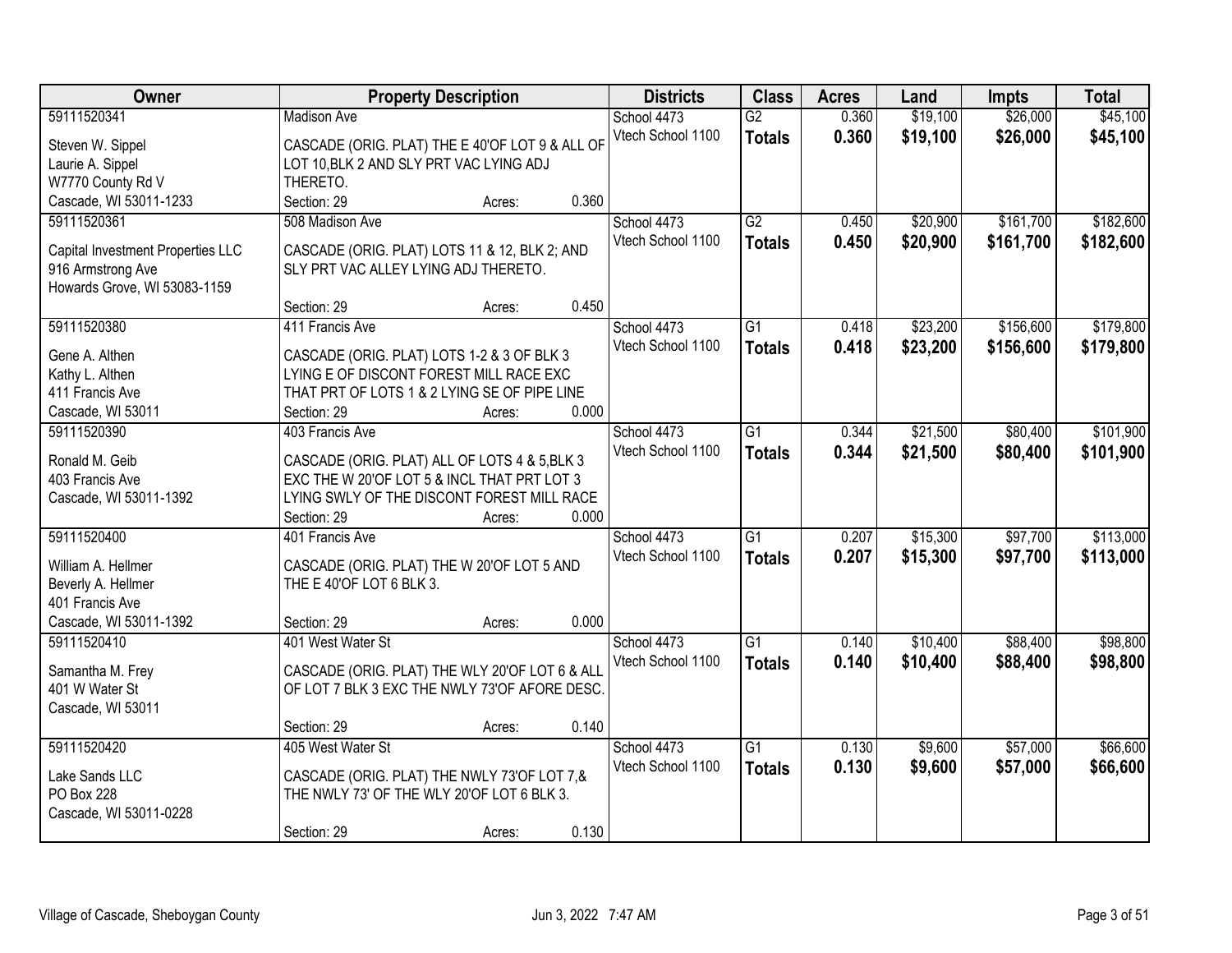| Owner | Property Description | Districts | Class | Acres | Land | Impts | Total |
|---|---|---|---|---|---|---|---|
| 59111520341<br>Steven W. Sippel<br>Laurie A. Sippel<br>W7770 County Rd V<br>Cascade, WI 53011-1233 | Madison Ave<br>CASCADE (ORIG. PLAT) THE E 40'OF LOT 9 & ALL OF LOT 10,BLK 2 AND SLY PRT VAC LYING ADJ THERETO.<br>Section: 29 Acres: 0.360 | School 4473<br>Vtech School 1100 | G2<br>**Totals** | 0.360<br>**0.360** | $19,100<br>**$19,100** | $26,000<br>**$26,000** | $45,100<br>**$45,100** |
| 59111520361<br>Capital Investment Properties LLC<br>916 Armstrong Ave<br>Howards Grove, WI 53083-1159 | 508 Madison Ave<br>CASCADE (ORIG. PLAT) LOTS 11 & 12, BLK 2; AND SLY PRT VAC ALLEY LYING ADJ THERETO.<br>Section: 29 Acres: 0.450 | School 4473<br>Vtech School 1100 | G2<br>**Totals** | 0.450<br>**0.450** | $20,900<br>**$20,900** | $161,700<br>**$161,700** | $182,600<br>**$182,600** |
| 59111520380<br>Gene A. Althen<br>Kathy L. Althen<br>411 Francis Ave<br>Cascade, WI 53011 | 411 Francis Ave<br>CASCADE (ORIG. PLAT) LOTS 1-2 & 3 OF BLK 3 LYING E OF DISCONT FOREST MILL RACE EXC THAT PRT OF LOTS 1 & 2 LYING SE OF PIPE LINE<br>Section: 29 Acres: 0.000 | School 4473<br>Vtech School 1100 | G1<br>**Totals** | 0.418<br>**0.418** | $23,200<br>**$23,200** | $156,600<br>**$156,600** | $179,800<br>**$179,800** |
| 59111520390<br>Ronald M. Geib<br>403 Francis Ave<br>Cascade, WI 53011-1392 | 403 Francis Ave<br>CASCADE (ORIG. PLAT) ALL OF LOTS 4 & 5,BLK 3 EXC THE W 20'OF LOT 5 & INCL THAT PRT LOT 3 LYING SWLY OF THE DISCONT FOREST MILL RACE<br>Section: 29 Acres: 0.000 | School 4473<br>Vtech School 1100 | G1<br>**Totals** | 0.344<br>**0.344** | $21,500<br>**$21,500** | $80,400<br>**$80,400** | $101,900<br>**$101,900** |
| 59111520400<br>William A. Hellmer<br>Beverly A. Hellmer<br>401 Francis Ave<br>Cascade, WI 53011-1392 | 401 Francis Ave<br>CASCADE (ORIG. PLAT) THE W 20'OF LOT 5 AND THE E 40'OF LOT 6 BLK 3.<br>Section: 29 Acres: 0.000 | School 4473<br>Vtech School 1100 | G1<br>**Totals** | 0.207<br>**0.207** | $15,300<br>**$15,300** | $97,700<br>**$97,700** | $113,000<br>**$113,000** |
| 59111520410<br>Samantha M. Frey<br>401 W Water St<br>Cascade, WI 53011 | 401 West Water St<br>CASCADE (ORIG. PLAT) THE WLY 20'OF LOT 6 & ALL OF LOT 7 BLK 3 EXC THE NWLY 73'OF AFORE DESC.<br>Section: 29 Acres: 0.140 | School 4473<br>Vtech School 1100 | G1<br>**Totals** | 0.140<br>**0.140** | $10,400<br>**$10,400** | $88,400<br>**$88,400** | $98,800<br>**$98,800** |
| 59111520420<br>Lake Sands LLC<br>PO Box 228<br>Cascade, WI 53011-0228 | 405 West Water St<br>CASCADE (ORIG. PLAT) THE NWLY 73'OF LOT 7,& THE NWLY 73' OF THE WLY 20'OF LOT 6 BLK 3.<br>Section: 29 Acres: 0.130 | School 4473<br>Vtech School 1100 | G1<br>**Totals** | 0.130<br>**0.130** | $9,600<br>**$9,600** | $57,000<br>**$57,000** | $66,600<br>**$66,600** |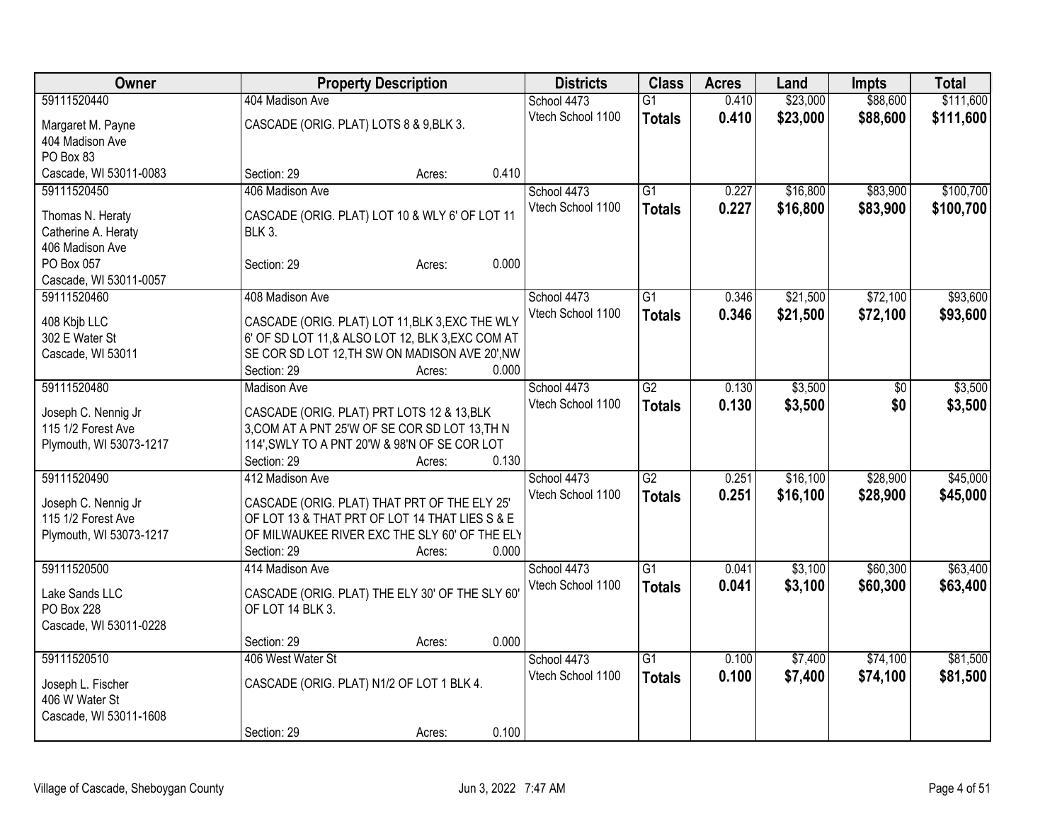| Owner | Property Description | Districts | Class | Acres | Land | Impts | Total |
|---|---|---|---|---|---|---|---|
| 59111520440<br>Margaret M. Payne<br>404 Madison Ave<br>PO Box 83<br>Cascade, WI 53011-0083 | 404 Madison Ave<br>CASCADE (ORIG. PLAT) LOTS 8 & 9,BLK 3.<br>Section: 29 Acres: 0.410 | School 4473<br>Vtech School 1100 | G1<br>**Totals** | 0.410<br>**0.410** | $23,000<br>**$23,000** | $88,600<br>**$88,600** | $111,600<br>**$111,600** |
| 59111520450<br>Thomas N. Heraty<br>Catherine A. Heraty<br>406 Madison Ave<br>PO Box 057<br>Cascade, WI 53011-0057 | 406 Madison Ave<br>CASCADE (ORIG. PLAT) LOT 10 & WLY 6' OF LOT 11 BLK 3.<br>Section: 29 Acres: 0.000 | School 4473<br>Vtech School 1100 | G1<br>**Totals** | 0.227<br>**0.227** | $16,800<br>**$16,800** | $83,900<br>**$83,900** | $100,700<br>**$100,700** |
| 59111520460<br>408 Kbjb LLC<br>302 E Water St<br>Cascade, WI 53011 | 408 Madison Ave<br>CASCADE (ORIG. PLAT) LOT 11,BLK 3,EXC THE WLY 6' OF SD LOT 11,& ALSO LOT 12, BLK 3,EXC COM AT SE COR SD LOT 12,TH SW ON MADISON AVE 20',NW<br>Section: 29 Acres: 0.000 | School 4473<br>Vtech School 1100 | G1<br>**Totals** | 0.346<br>**0.346** | $21,500<br>**$21,500** | $72,100<br>**$72,100** | $93,600<br>**$93,600** |
| 59111520480<br>Joseph C. Nennig Jr<br>115 1/2 Forest Ave<br>Plymouth, WI 53073-1217 | Madison Ave<br>CASCADE (ORIG. PLAT) PRT LOTS 12 & 13,BLK 3,COM AT A PNT 25'W OF SE COR SD LOT 13,TH N 114',SWLY TO A PNT 20'W & 98'N OF SE COR LOT<br>Section: 29 Acres: 0.130 | School 4473<br>Vtech School 1100 | G2<br>**Totals** | 0.130<br>**0.130** | $3,500<br>**$3,500** | $0<br>**$0** | $3,500<br>**$3,500** |
| 59111520490<br>Joseph C. Nennig Jr<br>115 1/2 Forest Ave<br>Plymouth, WI 53073-1217 | 412 Madison Ave<br>CASCADE (ORIG. PLAT) THAT PRT OF THE ELY 25' OF LOT 13 & THAT PRT OF LOT 14 THAT LIES S & E OF MILWAUKEE RIVER EXC THE SLY 60' OF THE ELY<br>Section: 29 Acres: 0.000 | School 4473<br>Vtech School 1100 | G2<br>**Totals** | 0.251<br>**0.251** | $16,100<br>**$16,100** | $28,900<br>**$28,900** | $45,000<br>**$45,000** |
| 59111520500<br>Lake Sands LLC<br>PO Box 228<br>Cascade, WI 53011-0228 | 414 Madison Ave<br>CASCADE (ORIG. PLAT) THE ELY 30' OF THE SLY 60' OF LOT 14 BLK 3.<br>Section: 29 Acres: 0.000 | School 4473<br>Vtech School 1100 | G1<br>**Totals** | 0.041<br>**0.041** | $3,100<br>**$3,100** | $60,300<br>**$60,300** | $63,400<br>**$63,400** |
| 59111520510<br>Joseph L. Fischer<br>406 W Water St<br>Cascade, WI 53011-1608 | 406 West Water St<br>CASCADE (ORIG. PLAT) N1/2 OF LOT 1 BLK 4.<br>Section: 29 Acres: 0.100 | School 4473<br>Vtech School 1100 | G1<br>**Totals** | 0.100<br>**0.100** | $7,400<br>**$7,400** | $74,100<br>**$74,100** | $81,500<br>**$81,500** |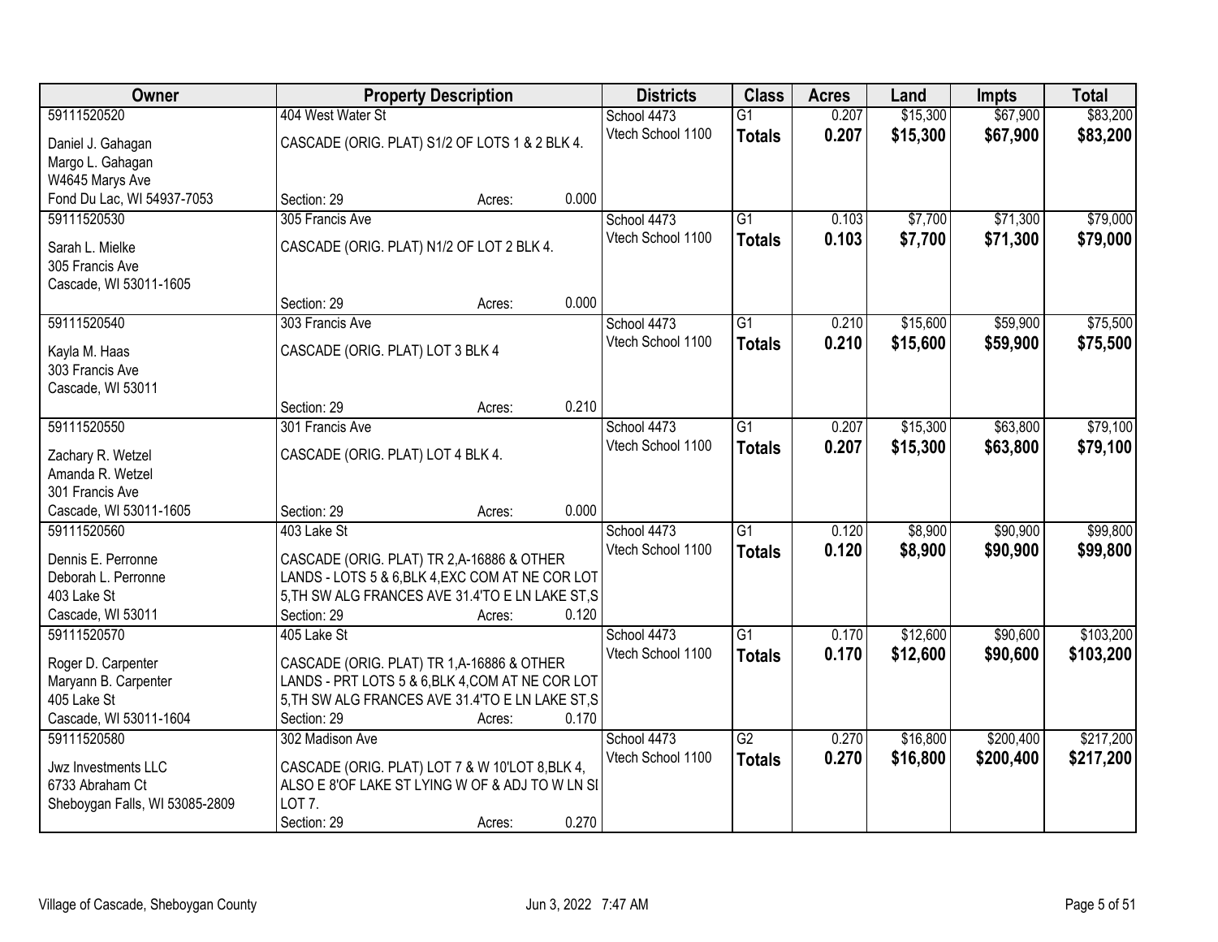| Owner | Property Description | Districts | Class | Acres | Land | Impts | Total |
|---|---|---|---|---|---|---|---|
| 59111520520<br>Daniel J. Gahagan<br>Margo L. Gahagan<br>W4645 Marys Ave<br>Fond Du Lac, WI 54937-7053 | 404 West Water St<br>CASCADE (ORIG. PLAT) S1/2 OF LOTS 1 & 2 BLK 4.<br>Section: 29 Acres: 0.000 | School 4473<br>Vtech School 1100 | G1<br>**Totals** | 0.207<br>**0.207** | $15,300<br>**$15,300** | $67,900<br>**$67,900** | $83,200<br>**$83,200** |
| 59111520530<br>Sarah L. Mielke<br>305 Francis Ave<br>Cascade, WI 53011-1605 | 305 Francis Ave<br>CASCADE (ORIG. PLAT) N1/2 OF LOT 2 BLK 4.<br>Section: 29 Acres: 0.000 | School 4473<br>Vtech School 1100 | G1<br>**Totals** | 0.103<br>**0.103** | $7,700<br>**$7,700** | $71,300<br>**$71,300** | $79,000<br>**$79,000** |
| 59111520540<br>Kayla M. Haas<br>303 Francis Ave<br>Cascade, WI 53011 | 303 Francis Ave<br>CASCADE (ORIG. PLAT) LOT 3 BLK 4<br>Section: 29 Acres: 0.210 | School 4473<br>Vtech School 1100 | G1<br>**Totals** | 0.210<br>**0.210** | $15,600<br>**$15,600** | $59,900<br>**$59,900** | $75,500<br>**$75,500** |
| 59111520550<br>Zachary R. Wetzel<br>Amanda R. Wetzel<br>301 Francis Ave<br>Cascade, WI 53011-1605 | 301 Francis Ave<br>CASCADE (ORIG. PLAT) LOT 4 BLK 4.<br>Section: 29 Acres: 0.000 | School 4473<br>Vtech School 1100 | G1<br>**Totals** | 0.207<br>**0.207** | $15,300<br>**$15,300** | $63,800<br>**$63,800** | $79,100<br>**$79,100** |
| 59111520560<br>Dennis E. Perronne<br>Deborah L. Perronne<br>403 Lake St<br>Cascade, WI 53011 | 403 Lake St<br>CASCADE (ORIG. PLAT) TR 2,A-16886 & OTHER LANDS - LOTS 5 & 6,BLK 4,EXC COM AT NE COR LOT 5,TH SW ALG FRANCES AVE 31.4'TO E LN LAKE ST,S<br>Section: 29 Acres: 0.120 | School 4473<br>Vtech School 1100 | G1<br>**Totals** | 0.120<br>**0.120** | $8,900<br>**$8,900** | $90,900<br>**$90,900** | $99,800<br>**$99,800** |
| 59111520570<br>Roger D. Carpenter<br>Maryann B. Carpenter<br>405 Lake St<br>Cascade, WI 53011-1604 | 405 Lake St<br>CASCADE (ORIG. PLAT) TR 1,A-16886 & OTHER LANDS - PRT LOTS 5 & 6,BLK 4,COM AT NE COR LOT 5,TH SW ALG FRANCES AVE 31.4'TO E LN LAKE ST,S<br>Section: 29 Acres: 0.170 | School 4473<br>Vtech School 1100 | G1<br>**Totals** | 0.170<br>**0.170** | $12,600<br>**$12,600** | $90,600<br>**$90,600** | $103,200<br>**$103,200** |
| 59111520580<br>Jwz Investments LLC<br>6733 Abraham Ct<br>Sheboygan Falls, WI 53085-2809 | 302 Madison Ave<br>CASCADE (ORIG. PLAT) LOT 7 & W 10'LOT 8,BLK 4, ALSO E 8'OF LAKE ST LYING W OF & ADJ TO W LN SI LOT 7.<br>Section: 29 Acres: 0.270 | School 4473<br>Vtech School 1100 | G2<br>**Totals** | 0.270<br>**0.270** | $16,800<br>**$16,800** | $200,400<br>**$200,400** | $217,200<br>**$217,200** |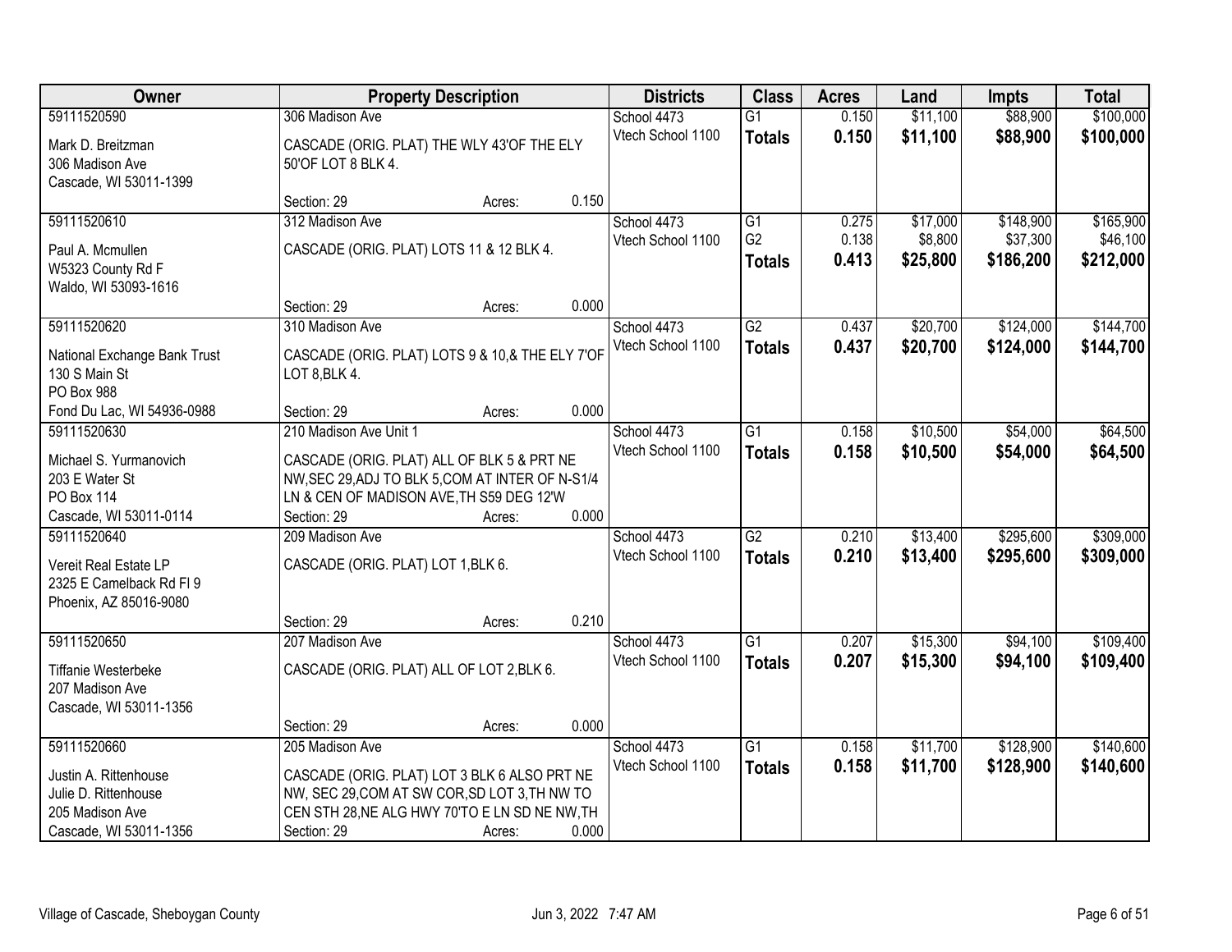| Owner | Property Description | Districts | Class | Acres | Land | Impts | Total |
|---|---|---|---|---|---|---|---|
| 59111520590<br>Mark D. Breitzman<br>306 Madison Ave<br>Cascade, WI 53011-1399 | 306 Madison Ave<br>CASCADE (ORIG. PLAT) THE WLY 43'OF THE ELY 50'OF LOT 8 BLK 4.<br>Section: 29 Acres: 0.150 | School 4473<br>Vtech School 1100 | G1<br>**Totals** | 0.150<br>**0.150** | $11,100<br>**$11,100** | $88,900<br>**$88,900** | $100,000<br>**$100,000** |
| 59111520610<br>Paul A. Mcmullen<br>W5323 County Rd F<br>Waldo, WI 53093-1616 | 312 Madison Ave<br>CASCADE (ORIG. PLAT) LOTS 11 & 12 BLK 4.<br>Section: 29 Acres: 0.000 | School 4473<br>Vtech School 1100 | G1<br>G2<br>**Totals** | 0.275<br>0.138<br>**0.413** | $17,000<br>$8,800<br>**$25,800** | $148,900<br>$37,300<br>**$186,200** | $165,900<br>$46,100<br>**$212,000** |
| 59111520620<br>National Exchange Bank Trust<br>130 S Main St<br>PO Box 988<br>Fond Du Lac, WI 54936-0988 | 310 Madison Ave<br>CASCADE (ORIG. PLAT) LOTS 9 & 10,& THE ELY 7'OF LOT 8,BLK 4.<br>Section: 29 Acres: 0.000 | School 4473<br>Vtech School 1100 | G2<br>**Totals** | 0.437<br>**0.437** | $20,700<br>**$20,700** | $124,000<br>**$124,000** | $144,700<br>**$144,700** |
| 59111520630<br>Michael S. Yurmanovich<br>203 E Water St<br>PO Box 114<br>Cascade, WI 53011-0114 | 210 Madison Ave Unit 1<br>CASCADE (ORIG. PLAT) ALL OF BLK 5 & PRT NE NW,SEC 29,ADJ TO BLK 5,COM AT INTER OF N-S1/4 LN & CEN OF MADISON AVE,TH S59 DEG 12'W<br>Section: 29 Acres: 0.000 | School 4473<br>Vtech School 1100 | G1<br>**Totals** | 0.158<br>**0.158** | $10,500<br>**$10,500** | $54,000<br>**$54,000** | $64,500<br>**$64,500** |
| 59111520640<br>Vereit Real Estate LP<br>2325 E Camelback Rd Fl 9<br>Phoenix, AZ 85016-9080 | 209 Madison Ave<br>CASCADE (ORIG. PLAT) LOT 1,BLK 6.<br>Section: 29 Acres: 0.210 | School 4473<br>Vtech School 1100 | G2<br>**Totals** | 0.210<br>**0.210** | $13,400<br>**$13,400** | $295,600<br>**$295,600** | $309,000<br>**$309,000** |
| 59111520650<br>Tiffanie Westerbeke<br>207 Madison Ave<br>Cascade, WI 53011-1356 | 207 Madison Ave<br>CASCADE (ORIG. PLAT) ALL OF LOT 2,BLK 6.<br>Section: 29 Acres: 0.000 | School 4473<br>Vtech School 1100 | G1<br>**Totals** | 0.207<br>**0.207** | $15,300<br>**$15,300** | $94,100<br>**$94,100** | $109,400<br>**$109,400** |
| 59111520660<br>Justin A. Rittenhouse<br>Julie D. Rittenhouse<br>205 Madison Ave<br>Cascade, WI 53011-1356 | 205 Madison Ave<br>CASCADE (ORIG. PLAT) LOT 3 BLK 6 ALSO PRT NE NW, SEC 29,COM AT SW COR,SD LOT 3,TH NW TO CEN STH 28,NE ALG HWY 70'TO E LN SD NE NW,TH<br>Section: 29 Acres: 0.000 | School 4473<br>Vtech School 1100 | G1<br>**Totals** | 0.158<br>**0.158** | $11,700<br>**$11,700** | $128,900<br>**$128,900** | $140,600<br>**$140,600** |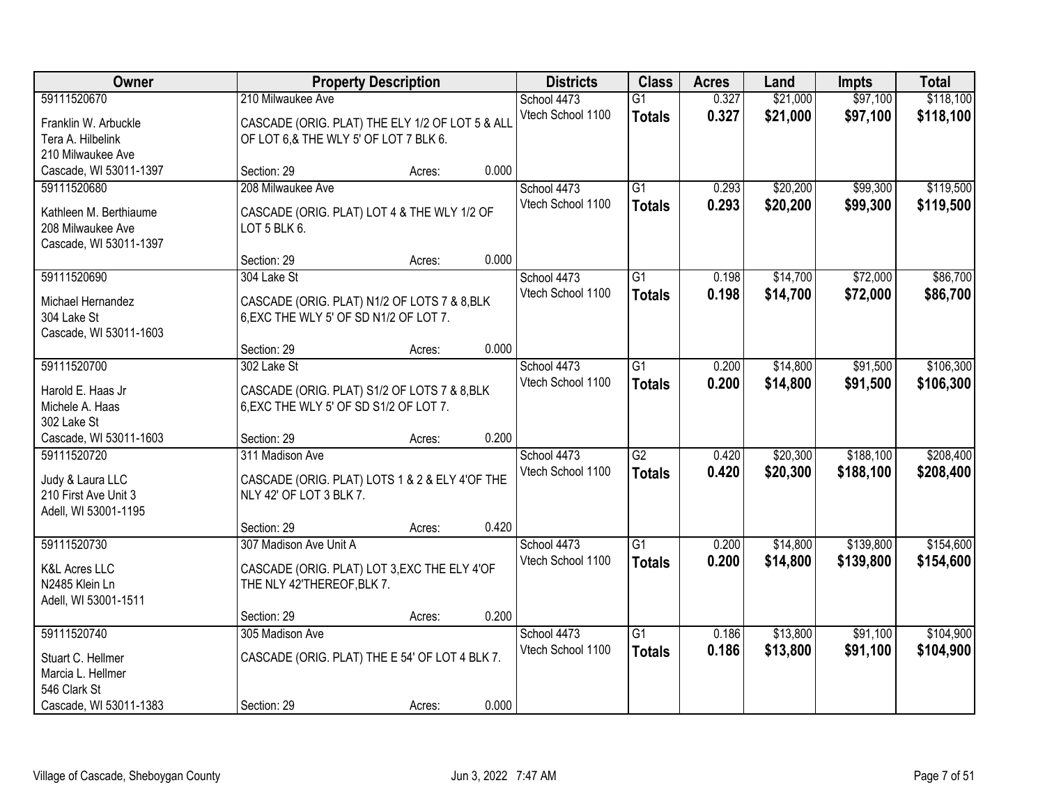| Owner | Property Description | Districts | Class | Acres | Land | Impts | Total |
|---|---|---|---|---|---|---|---|
| 59111520670<br>Franklin W. Arbuckle<br>Tera A. Hilbelink<br>210 Milwaukee Ave<br>Cascade, WI 53011-1397 | 210 Milwaukee Ave<br>CASCADE (ORIG. PLAT) THE ELY 1/2 OF LOT 5 & ALL OF LOT 6,& THE WLY 5' OF LOT 7 BLK 6.<br>Section: 29 Acres: 0.000 | School 4473<br>Vtech School 1100 | G1<br>**Totals** | 0.327<br>**0.327** | $21,000<br>**$21,000** | $97,100<br>**$97,100** | $118,100<br>**$118,100** |
| 59111520680<br>Kathleen M. Berthiaume<br>208 Milwaukee Ave<br>Cascade, WI 53011-1397 | 208 Milwaukee Ave<br>CASCADE (ORIG. PLAT) LOT 4 & THE WLY 1/2 OF LOT 5 BLK 6.<br>Section: 29 Acres: 0.000 | School 4473<br>Vtech School 1100 | G1<br>**Totals** | 0.293<br>**0.293** | $20,200<br>**$20,200** | $99,300<br>**$99,300** | $119,500<br>**$119,500** |
| 59111520690<br>Michael Hernandez<br>304 Lake St<br>Cascade, WI 53011-1603 | 304 Lake St<br>CASCADE (ORIG. PLAT) N1/2 OF LOTS 7 & 8,BLK 6,EXC THE WLY 5' OF SD N1/2 OF LOT 7.<br>Section: 29 Acres: 0.000 | School 4473<br>Vtech School 1100 | G1<br>**Totals** | 0.198<br>**0.198** | $14,700<br>**$14,700** | $72,000<br>**$72,000** | $86,700<br>**$86,700** |
| 59111520700<br>Harold E. Haas Jr<br>Michele A. Haas<br>302 Lake St<br>Cascade, WI 53011-1603 | 302 Lake St<br>CASCADE (ORIG. PLAT) S1/2 OF LOTS 7 & 8,BLK 6,EXC THE WLY 5' OF SD S1/2 OF LOT 7.<br>Section: 29 Acres: 0.200 | School 4473<br>Vtech School 1100 | G1<br>**Totals** | 0.200<br>**0.200** | $14,800<br>**$14,800** | $91,500<br>**$91,500** | $106,300<br>**$106,300** |
| 59111520720<br>Judy & Laura LLC<br>210 First Ave Unit 3<br>Adell, WI 53001-1195 | 311 Madison Ave<br>CASCADE (ORIG. PLAT) LOTS 1 & 2 & ELY 4'OF THE NLY 42' OF LOT 3 BLK 7.<br>Section: 29 Acres: 0.420 | School 4473<br>Vtech School 1100 | G2<br>**Totals** | 0.420<br>**0.420** | $20,300<br>**$20,300** | $188,100<br>**$188,100** | $208,400<br>**$208,400** |
| 59111520730<br>K&L Acres LLC<br>N2485 Klein Ln<br>Adell, WI 53001-1511 | 307 Madison Ave Unit A<br>CASCADE (ORIG. PLAT) LOT 3,EXC THE ELY 4'OF THE NLY 42'THEREOF,BLK 7.<br>Section: 29 Acres: 0.200 | School 4473<br>Vtech School 1100 | G1<br>**Totals** | 0.200<br>**0.200** | $14,800<br>**$14,800** | $139,800<br>**$139,800** | $154,600<br>**$154,600** |
| 59111520740<br>Stuart C. Hellmer<br>Marcia L. Hellmer<br>546 Clark St<br>Cascade, WI 53011-1383 | 305 Madison Ave<br>CASCADE (ORIG. PLAT) THE E 54' OF LOT 4 BLK 7.<br>Section: 29 Acres: 0.000 | School 4473<br>Vtech School 1100 | G1<br>**Totals** | 0.186<br>**0.186** | $13,800<br>**$13,800** | $91,100<br>**$91,100** | $104,900<br>**$104,900** |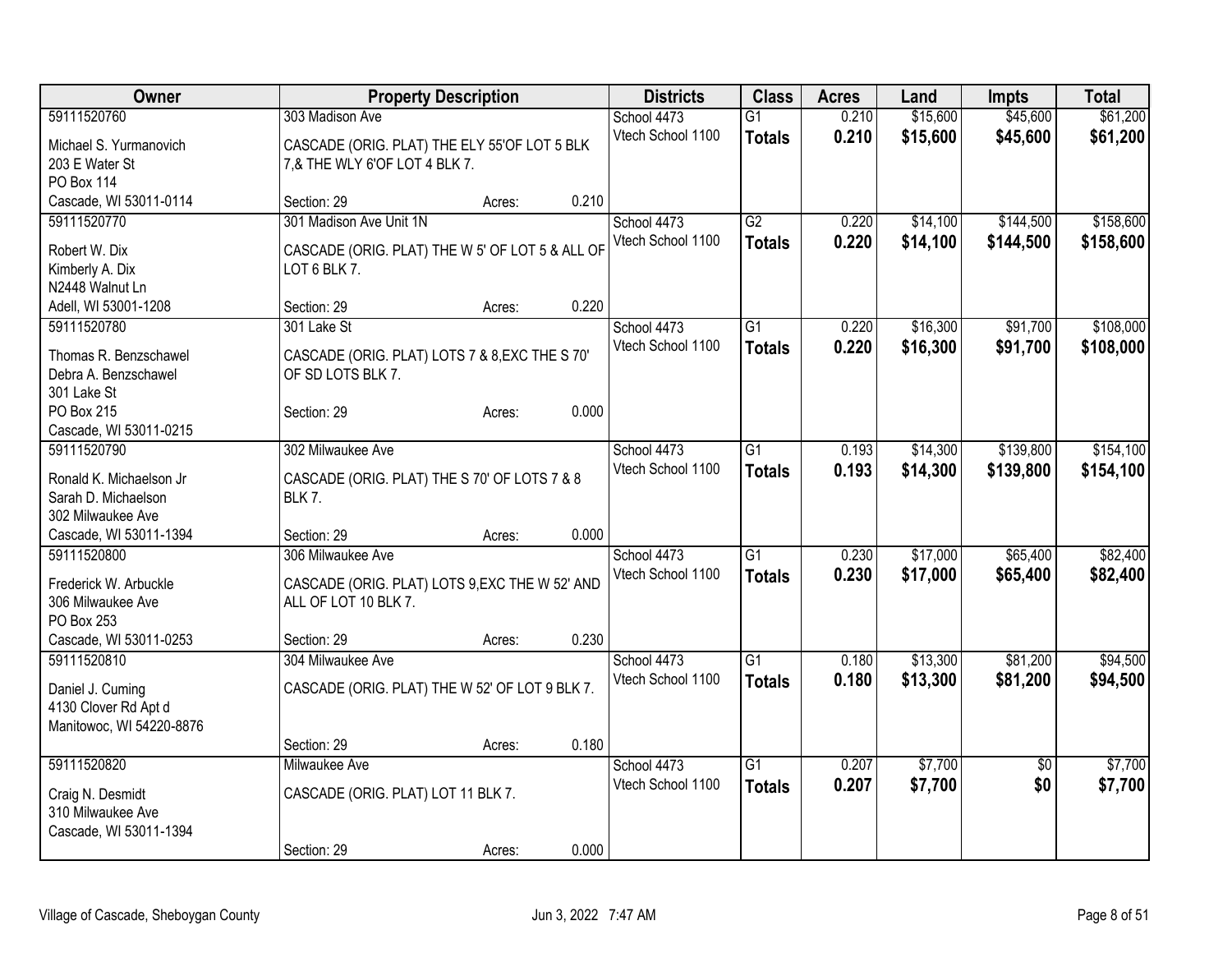| Owner | Property Description | Districts | Class | Acres | Land | Impts | Total |
|---|---|---|---|---|---|---|---|
| 59111520760<br>Michael S. Yurmanovich<br>203 E Water St<br>PO Box 114<br>Cascade, WI 53011-0114 | 303 Madison Ave<br>CASCADE (ORIG. PLAT) THE ELY 55'OF LOT 5 BLK 7,& THE WLY 6'OF LOT 4 BLK 7.<br>Section: 29 Acres: 0.210 | School 4473<br>Vtech School 1100 | G1<br>**Totals** | 0.210<br>**0.210** | $15,600<br>**$15,600** | $45,600<br>**$45,600** | $61,200<br>**$61,200** |
| 59111520770<br>Robert W. Dix<br>Kimberly A. Dix<br>N2448 Walnut Ln<br>Adell, WI 53001-1208 | 301 Madison Ave Unit 1N<br>CASCADE (ORIG. PLAT) THE W 5' OF LOT 5 & ALL OF LOT 6 BLK 7.<br>Section: 29 Acres: 0.220 | School 4473<br>Vtech School 1100 | G2<br>**Totals** | 0.220<br>**0.220** | $14,100<br>**$14,100** | $144,500<br>**$144,500** | $158,600<br>**$158,600** |
| 59111520780<br>Thomas R. Benzschawel<br>Debra A. Benzschawel<br>301 Lake St<br>PO Box 215<br>Cascade, WI 53011-0215 | 301 Lake St<br>CASCADE (ORIG. PLAT) LOTS 7 & 8,EXC THE S 70' OF SD LOTS BLK 7.<br>Section: 29 Acres: 0.000 | School 4473<br>Vtech School 1100 | G1<br>**Totals** | 0.220<br>**0.220** | $16,300<br>**$16,300** | $91,700<br>**$91,700** | $108,000<br>**$108,000** |
| 59111520790<br>Ronald K. Michaelson Jr<br>Sarah D. Michaelson<br>302 Milwaukee Ave<br>Cascade, WI 53011-1394 | 302 Milwaukee Ave<br>CASCADE (ORIG. PLAT) THE S 70' OF LOTS 7 & 8 BLK 7.<br>Section: 29 Acres: 0.000 | School 4473<br>Vtech School 1100 | G1<br>**Totals** | 0.193<br>**0.193** | $14,300<br>**$14,300** | $139,800<br>**$139,800** | $154,100<br>**$154,100** |
| 59111520800<br>Frederick W. Arbuckle<br>306 Milwaukee Ave<br>PO Box 253<br>Cascade, WI 53011-0253 | 306 Milwaukee Ave<br>CASCADE (ORIG. PLAT) LOTS 9,EXC THE W 52' AND ALL OF LOT 10 BLK 7.<br>Section: 29 Acres: 0.230 | School 4473<br>Vtech School 1100 | G1<br>**Totals** | 0.230<br>**0.230** | $17,000<br>**$17,000** | $65,400<br>**$65,400** | $82,400<br>**$82,400** |
| 59111520810<br>Daniel J. Cuming<br>4130 Clover Rd Apt d<br>Manitowoc, WI 54220-8876 | 304 Milwaukee Ave<br>CASCADE (ORIG. PLAT) THE W 52' OF LOT 9 BLK 7.<br>Section: 29 Acres: 0.180 | School 4473<br>Vtech School 1100 | G1<br>**Totals** | 0.180<br>**0.180** | $13,300<br>**$13,300** | $81,200<br>**$81,200** | $94,500<br>**$94,500** |
| 59111520820<br>Craig N. Desmidt<br>310 Milwaukee Ave<br>Cascade, WI 53011-1394 | Milwaukee Ave<br>CASCADE (ORIG. PLAT) LOT 11 BLK 7.<br>Section: 29 Acres: 0.000 | School 4473<br>Vtech School 1100 | G1<br>**Totals** | 0.207<br>**0.207** | $7,700<br>**$7,700** | $0<br>**$0** | $7,700<br>**$7,700** |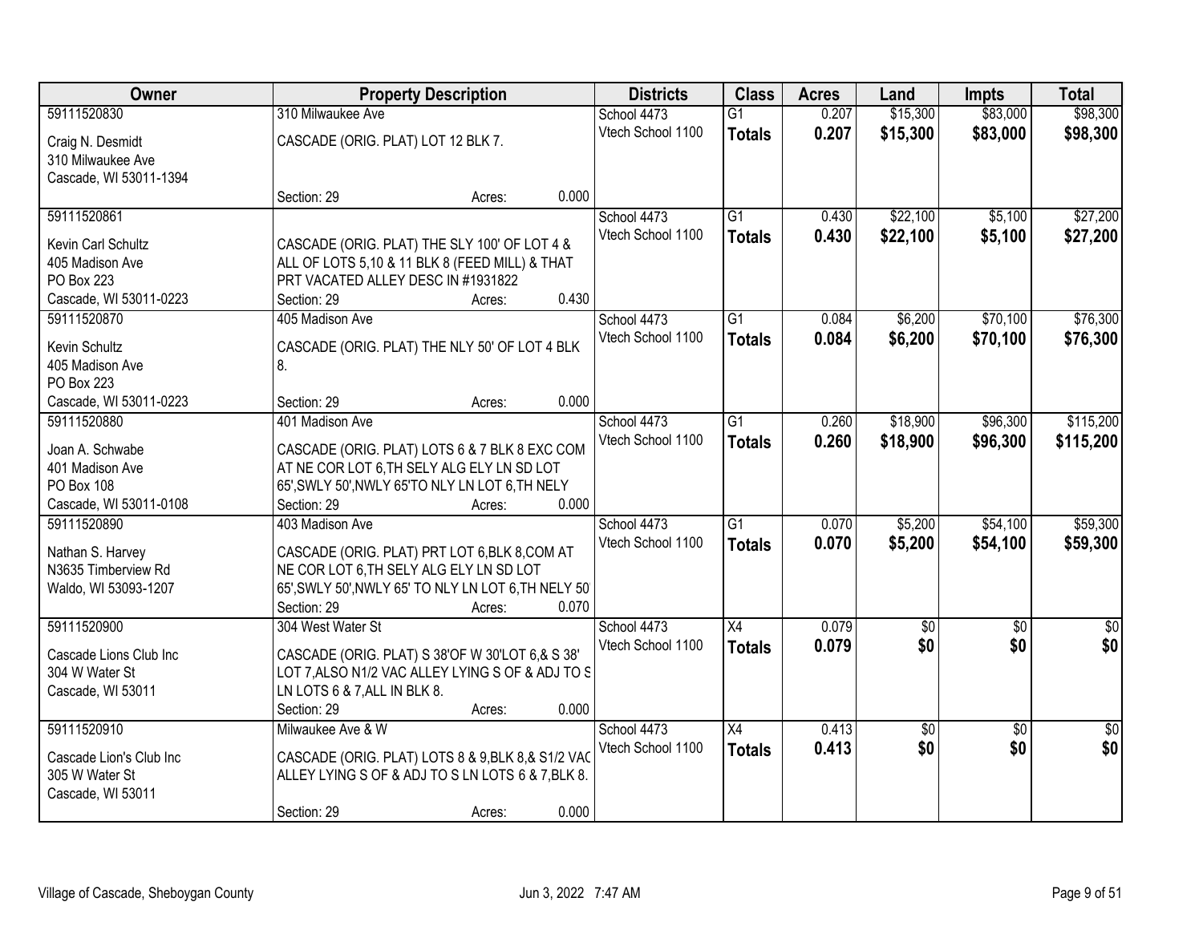| Owner | Property Description | Districts | Class | Acres | Land | Impts | Total |
|---|---|---|---|---|---|---|---|
| 59111520830<br>Craig N. Desmidt<br>310 Milwaukee Ave<br>Cascade, WI 53011-1394 | 310 Milwaukee Ave<br>CASCADE (ORIG. PLAT) LOT 12 BLK 7.<br>Section: 29 Acres: 0.000 | School 4473<br>Vtech School 1100 | G1<br>**Totals** | 0.207<br>**0.207** | $15,300<br>**$15,300** | $83,000<br>**$83,000** | $98,300<br>**$98,300** |
| 59111520861<br>Kevin Carl Schultz<br>405 Madison Ave<br>PO Box 223<br>Cascade, WI 53011-0223 | CASCADE (ORIG. PLAT) THE SLY 100' OF LOT 4 & ALL OF LOTS 5,10 & 11 BLK 8 (FEED MILL) & THAT PRT VACATED ALLEY DESC IN #1931822<br>Section: 29 Acres: 0.430 | School 4473<br>Vtech School 1100 | G1<br>**Totals** | 0.430<br>**0.430** | $22,100<br>**$22,100** | $5,100<br>**$5,100** | $27,200<br>**$27,200** |
| 59111520870<br>Kevin Schultz<br>405 Madison Ave<br>PO Box 223<br>Cascade, WI 53011-0223 | 405 Madison Ave<br>CASCADE (ORIG. PLAT) THE NLY 50' OF LOT 4 BLK 8.<br>Section: 29 Acres: 0.000 | School 4473<br>Vtech School 1100 | G1<br>**Totals** | 0.084<br>**0.084** | $6,200<br>**$6,200** | $70,100<br>**$70,100** | $76,300<br>**$76,300** |
| 59111520880<br>Joan A. Schwabe<br>401 Madison Ave<br>PO Box 108<br>Cascade, WI 53011-0108 | 401 Madison Ave<br>CASCADE (ORIG. PLAT) LOTS 6 & 7 BLK 8 EXC COM AT NE COR LOT 6,TH SELY ALG ELY LN SD LOT 65',SWLY 50',NWLY 65'TO NLY LN LOT 6,TH NELY<br>Section: 29 Acres: 0.000 | School 4473<br>Vtech School 1100 | G1<br>**Totals** | 0.260<br>**0.260** | $18,900<br>**$18,900** | $96,300<br>**$96,300** | $115,200<br>**$115,200** |
| 59111520890<br>Nathan S. Harvey<br>N3635 Timberview Rd<br>Waldo, WI 53093-1207 | 403 Madison Ave<br>CASCADE (ORIG. PLAT) PRT LOT 6,BLK 8,COM AT NE COR LOT 6,TH SELY ALG ELY LN SD LOT 65',SWLY 50',NWLY 65' TO NLY LN LOT 6,TH NELY 50'<br>Section: 29 Acres: 0.070 | School 4473<br>Vtech School 1100 | G1<br>**Totals** | 0.070<br>**0.070** | $5,200<br>**$5,200** | $54,100<br>**$54,100** | $59,300<br>**$59,300** |
| 59111520900<br>Cascade Lions Club Inc<br>304 W Water St<br>Cascade, WI 53011 | 304 West Water St<br>CASCADE (ORIG. PLAT) S 38'OF W 30'LOT 6,& S 38' LOT 7,ALSO N1/2 VAC ALLEY LYING S OF & ADJ TO S LN LOTS 6 & 7,ALL IN BLK 8.<br>Section: 29 Acres: 0.000 | School 4473<br>Vtech School 1100 | X4<br>**Totals** | 0.079<br>**0.079** | $0<br>**$0** | $0<br>**$0** | $0<br>**$0** |
| 59111520910<br>Cascade Lion's Club Inc<br>305 W Water St<br>Cascade, WI 53011 | Milwaukee Ave & W<br>CASCADE (ORIG. PLAT) LOTS 8 & 9,BLK 8,& S1/2 VAC ALLEY LYING S OF & ADJ TO S LN LOTS 6 & 7,BLK 8.<br>Section: 29 Acres: 0.000 | School 4473<br>Vtech School 1100 | X4<br>**Totals** | 0.413<br>**0.413** | $0<br>**$0** | $0<br>**$0** | $0<br>**$0** |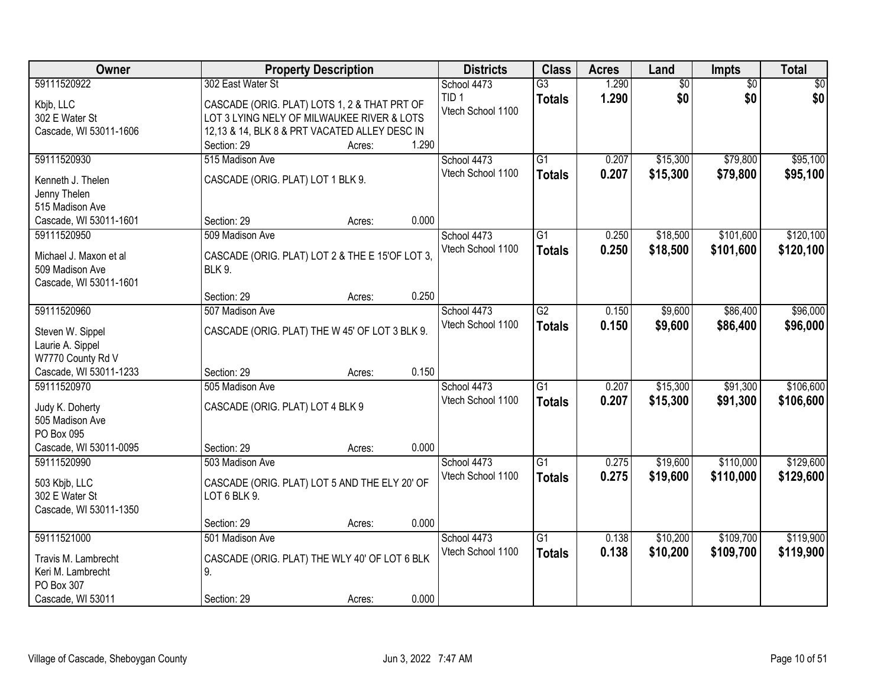| Owner | Property Description | Districts | Class | Acres | Land | Impts | Total |
|---|---|---|---|---|---|---|---|
| 59111520922<br>Kbjb, LLC<br>302 E Water St<br>Cascade, WI 53011-1606 | 302 East Water St<br>CASCADE (ORIG. PLAT) LOTS 1, 2 & THAT PRT OF LOT 3 LYING NELY OF MILWAUKEE RIVER & LOTS 12,13 & 14, BLK 8 & PRT VACATED ALLEY DESC IN<br>Section: 29 Acres: 1.290 | School 4473<br>TID 1<br>Vtech School 1100 | G3<br>**Totals** | 1.290<br>**1.290** | $0<br>**$0** | $0<br>**$0** | $0<br>**$0** |
| 59111520930<br>Kenneth J. Thelen<br>Jenny Thelen<br>515 Madison Ave<br>Cascade, WI 53011-1601 | 515 Madison Ave<br>CASCADE (ORIG. PLAT) LOT 1 BLK 9.<br>Section: 29 Acres: 0.000 | School 4473<br>Vtech School 1100 | G1<br>**Totals** | 0.207<br>**0.207** | $15,300<br>**$15,300** | $79,800<br>**$79,800** | $95,100<br>**$95,100** |
| 59111520950<br>Michael J. Maxon et al<br>509 Madison Ave<br>Cascade, WI 53011-1601 | 509 Madison Ave<br>CASCADE (ORIG. PLAT) LOT 2 & THE E 15'OF LOT 3, BLK 9.<br>Section: 29 Acres: 0.250 | School 4473<br>Vtech School 1100 | G1<br>**Totals** | 0.250<br>**0.250** | $18,500<br>**$18,500** | $101,600<br>**$101,600** | $120,100<br>**$120,100** |
| 59111520960<br>Steven W. Sippel<br>Laurie A. Sippel<br>W7770 County Rd V<br>Cascade, WI 53011-1233 | 507 Madison Ave<br>CASCADE (ORIG. PLAT) THE W 45' OF LOT 3 BLK 9.<br>Section: 29 Acres: 0.150 | School 4473<br>Vtech School 1100 | G2<br>**Totals** | 0.150<br>**0.150** | $9,600<br>**$9,600** | $86,400<br>**$86,400** | $96,000<br>**$96,000** |
| 59111520970<br>Judy K. Doherty<br>505 Madison Ave<br>PO Box 095<br>Cascade, WI 53011-0095 | 505 Madison Ave<br>CASCADE (ORIG. PLAT) LOT 4 BLK 9<br>Section: 29 Acres: 0.000 | School 4473<br>Vtech School 1100 | G1<br>**Totals** | 0.207<br>**0.207** | $15,300<br>**$15,300** | $91,300<br>**$91,300** | $106,600<br>**$106,600** |
| 59111520990<br>503 Kbjb, LLC<br>302 E Water St<br>Cascade, WI 53011-1350 | 503 Madison Ave<br>CASCADE (ORIG. PLAT) LOT 5 AND THE ELY 20' OF LOT 6 BLK 9.<br>Section: 29 Acres: 0.000 | School 4473<br>Vtech School 1100 | G1<br>**Totals** | 0.275<br>**0.275** | $19,600<br>**$19,600** | $110,000<br>**$110,000** | $129,600<br>**$129,600** |
| 59111521000<br>Travis M. Lambrecht<br>Keri M. Lambrecht<br>PO Box 307<br>Cascade, WI 53011 | 501 Madison Ave<br>CASCADE (ORIG. PLAT) THE WLY 40' OF LOT 6 BLK 9.<br>Section: 29 Acres: 0.000 | School 4473<br>Vtech School 1100 | G1<br>**Totals** | 0.138<br>**0.138** | $10,200<br>**$10,200** | $109,700<br>**$109,700** | $119,900<br>**$119,900** |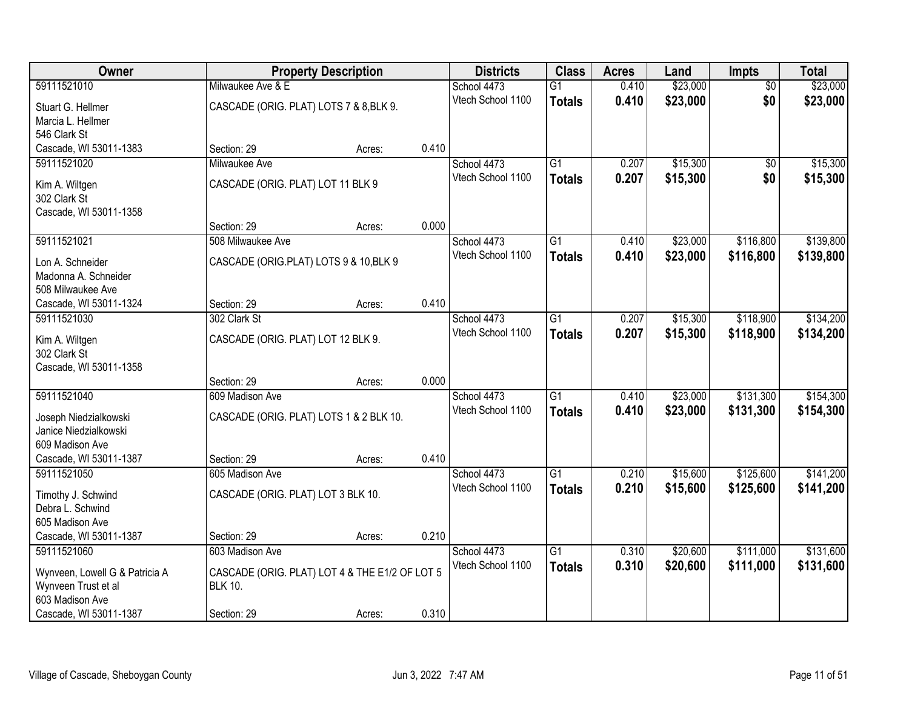| Owner | Property Description | | | Districts | Class | Acres | Land | Impts | Total |
|---|---|---|---|---|---|---|---|---|---|
| 59111521010 | Milwaukee Ave & E | | | School 4473 | G1 | 0.410 | $23,000 | $0 | $23,000 |
| Stuart G. Hellmer<br>Marcia L. Hellmer<br>546 Clark St<br>Cascade, WI 53011-1383 | CASCADE (ORIG. PLAT) LOTS 7 & 8,BLK 9. | | | Vtech School 1100 | **Totals** | **0.410** | **$23,000** | **$0** | **$23,000** |
| | Section: 29 | Acres: | 0.410 | | | | | | |
| 59111521020 | Milwaukee Ave | | | School 4473 | G1 | 0.207 | $15,300 | $0 | $15,300 |
| Kim A. Wiltgen<br>302 Clark St<br>Cascade, WI 53011-1358 | CASCADE (ORIG. PLAT) LOT 11 BLK 9 | | | Vtech School 1100 | **Totals** | **0.207** | **$15,300** | **$0** | **$15,300** |
| | Section: 29 | Acres: | 0.000 | | | | | | |
| 59111521021 | 508 Milwaukee Ave | | | School 4473 | G1 | 0.410 | $23,000 | $116,800 | $139,800 |
| Lon A. Schneider<br>Madonna A. Schneider<br>508 Milwaukee Ave<br>Cascade, WI 53011-1324 | CASCADE (ORIG.PLAT) LOTS 9 & 10,BLK 9 | | | Vtech School 1100 | **Totals** | **0.410** | **$23,000** | **$116,800** | **$139,800** |
| | Section: 29 | Acres: | 0.410 | | | | | | |
| 59111521030 | 302 Clark St | | | School 4473 | G1 | 0.207 | $15,300 | $118,900 | $134,200 |
| Kim A. Wiltgen<br>302 Clark St<br>Cascade, WI 53011-1358 | CASCADE (ORIG. PLAT) LOT 12 BLK 9. | | | Vtech School 1100 | **Totals** | **0.207** | **$15,300** | **$118,900** | **$134,200** |
| | Section: 29 | Acres: | 0.000 | | | | | | |
| 59111521040 | 609 Madison Ave | | | School 4473 | G1 | 0.410 | $23,000 | $131,300 | $154,300 |
| Joseph Niedzialkowski<br>Janice Niedzialkowski<br>609 Madison Ave<br>Cascade, WI 53011-1387 | CASCADE (ORIG. PLAT) LOTS 1 & 2 BLK 10. | | | Vtech School 1100 | **Totals** | **0.410** | **$23,000** | **$131,300** | **$154,300** |
| | Section: 29 | Acres: | 0.410 | | | | | | |
| 59111521050 | 605 Madison Ave | | | School 4473 | G1 | 0.210 | $15,600 | $125,600 | $141,200 |
| Timothy J. Schwind<br>Debra L. Schwind<br>605 Madison Ave<br>Cascade, WI 53011-1387 | CASCADE (ORIG. PLAT) LOT 3 BLK 10. | | | Vtech School 1100 | **Totals** | **0.210** | **$15,600** | **$125,600** | **$141,200** |
| | Section: 29 | Acres: | 0.210 | | | | | | |
| 59111521060 | 603 Madison Ave | | | School 4473 | G1 | 0.310 | $20,600 | $111,000 | $131,600 |
| Wynveen, Lowell G & Patricia A<br>Wynveen Trust et al<br>603 Madison Ave<br>Cascade, WI 53011-1387 | CASCADE (ORIG. PLAT) LOT 4 & THE E1/2 OF LOT 5 BLK 10. | | | Vtech School 1100 | **Totals** | **0.310** | **$20,600** | **$111,000** | **$131,600** |
| | Section: 29 | Acres: | 0.310 | | | | | | |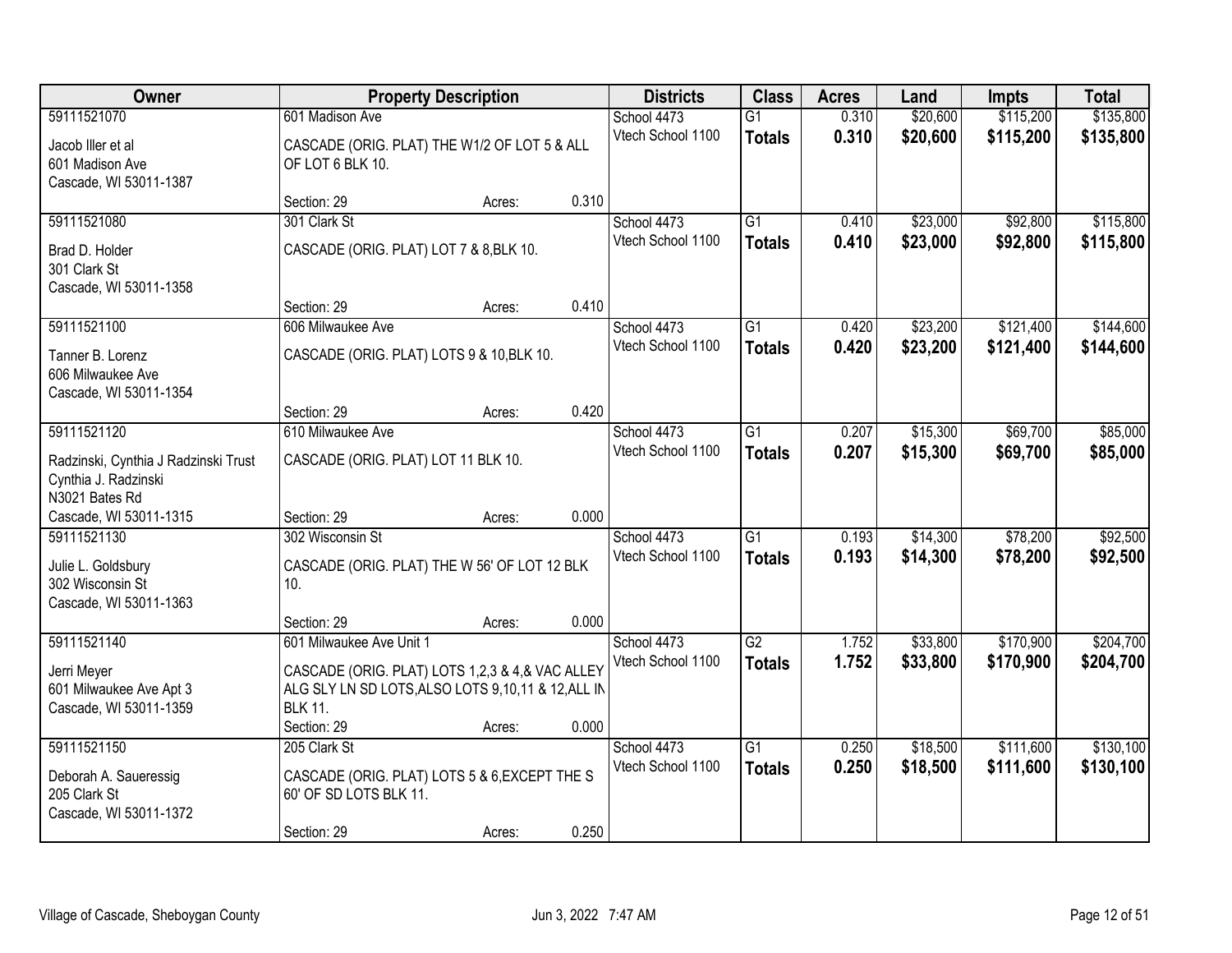| Owner | Property Description | | | Districts | Class | Acres | Land | Impts | Total |
|---|---|---|---|---|---|---|---|---|---|
| 59111521070<br>Jacob Iller et al<br>601 Madison Ave<br>Cascade, WI 53011-1387 | 601 Madison Ave<br>CASCADE (ORIG. PLAT) THE W1/2 OF LOT 5 & ALL OF LOT 6 BLK 10.<br>Section: 29 | Acres: | 0.310 | School 4473<br>Vtech School 1100 | G1<br>**Totals** | 0.310<br>**0.310** | $20,600<br>**$20,600** | $115,200<br>**$115,200** | $135,800<br>**$135,800** |
| 59111521080<br>Brad D. Holder<br>301 Clark St<br>Cascade, WI 53011-1358 | 301 Clark St<br>CASCADE (ORIG. PLAT) LOT 7 & 8,BLK 10.<br>Section: 29 | Acres: | 0.410 | School 4473<br>Vtech School 1100 | G1<br>**Totals** | 0.410<br>**0.410** | $23,000<br>**$23,000** | $92,800<br>**$92,800** | $115,800<br>**$115,800** |
| 59111521100<br>Tanner B. Lorenz<br>606 Milwaukee Ave<br>Cascade, WI 53011-1354 | 606 Milwaukee Ave<br>CASCADE (ORIG. PLAT) LOTS 9 & 10,BLK 10.<br>Section: 29 | Acres: | 0.420 | School 4473<br>Vtech School 1100 | G1<br>**Totals** | 0.420<br>**0.420** | $23,200<br>**$23,200** | $121,400<br>**$121,400** | $144,600<br>**$144,600** |
| 59111521120<br>Radzinski, Cynthia J Radzinski Trust<br>Cynthia J. Radzinski<br>N3021 Bates Rd<br>Cascade, WI 53011-1315 | 610 Milwaukee Ave<br>CASCADE (ORIG. PLAT) LOT 11 BLK 10.<br>Section: 29 | Acres: | 0.000 | School 4473<br>Vtech School 1100 | G1<br>**Totals** | 0.207<br>**0.207** | $15,300<br>**$15,300** | $69,700<br>**$69,700** | $85,000<br>**$85,000** |
| 59111521130<br>Julie L. Goldsbury<br>302 Wisconsin St<br>Cascade, WI 53011-1363 | 302 Wisconsin St<br>CASCADE (ORIG. PLAT) THE W 56' OF LOT 12 BLK 10.<br>Section: 29 | Acres: | 0.000 | School 4473<br>Vtech School 1100 | G1<br>**Totals** | 0.193<br>**0.193** | $14,300<br>**$14,300** | $78,200<br>**$78,200** | $92,500<br>**$92,500** |
| 59111521140<br>Jerri Meyer<br>601 Milwaukee Ave Apt 3<br>Cascade, WI 53011-1359 | 601 Milwaukee Ave Unit 1<br>CASCADE (ORIG. PLAT) LOTS 1,2,3 & 4,& VAC ALLEY ALG SLY LN SD LOTS,ALSO LOTS 9,10,11 & 12,ALL IN BLK 11.<br>Section: 29 | Acres: | 0.000 | School 4473<br>Vtech School 1100 | G2<br>**Totals** | 1.752<br>**1.752** | $33,800<br>**$33,800** | $170,900<br>**$170,900** | $204,700<br>**$204,700** |
| 59111521150<br>Deborah A. Saueressig<br>205 Clark St<br>Cascade, WI 53011-1372 | 205 Clark St<br>CASCADE (ORIG. PLAT) LOTS 5 & 6,EXCEPT THE S 60' OF SD LOTS BLK 11.<br>Section: 29 | Acres: | 0.250 | School 4473<br>Vtech School 1100 | G1<br>**Totals** | 0.250<br>**0.250** | $18,500<br>**$18,500** | $111,600<br>**$111,600** | $130,100<br>**$130,100** |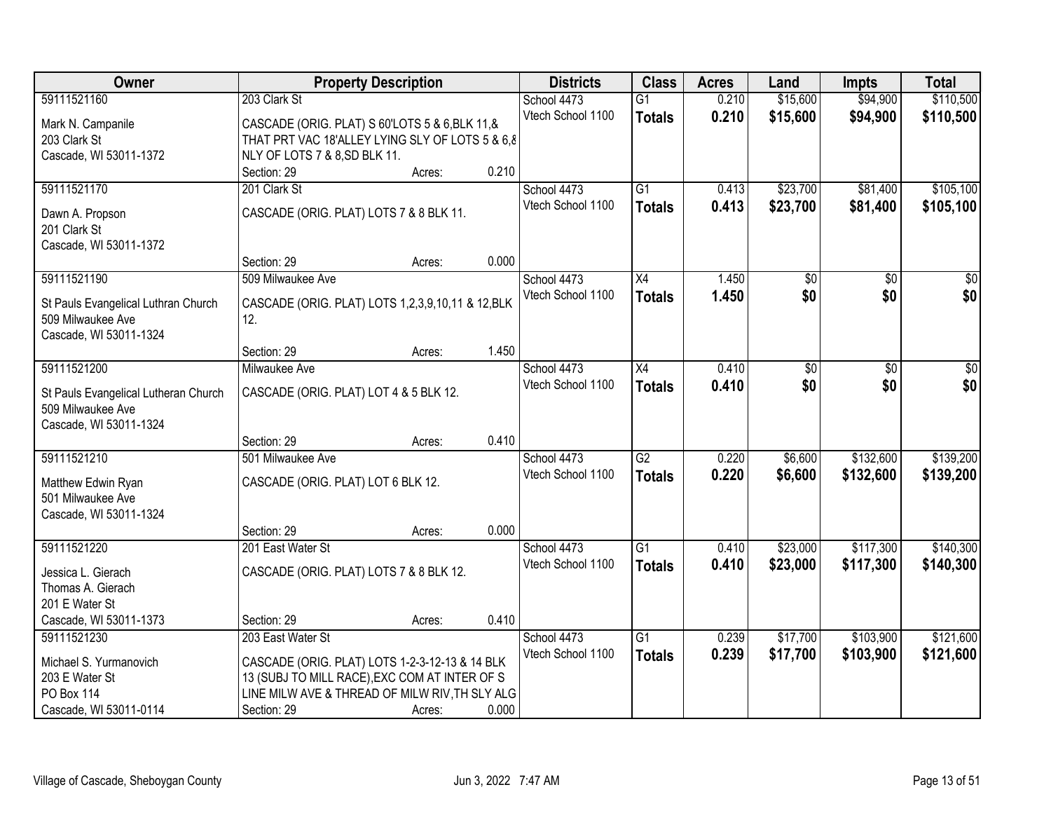| Owner | Property Description | Districts | Class | Acres | Land | Impts | Total |
|---|---|---|---|---|---|---|---|
| 59111521160<br>Mark N. Campanile<br>203 Clark St<br>Cascade, WI 53011-1372 | 203 Clark St<br>CASCADE (ORIG. PLAT) S 60'LOTS 5 & 6,BLK 11,& THAT PRT VAC 18'ALLEY LYING SLY OF LOTS 5 & 6,& NLY OF LOTS 7 & 8,SD BLK 11.<br>Section: 29 Acres: 0.210 | School 4473<br>Vtech School 1100 | G1<br>**Totals** | 0.210<br>**0.210** | $15,600<br>**$15,600** | $94,900<br>**$94,900** | $110,500<br>**$110,500** |
| 59111521170<br>Dawn A. Propson<br>201 Clark St<br>Cascade, WI 53011-1372 | 201 Clark St<br>CASCADE (ORIG. PLAT) LOTS 7 & 8 BLK 11.<br>Section: 29 Acres: 0.000 | School 4473<br>Vtech School 1100 | G1<br>**Totals** | 0.413<br>**0.413** | $23,700<br>**$23,700** | $81,400<br>**$81,400** | $105,100<br>**$105,100** |
| 59111521190<br>St Pauls Evangelical Luthran Church<br>509 Milwaukee Ave<br>Cascade, WI 53011-1324 | 509 Milwaukee Ave<br>CASCADE (ORIG. PLAT) LOTS 1,2,3,9,10,11 & 12,BLK 12.<br>Section: 29 Acres: 1.450 | School 4473<br>Vtech School 1100 | X4<br>**Totals** | 1.450<br>**1.450** | $0<br>**$0** | $0<br>**$0** | $0<br>**$0** |
| 59111521200<br>St Pauls Evangelical Lutheran Church<br>509 Milwaukee Ave<br>Cascade, WI 53011-1324 | Milwaukee Ave<br>CASCADE (ORIG. PLAT) LOT 4 & 5 BLK 12.<br>Section: 29 Acres: 0.410 | School 4473<br>Vtech School 1100 | X4<br>**Totals** | 0.410<br>**0.410** | $0<br>**$0** | $0<br>**$0** | $0<br>**$0** |
| 59111521210<br>Matthew Edwin Ryan<br>501 Milwaukee Ave<br>Cascade, WI 53011-1324 | 501 Milwaukee Ave<br>CASCADE (ORIG. PLAT) LOT 6 BLK 12.<br>Section: 29 Acres: 0.000 | School 4473<br>Vtech School 1100 | G2<br>**Totals** | 0.220<br>**0.220** | $6,600<br>**$6,600** | $132,600<br>**$132,600** | $139,200<br>**$139,200** |
| 59111521220<br>Jessica L. Gierach<br>Thomas A. Gierach<br>201 E Water St<br>Cascade, WI 53011-1373 | 201 East Water St<br>CASCADE (ORIG. PLAT) LOTS 7 & 8 BLK 12.<br>Section: 29 Acres: 0.410 | School 4473<br>Vtech School 1100 | G1<br>**Totals** | 0.410<br>**0.410** | $23,000<br>**$23,000** | $117,300<br>**$117,300** | $140,300<br>**$140,300** |
| 59111521230<br>Michael S. Yurmanovich<br>203 E Water St<br>PO Box 114<br>Cascade, WI 53011-0114 | 203 East Water St<br>CASCADE (ORIG. PLAT) LOTS 1-2-3-12-13 & 14 BLK 13 (SUBJ TO MILL RACE),EXC COM AT INTER OF S LINE MILW AVE & THREAD OF MILW RIV,TH SLY ALG<br>Section: 29 Acres: 0.000 | School 4473<br>Vtech School 1100 | G1<br>**Totals** | 0.239<br>**0.239** | $17,700<br>**$17,700** | $103,900<br>**$103,900** | $121,600<br>**$121,600** |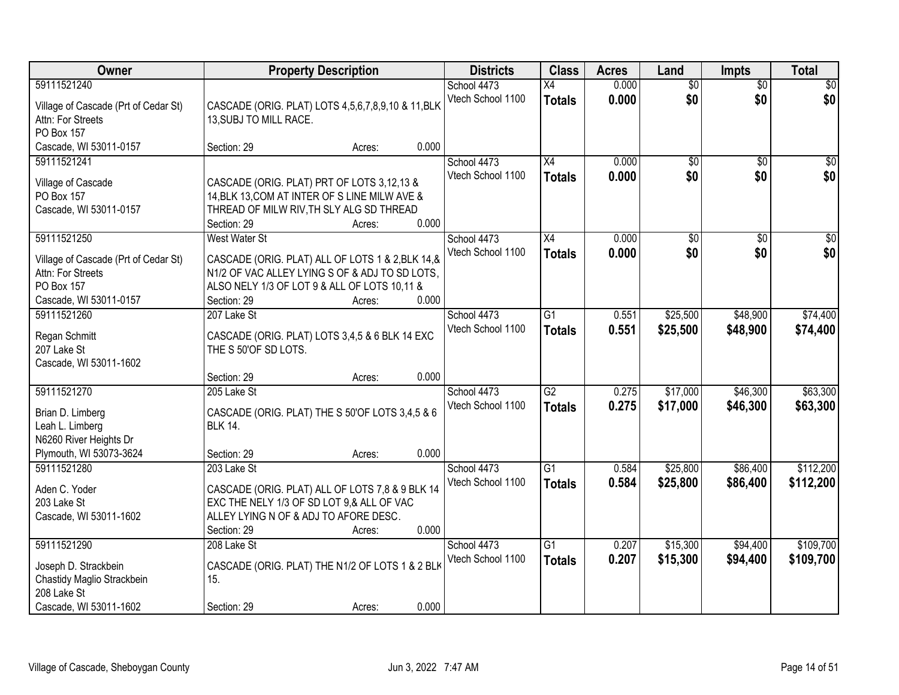| Owner | Property Description | Districts | Class | Acres | Land | Impts | Total |
|---|---|---|---|---|---|---|---|
| 59111521240<br>Village of Cascade (Prt of Cedar St)<br>Attn: For Streets<br>PO Box 157<br>Cascade, WI 53011-0157 | CASCADE (ORIG. PLAT) LOTS 4,5,6,7,8,9,10 & 11,BLK 13,SUBJ TO MILL RACE.<br>Section: 29 Acres: 0.000 | School 4473<br>Vtech School 1100 | X4<br>**Totals** | 0.000<br>**0.000** | $0<br>**$0** | $0<br>**$0** | $0<br>**$0** |
| 59111521241<br>Village of Cascade<br>PO Box 157<br>Cascade, WI 53011-0157 | CASCADE (ORIG. PLAT) PRT OF LOTS 3,12,13 & 14,BLK 13,COM AT INTER OF S LINE MILW AVE & THREAD OF MILW RIV,TH SLY ALG SD THREAD<br>Section: 29 Acres: 0.000 | School 4473<br>Vtech School 1100 | X4<br>**Totals** | 0.000<br>**0.000** | $0<br>**$0** | $0<br>**$0** | $0<br>**$0** |
| 59111521250<br>Village of Cascade (Prt of Cedar St)<br>Attn: For Streets<br>PO Box 157<br>Cascade, WI 53011-0157 | West Water St<br>CASCADE (ORIG. PLAT) ALL OF LOTS 1 & 2,BLK 14,& N1/2 OF VAC ALLEY LYING S OF & ADJ TO SD LOTS, ALSO NELY 1/3 OF LOT 9 & ALL OF LOTS 10,11 &<br>Section: 29 Acres: 0.000 | School 4473<br>Vtech School 1100 | X4<br>**Totals** | 0.000<br>**0.000** | $0<br>**$0** | $0<br>**$0** | $0<br>**$0** |
| 59111521260<br>Regan Schmitt<br>207 Lake St<br>Cascade, WI 53011-1602 | 207 Lake St<br>CASCADE (ORIG. PLAT) LOTS 3,4,5 & 6 BLK 14 EXC THE S 50'OF SD LOTS.<br>Section: 29 Acres: 0.000 | School 4473<br>Vtech School 1100 | G1<br>**Totals** | 0.551<br>**0.551** | $25,500<br>**$25,500** | $48,900<br>**$48,900** | $74,400<br>**$74,400** |
| 59111521270<br>Brian D. Limberg<br>Leah L. Limberg<br>N6260 River Heights Dr<br>Plymouth, WI 53073-3624 | 205 Lake St<br>CASCADE (ORIG. PLAT) THE S 50'OF LOTS 3,4,5 & 6 BLK 14.<br>Section: 29 Acres: 0.000 | School 4473<br>Vtech School 1100 | G2<br>**Totals** | 0.275<br>**0.275** | $17,000<br>**$17,000** | $46,300<br>**$46,300** | $63,300<br>**$63,300** |
| 59111521280<br>Aden C. Yoder<br>203 Lake St<br>Cascade, WI 53011-1602 | 203 Lake St<br>CASCADE (ORIG. PLAT) ALL OF LOTS 7,8 & 9 BLK 14 EXC THE NELY 1/3 OF SD LOT 9,& ALL OF VAC ALLEY LYING N OF & ADJ TO AFORE DESC.<br>Section: 29 Acres: 0.000 | School 4473<br>Vtech School 1100 | G1<br>**Totals** | 0.584<br>**0.584** | $25,800<br>**$25,800** | $86,400<br>**$86,400** | $112,200<br>**$112,200** |
| 59111521290<br>Joseph D. Strackbein<br>Chastidy Maglio Strackbein<br>208 Lake St<br>Cascade, WI 53011-1602 | 208 Lake St<br>CASCADE (ORIG. PLAT) THE N1/2 OF LOTS 1 & 2 BLK 15.<br>Section: 29 Acres: 0.000 | School 4473<br>Vtech School 1100 | G1<br>**Totals** | 0.207<br>**0.207** | $15,300<br>**$15,300** | $94,400<br>**$94,400** | $109,700<br>**$109,700** |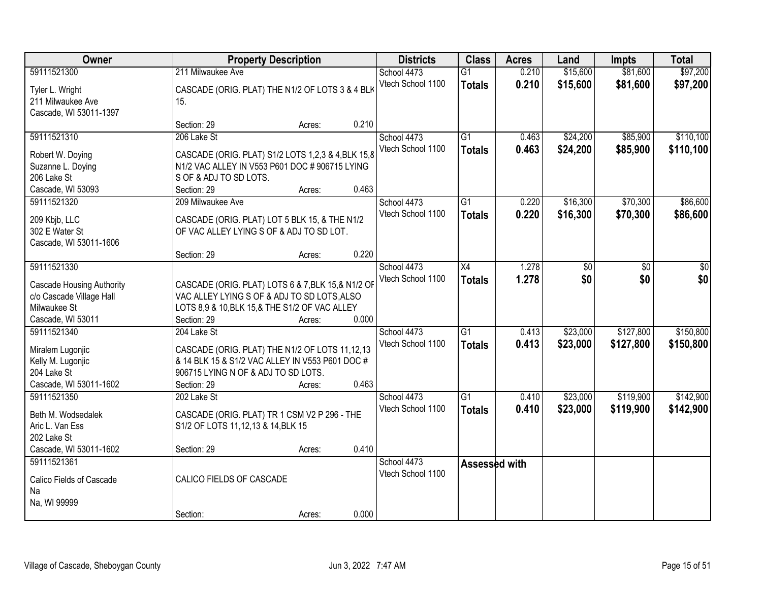| Owner | Property Description | Districts | Class | Acres | Land | Impts | Total |
|---|---|---|---|---|---|---|---|
| 59111521300<br>Tyler L. Wright<br>211 Milwaukee Ave<br>Cascade, WI 53011-1397 | 211 Milwaukee Ave<br>CASCADE (ORIG. PLAT) THE N1/2 OF LOTS 3 & 4 BLK 15.<br>Section: 29 Acres: 0.210 | School 4473<br>Vtech School 1100 | G1<br>**Totals** | 0.210<br>**0.210** | $15,600<br>**$15,600** | $81,600<br>**$81,600** | $97,200<br>**$97,200** |
| 59111521310<br>Robert W. Doying<br>Suzanne L. Doying<br>206 Lake St<br>Cascade, WI 53093 | 206 Lake St<br>CASCADE (ORIG. PLAT) S1/2 LOTS 1,2,3 & 4,BLK 15,& N1/2 VAC ALLEY IN V553 P601 DOC # 906715 LYING S OF & ADJ TO SD LOTS.<br>Section: 29 Acres: 0.463 | School 4473<br>Vtech School 1100 | G1<br>**Totals** | 0.463<br>**0.463** | $24,200<br>**$24,200** | $85,900<br>**$85,900** | $110,100<br>**$110,100** |
| 59111521320<br>209 Kbjb, LLC<br>302 E Water St<br>Cascade, WI 53011-1606 | 209 Milwaukee Ave<br>CASCADE (ORIG. PLAT) LOT 5 BLK 15, & THE N1/2 OF VAC ALLEY LYING S OF & ADJ TO SD LOT.<br>Section: 29 Acres: 0.220 | School 4473<br>Vtech School 1100 | G1<br>**Totals** | 0.220<br>**0.220** | $16,300<br>**$16,300** | $70,300<br>**$70,300** | $86,600<br>**$86,600** |
| 59111521330<br>Cascade Housing Authority<br>c/o Cascade Village Hall<br>Milwaukee St<br>Cascade, WI 53011 | CASCADE (ORIG. PLAT) LOTS 6 & 7,BLK 15,& N1/2 OF VAC ALLEY LYING S OF & ADJ TO SD LOTS,ALSO LOTS 8,9 & 10,BLK 15,& THE S1/2 OF VAC ALLEY<br>Section: 29 Acres: 0.000 | School 4473<br>Vtech School 1100 | X4<br>**Totals** | 1.278<br>**1.278** | $0<br>**$0** | $0<br>**$0** | $0<br>**$0** |
| 59111521340<br>Miralem Lugonjic<br>Kelly M. Lugonjic<br>204 Lake St<br>Cascade, WI 53011-1602 | 204 Lake St<br>CASCADE (ORIG. PLAT) THE N1/2 OF LOTS 11,12,13 & 14 BLK 15 & S1/2 VAC ALLEY IN V553 P601 DOC # 906715 LYING N OF & ADJ TO SD LOTS.<br>Section: 29 Acres: 0.463 | School 4473<br>Vtech School 1100 | G1<br>**Totals** | 0.413<br>**0.413** | $23,000<br>**$23,000** | $127,800<br>**$127,800** | $150,800<br>**$150,800** |
| 59111521350<br>Beth M. Wodsedalek<br>Aric L. Van Ess<br>202 Lake St<br>Cascade, WI 53011-1602 | 202 Lake St<br>CASCADE (ORIG. PLAT) TR 1 CSM V2 P 296 - THE S1/2 OF LOTS 11,12,13 & 14,BLK 15<br>Section: 29 Acres: 0.410 | School 4473<br>Vtech School 1100 | G1<br>**Totals** | 0.410<br>**0.410** | $23,000<br>**$23,000** | $119,900<br>**$119,900** | $142,900<br>**$142,900** |
| 59111521361<br>Calico Fields of Cascade<br>Na<br>Na, WI 99999 | CALICO FIELDS OF CASCADE<br>Section: Acres: 0.000 | School 4473<br>Vtech School 1100 | **Assessed with** | | | | |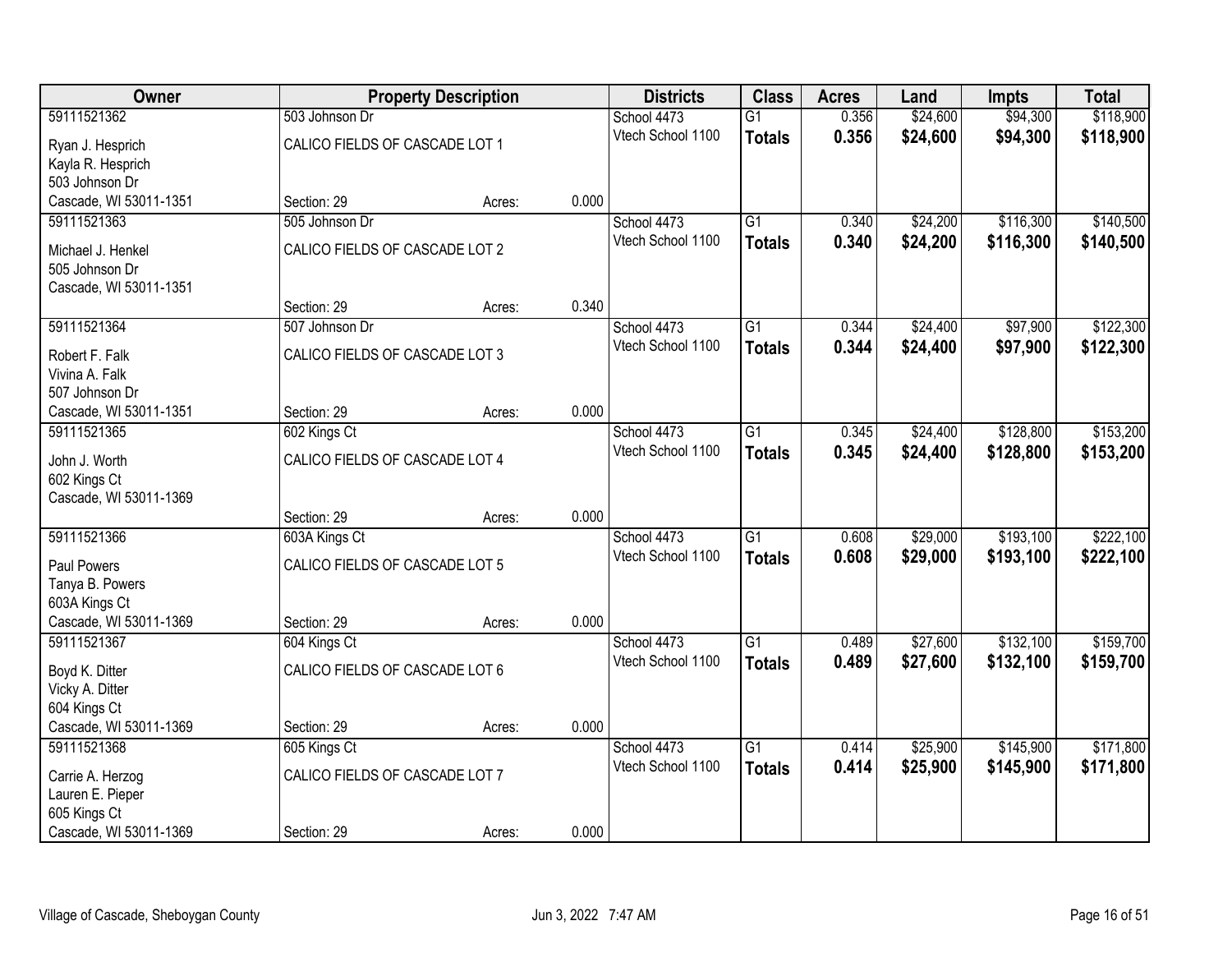| Owner | Property Description | | | Districts | Class | Acres | Land | Impts | Total |
|---|---|---|---|---|---|---|---|---|---|
| 59111521362 | 503 Johnson Dr | | | School 4473 | G1 | 0.356 | $24,600 | $94,300 | $118,900 |
| Ryan J. Hesprich<br>Kayla R. Hesprich<br>503 Johnson Dr<br>Cascade, WI 53011-1351 | CALICO FIELDS OF CASCADE LOT 1 | | | Vtech School 1100 | **Totals** | **0.356** | **$24,600** | **$94,300** | **$118,900** |
| | Section: 29 | Acres: | 0.000 | | | | | | |
| 59111521363 | 505 Johnson Dr | | | School 4473 | G1 | 0.340 | $24,200 | $116,300 | $140,500 |
| Michael J. Henkel<br>505 Johnson Dr<br>Cascade, WI 53011-1351 | CALICO FIELDS OF CASCADE LOT 2 | | | Vtech School 1100 | **Totals** | **0.340** | **$24,200** | **$116,300** | **$140,500** |
| | Section: 29 | Acres: | 0.340 | | | | | | |
| 59111521364 | 507 Johnson Dr | | | School 4473 | G1 | 0.344 | $24,400 | $97,900 | $122,300 |
| Robert F. Falk<br>Vivina A. Falk<br>507 Johnson Dr<br>Cascade, WI 53011-1351 | CALICO FIELDS OF CASCADE LOT 3 | | | Vtech School 1100 | **Totals** | **0.344** | **$24,400** | **$97,900** | **$122,300** |
| | Section: 29 | Acres: | 0.000 | | | | | | |
| 59111521365 | 602 Kings Ct | | | School 4473 | G1 | 0.345 | $24,400 | $128,800 | $153,200 |
| John J. Worth<br>602 Kings Ct<br>Cascade, WI 53011-1369 | CALICO FIELDS OF CASCADE LOT 4 | | | Vtech School 1100 | **Totals** | **0.345** | **$24,400** | **$128,800** | **$153,200** |
| | Section: 29 | Acres: | 0.000 | | | | | | |
| 59111521366 | 603A Kings Ct | | | School 4473 | G1 | 0.608 | $29,000 | $193,100 | $222,100 |
| Paul Powers<br>Tanya B. Powers<br>603A Kings Ct<br>Cascade, WI 53011-1369 | CALICO FIELDS OF CASCADE LOT 5 | | | Vtech School 1100 | **Totals** | **0.608** | **$29,000** | **$193,100** | **$222,100** |
| | Section: 29 | Acres: | 0.000 | | | | | | |
| 59111521367 | 604 Kings Ct | | | School 4473 | G1 | 0.489 | $27,600 | $132,100 | $159,700 |
| Boyd K. Ditter<br>Vicky A. Ditter<br>604 Kings Ct<br>Cascade, WI 53011-1369 | CALICO FIELDS OF CASCADE LOT 6 | | | Vtech School 1100 | **Totals** | **0.489** | **$27,600** | **$132,100** | **$159,700** |
| | Section: 29 | Acres: | 0.000 | | | | | | |
| 59111521368 | 605 Kings Ct | | | School 4473 | G1 | 0.414 | $25,900 | $145,900 | $171,800 |
| Carrie A. Herzog<br>Lauren E. Pieper<br>605 Kings Ct<br>Cascade, WI 53011-1369 | CALICO FIELDS OF CASCADE LOT 7 | | | Vtech School 1100 | **Totals** | **0.414** | **$25,900** | **$145,900** | **$171,800** |
| | Section: 29 | Acres: | 0.000 | | | | | | |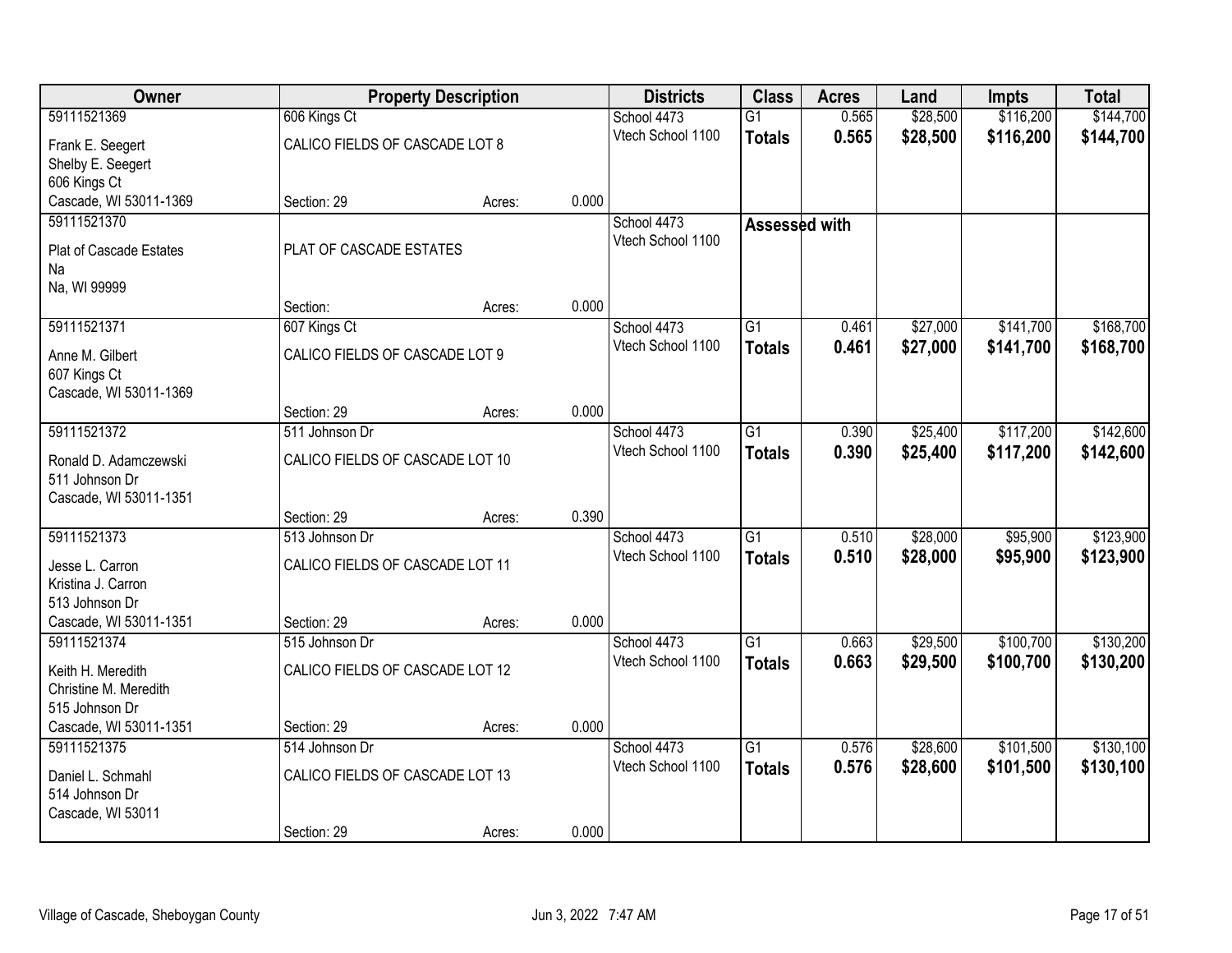| Owner | Property Description | | | Districts | Class | Acres | Land | Impts | Total |
|---|---|---|---|---|---|---|---|---|---|
| 59111521369<br>Frank E. Seegert<br>Shelby E. Seegert<br>606 Kings Ct<br>Cascade, WI 53011-1369 | 606 Kings Ct<br>CALICO FIELDS OF CASCADE LOT 8<br>Section: 29 | Acres: | 0.000 | School 4473<br>Vtech School 1100 | G1<br>**Totals** | 0.565<br>**0.565** | $28,500<br>**$28,500** | $116,200<br>**$116,200** | $144,700<br>**$144,700** |
| 59111521370<br>Plat of Cascade Estates<br>Na<br>Na, WI 99999 | PLAT OF CASCADE ESTATES<br>Section: | Acres: | 0.000 | School 4473<br>Vtech School 1100 | **Assessed with** | | | | |
| 59111521371<br>Anne M. Gilbert<br>607 Kings Ct<br>Cascade, WI 53011-1369 | 607 Kings Ct<br>CALICO FIELDS OF CASCADE LOT 9<br>Section: 29 | Acres: | 0.000 | School 4473<br>Vtech School 1100 | G1<br>**Totals** | 0.461<br>**0.461** | $27,000<br>**$27,000** | $141,700<br>**$141,700** | $168,700<br>**$168,700** |
| 59111521372<br>Ronald D. Adamczewski<br>511 Johnson Dr<br>Cascade, WI 53011-1351 | 511 Johnson Dr<br>CALICO FIELDS OF CASCADE LOT 10<br>Section: 29 | Acres: | 0.390 | School 4473<br>Vtech School 1100 | G1<br>**Totals** | 0.390<br>**0.390** | $25,400<br>**$25,400** | $117,200<br>**$117,200** | $142,600<br>**$142,600** |
| 59111521373<br>Jesse L. Carron<br>Kristina J. Carron<br>513 Johnson Dr<br>Cascade, WI 53011-1351 | 513 Johnson Dr<br>CALICO FIELDS OF CASCADE LOT 11<br>Section: 29 | Acres: | 0.000 | School 4473<br>Vtech School 1100 | G1<br>**Totals** | 0.510<br>**0.510** | $28,000<br>**$28,000** | $95,900<br>**$95,900** | $123,900<br>**$123,900** |
| 59111521374<br>Keith H. Meredith<br>Christine M. Meredith<br>515 Johnson Dr<br>Cascade, WI 53011-1351 | 515 Johnson Dr<br>CALICO FIELDS OF CASCADE LOT 12<br>Section: 29 | Acres: | 0.000 | School 4473<br>Vtech School 1100 | G1<br>**Totals** | 0.663<br>**0.663** | $29,500<br>**$29,500** | $100,700<br>**$100,700** | $130,200<br>**$130,200** |
| 59111521375<br>Daniel L. Schmahl<br>514 Johnson Dr<br>Cascade, WI 53011 | 514 Johnson Dr<br>CALICO FIELDS OF CASCADE LOT 13<br>Section: 29 | Acres: | 0.000 | School 4473<br>Vtech School 1100 | G1<br>**Totals** | 0.576<br>**0.576** | $28,600<br>**$28,600** | $101,500<br>**$101,500** | $130,100<br>**$130,100** |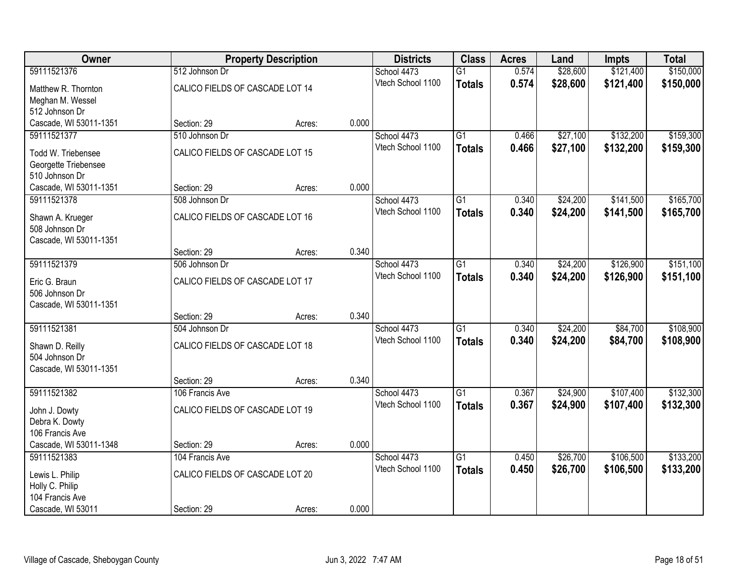| Owner | Property Description | | | Districts | Class | Acres | Land | Impts | Total |
|---|---|---|---|---|---|---|---|---|---|
| 59111521376 | 512 Johnson Dr | | | School 4473 | G1 | 0.574 | $28,600 | $121,400 | $150,000 |
| Matthew R. Thornton<br>Meghan M. Wessel<br>512 Johnson Dr<br>Cascade, WI 53011-1351 | CALICO FIELDS OF CASCADE LOT 14 | | | Vtech School 1100 | **Totals** | **0.574** | **$28,600** | **$121,400** | **$150,000** |
| | Section: 29 | Acres: | 0.000 | | | | | | |
| 59111521377 | 510 Johnson Dr | | | School 4473 | G1 | 0.466 | $27,100 | $132,200 | $159,300 |
| Todd W. Triebensee<br>Georgette Triebensee<br>510 Johnson Dr<br>Cascade, WI 53011-1351 | CALICO FIELDS OF CASCADE LOT 15 | | | Vtech School 1100 | **Totals** | **0.466** | **$27,100** | **$132,200** | **$159,300** |
| | Section: 29 | Acres: | 0.000 | | | | | | |
| 59111521378 | 508 Johnson Dr | | | School 4473 | G1 | 0.340 | $24,200 | $141,500 | $165,700 |
| Shawn A. Krueger<br>508 Johnson Dr<br>Cascade, WI 53011-1351 | CALICO FIELDS OF CASCADE LOT 16 | | | Vtech School 1100 | **Totals** | **0.340** | **$24,200** | **$141,500** | **$165,700** |
| | Section: 29 | Acres: | 0.340 | | | | | | |
| 59111521379 | 506 Johnson Dr | | | School 4473 | G1 | 0.340 | $24,200 | $126,900 | $151,100 |
| Eric G. Braun<br>506 Johnson Dr<br>Cascade, WI 53011-1351 | CALICO FIELDS OF CASCADE LOT 17 | | | Vtech School 1100 | **Totals** | **0.340** | **$24,200** | **$126,900** | **$151,100** |
| | Section: 29 | Acres: | 0.340 | | | | | | |
| 59111521381 | 504 Johnson Dr | | | School 4473 | G1 | 0.340 | $24,200 | $84,700 | $108,900 |
| Shawn D. Reilly<br>504 Johnson Dr<br>Cascade, WI 53011-1351 | CALICO FIELDS OF CASCADE LOT 18 | | | Vtech School 1100 | **Totals** | **0.340** | **$24,200** | **$84,700** | **$108,900** |
| | Section: 29 | Acres: | 0.340 | | | | | | |
| 59111521382 | 106 Francis Ave | | | School 4473 | G1 | 0.367 | $24,900 | $107,400 | $132,300 |
| John J. Dowty<br>Debra K. Dowty<br>106 Francis Ave<br>Cascade, WI 53011-1348 | CALICO FIELDS OF CASCADE LOT 19 | | | Vtech School 1100 | **Totals** | **0.367** | **$24,900** | **$107,400** | **$132,300** |
| | Section: 29 | Acres: | 0.000 | | | | | | |
| 59111521383 | 104 Francis Ave | | | School 4473 | G1 | 0.450 | $26,700 | $106,500 | $133,200 |
| Lewis L. Philip<br>Holly C. Philip<br>104 Francis Ave<br>Cascade, WI 53011 | CALICO FIELDS OF CASCADE LOT 20 | | | Vtech School 1100 | **Totals** | **0.450** | **$26,700** | **$106,500** | **$133,200** |
| | Section: 29 | Acres: | 0.000 | | | | | | |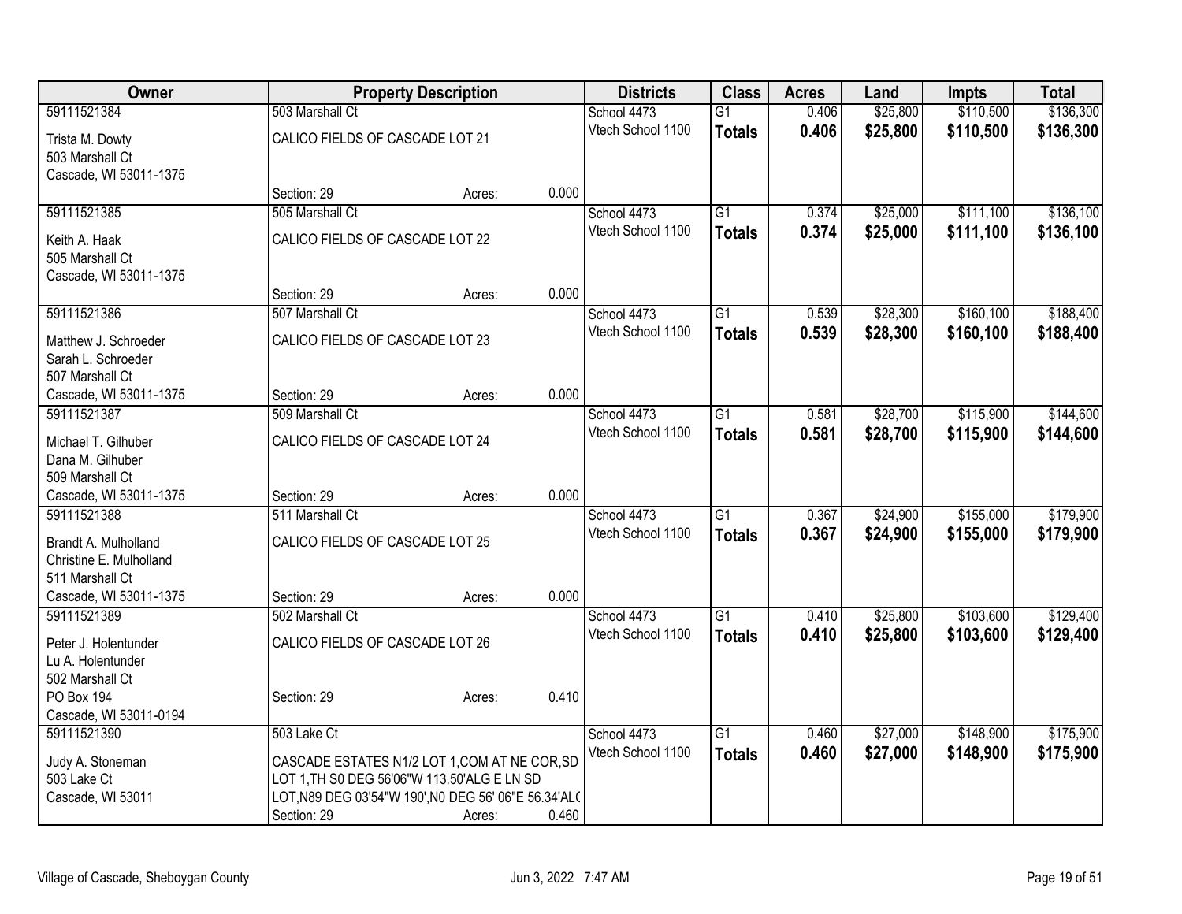| Owner | Property Description | | | Districts | Class | Acres | Land | Impts | Total |
|---|---|---|---|---|---|---|---|---|---|
| 59111521384<br>Trista M. Dowty<br>503 Marshall Ct<br>Cascade, WI 53011-1375 | 503 Marshall Ct<br>CALICO FIELDS OF CASCADE LOT 21<br>Section: 29 | Acres: | 0.000 | School 4473<br>Vtech School 1100 | G1<br>**Totals** | 0.406<br>**0.406** | $25,800<br>**$25,800** | $110,500<br>**$110,500** | $136,300<br>**$136,300** |
| 59111521385<br>Keith A. Haak<br>505 Marshall Ct<br>Cascade, WI 53011-1375 | 505 Marshall Ct<br>CALICO FIELDS OF CASCADE LOT 22<br>Section: 29 | Acres: | 0.000 | School 4473<br>Vtech School 1100 | G1<br>**Totals** | 0.374<br>**0.374** | $25,000<br>**$25,000** | $111,100<br>**$111,100** | $136,100<br>**$136,100** |
| 59111521386<br>Matthew J. Schroeder<br>Sarah L. Schroeder<br>507 Marshall Ct<br>Cascade, WI 53011-1375 | 507 Marshall Ct<br>CALICO FIELDS OF CASCADE LOT 23<br>Section: 29 | Acres: | 0.000 | School 4473<br>Vtech School 1100 | G1<br>**Totals** | 0.539<br>**0.539** | $28,300<br>**$28,300** | $160,100<br>**$160,100** | $188,400<br>**$188,400** |
| 59111521387<br>Michael T. Gilhuber<br>Dana M. Gilhuber<br>509 Marshall Ct<br>Cascade, WI 53011-1375 | 509 Marshall Ct<br>CALICO FIELDS OF CASCADE LOT 24<br>Section: 29 | Acres: | 0.000 | School 4473<br>Vtech School 1100 | G1<br>**Totals** | 0.581<br>**0.581** | $28,700<br>**$28,700** | $115,900<br>**$115,900** | $144,600<br>**$144,600** |
| 59111521388<br>Brandt A. Mulholland<br>Christine E. Mulholland<br>511 Marshall Ct<br>Cascade, WI 53011-1375 | 511 Marshall Ct<br>CALICO FIELDS OF CASCADE LOT 25<br>Section: 29 | Acres: | 0.000 | School 4473<br>Vtech School 1100 | G1<br>**Totals** | 0.367<br>**0.367** | $24,900<br>**$24,900** | $155,000<br>**$155,000** | $179,900<br>**$179,900** |
| 59111521389<br>Peter J. Holentunder<br>Lu A. Holentunder<br>502 Marshall Ct<br>PO Box 194<br>Cascade, WI 53011-0194 | 502 Marshall Ct<br>CALICO FIELDS OF CASCADE LOT 26<br>Section: 29 | Acres: | 0.410 | School 4473<br>Vtech School 1100 | G1<br>**Totals** | 0.410<br>**0.410** | $25,800<br>**$25,800** | $103,600<br>**$103,600** | $129,400<br>**$129,400** |
| 59111521390<br>Judy A. Stoneman<br>503 Lake Ct<br>Cascade, WI 53011 | 503 Lake Ct<br>CASCADE ESTATES N1/2 LOT 1,COM AT NE COR,SD LOT 1,TH S0 DEG 56'06"W 113.50'ALG E LN SD LOT,N89 DEG 03'54"W 190',N0 DEG 56' 06"E 56.34'AL(<br>Section: 29 | Acres: | 0.460 | School 4473<br>Vtech School 1100 | G1<br>**Totals** | 0.460<br>**0.460** | $27,000<br>**$27,000** | $148,900<br>**$148,900** | $175,900<br>**$175,900** |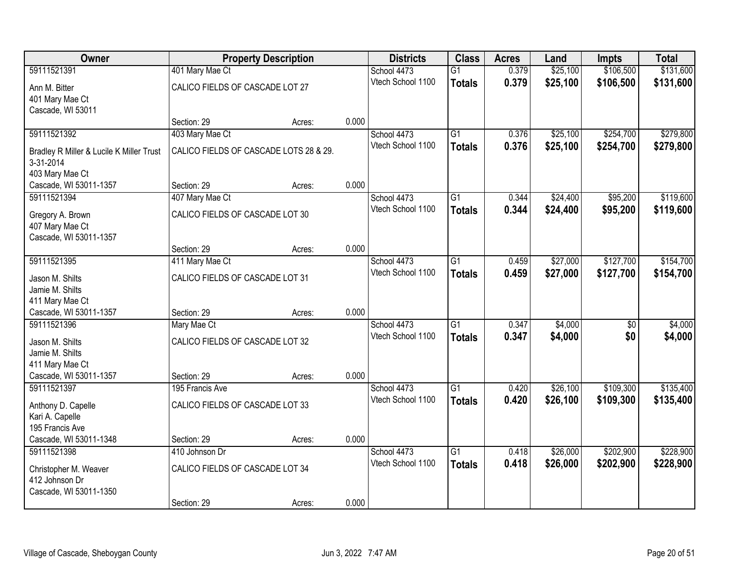| Owner | Property Description | | | Districts | Class | Acres | Land | Impts | Total |
|---|---|---|---|---|---|---|---|---|---|
| 59111521391<br>Ann M. Bitter<br>401 Mary Mae Ct<br>Cascade, WI 53011 | 401 Mary Mae Ct<br>CALICO FIELDS OF CASCADE LOT 27<br>Section: 29 | Acres: | 0.000 | School 4473<br>Vtech School 1100 | G1<br>**Totals** | 0.379<br>**0.379** | $25,100<br>**$25,100** | $106,500<br>**$106,500** | $131,600<br>**$131,600** |
| 59111521392<br>Bradley R Miller & Lucile K Miller Trust 3-31-2014<br>403 Mary Mae Ct<br>Cascade, WI 53011-1357 | 403 Mary Mae Ct<br>CALICO FIELDS OF CASCADE LOTS 28 & 29.<br>Section: 29 | Acres: | 0.000 | School 4473<br>Vtech School 1100 | G1<br>**Totals** | 0.376<br>**0.376** | $25,100<br>**$25,100** | $254,700<br>**$254,700** | $279,800<br>**$279,800** |
| 59111521394<br>Gregory A. Brown<br>407 Mary Mae Ct<br>Cascade, WI 53011-1357 | 407 Mary Mae Ct<br>CALICO FIELDS OF CASCADE LOT 30<br>Section: 29 | Acres: | 0.000 | School 4473<br>Vtech School 1100 | G1<br>**Totals** | 0.344<br>**0.344** | $24,400<br>**$24,400** | $95,200<br>**$95,200** | $119,600<br>**$119,600** |
| 59111521395<br>Jason M. Shilts<br>Jamie M. Shilts<br>411 Mary Mae Ct<br>Cascade, WI 53011-1357 | 411 Mary Mae Ct<br>CALICO FIELDS OF CASCADE LOT 31<br>Section: 29 | Acres: | 0.000 | School 4473<br>Vtech School 1100 | G1<br>**Totals** | 0.459<br>**0.459** | $27,000<br>**$27,000** | $127,700<br>**$127,700** | $154,700<br>**$154,700** |
| 59111521396<br>Jason M. Shilts<br>Jamie M. Shilts<br>411 Mary Mae Ct<br>Cascade, WI 53011-1357 | Mary Mae Ct<br>CALICO FIELDS OF CASCADE LOT 32<br>Section: 29 | Acres: | 0.000 | School 4473<br>Vtech School 1100 | G1<br>**Totals** | 0.347<br>**0.347** | $4,000<br>**$4,000** | $0<br>**$0** | $4,000<br>**$4,000** |
| 59111521397<br>Anthony D. Capelle<br>Kari A. Capelle<br>195 Francis Ave<br>Cascade, WI 53011-1348 | 195 Francis Ave<br>CALICO FIELDS OF CASCADE LOT 33<br>Section: 29 | Acres: | 0.000 | School 4473<br>Vtech School 1100 | G1<br>**Totals** | 0.420<br>**0.420** | $26,100<br>**$26,100** | $109,300<br>**$109,300** | $135,400<br>**$135,400** |
| 59111521398<br>Christopher M. Weaver<br>412 Johnson Dr<br>Cascade, WI 53011-1350 | 410 Johnson Dr<br>CALICO FIELDS OF CASCADE LOT 34<br>Section: 29 | Acres: | 0.000 | School 4473<br>Vtech School 1100 | G1<br>**Totals** | 0.418<br>**0.418** | $26,000<br>**$26,000** | $202,900<br>**$202,900** | $228,900<br>**$228,900** |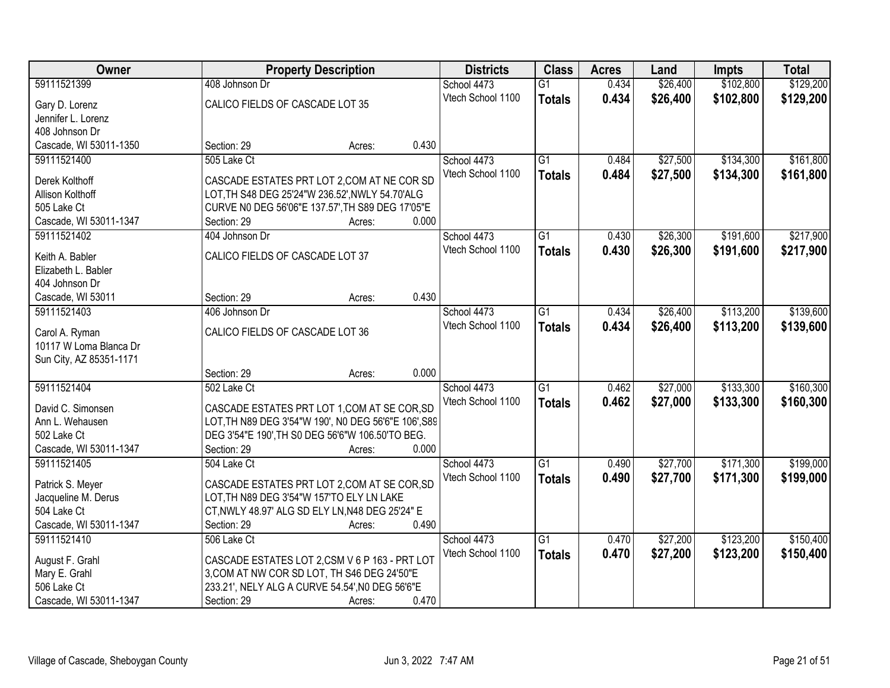| Owner | Property Description | Districts | Class | Acres | Land | Impts | Total |
|---|---|---|---|---|---|---|---|
| 59111521399<br>Gary D. Lorenz<br>Jennifer L. Lorenz<br>408 Johnson Dr<br>Cascade, WI 53011-1350 | 408 Johnson Dr<br>CALICO FIELDS OF CASCADE LOT 35<br>Section: 29 Acres: 0.430 | School 4473<br>Vtech School 1100 | G1<br>**Totals** | 0.434<br>**0.434** | $26,400<br>**$26,400** | $102,800<br>**$102,800** | $129,200<br>**$129,200** |
| 59111521400<br>Derek Kolthoff<br>Allison Kolthoff<br>505 Lake Ct<br>Cascade, WI 53011-1347 | 505 Lake Ct<br>CASCADE ESTATES PRT LOT 2,COM AT NE COR SD LOT,TH S48 DEG 25'24"W 236.52',NWLY 54.70'ALG CURVE N0 DEG 56'06"E 137.57',TH S89 DEG 17'05"E<br>Section: 29 Acres: 0.000 | School 4473<br>Vtech School 1100 | G1<br>**Totals** | 0.484<br>**0.484** | $27,500<br>**$27,500** | $134,300<br>**$134,300** | $161,800<br>**$161,800** |
| 59111521402<br>Keith A. Babler<br>Elizabeth L. Babler<br>404 Johnson Dr<br>Cascade, WI 53011 | 404 Johnson Dr<br>CALICO FIELDS OF CASCADE LOT 37<br>Section: 29 Acres: 0.430 | School 4473<br>Vtech School 1100 | G1<br>**Totals** | 0.430<br>**0.430** | $26,300<br>**$26,300** | $191,600<br>**$191,600** | $217,900<br>**$217,900** |
| 59111521403<br>Carol A. Ryman<br>10117 W Loma Blanca Dr<br>Sun City, AZ 85351-1171 | 406 Johnson Dr<br>CALICO FIELDS OF CASCADE LOT 36<br>Section: 29 Acres: 0.000 | School 4473<br>Vtech School 1100 | G1<br>**Totals** | 0.434<br>**0.434** | $26,400<br>**$26,400** | $113,200<br>**$113,200** | $139,600<br>**$139,600** |
| 59111521404<br>David C. Simonsen<br>Ann L. Wehausen<br>502 Lake Ct<br>Cascade, WI 53011-1347 | 502 Lake Ct<br>CASCADE ESTATES PRT LOT 1,COM AT SE COR,SD LOT,TH N89 DEG 3'54"W 190', N0 DEG 56'6"E 106',S89 DEG 3'54"E 190',TH S0 DEG 56'6"W 106.50'TO BEG.<br>Section: 29 Acres: 0.000 | School 4473<br>Vtech School 1100 | G1<br>**Totals** | 0.462<br>**0.462** | $27,000<br>**$27,000** | $133,300<br>**$133,300** | $160,300<br>**$160,300** |
| 59111521405<br>Patrick S. Meyer<br>Jacqueline M. Derus<br>504 Lake Ct<br>Cascade, WI 53011-1347 | 504 Lake Ct<br>CASCADE ESTATES PRT LOT 2,COM AT SE COR,SD LOT,TH N89 DEG 3'54"W 157'TO ELY LN LAKE CT,NWLY 48.97' ALG SD ELY LN,N48 DEG 25'24" E<br>Section: 29 Acres: 0.490 | School 4473<br>Vtech School 1100 | G1<br>**Totals** | 0.490<br>**0.490** | $27,700<br>**$27,700** | $171,300<br>**$171,300** | $199,000<br>**$199,000** |
| 59111521410<br>August F. Grahl<br>Mary E. Grahl<br>506 Lake Ct<br>Cascade, WI 53011-1347 | 506 Lake Ct<br>CASCADE ESTATES LOT 2,CSM V 6 P 163 - PRT LOT 3,COM AT NW COR SD LOT, TH S46 DEG 24'50"E 233.21', NELY ALG A CURVE 54.54',N0 DEG 56'6"E<br>Section: 29 Acres: 0.470 | School 4473<br>Vtech School 1100 | G1<br>**Totals** | 0.470<br>**0.470** | $27,200<br>**$27,200** | $123,200<br>**$123,200** | $150,400<br>**$150,400** |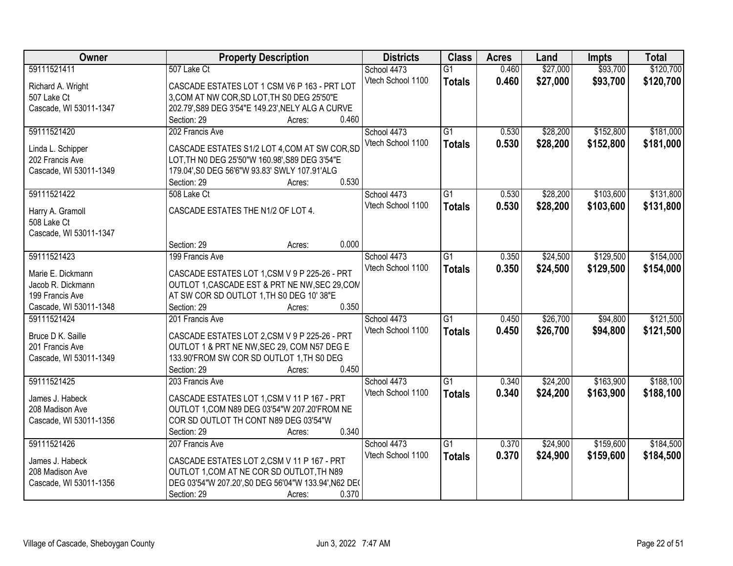| Owner | Property Description | Districts | Class | Acres | Land | Impts | Total |
|---|---|---|---|---|---|---|---|
| 59111521411<br><br>Richard A. Wright<br>507 Lake Ct<br>Cascade, WI 53011-1347 | 507 Lake Ct<br><br>CASCADE ESTATES LOT 1 CSM V6 P 163 - PRT LOT 3,COM AT NW COR,SD LOT,TH S0 DEG 25'50"E 202.79',S89 DEG 3'54"E 149.23',NELY ALG A CURVE<br>Section: 29 Acres: 0.460 | School 4473<br>Vtech School 1100 | G1<br>**Totals** | 0.460<br>**0.460** | $27,000<br>**$27,000** | $93,700<br>**$93,700** | $120,700<br>**$120,700** |
| 59111521420<br><br>Linda L. Schipper<br>202 Francis Ave<br>Cascade, WI 53011-1349 | 202 Francis Ave<br><br>CASCADE ESTATES S1/2 LOT 4,COM AT SW COR,SD LOT,TH N0 DEG 25'50"W 160.98',S89 DEG 3'54"E 179.04',S0 DEG 56'6"W 93.83' SWLY 107.91'ALG<br>Section: 29 Acres: 0.530 | School 4473<br>Vtech School 1100 | G1<br>**Totals** | 0.530<br>**0.530** | $28,200<br>**$28,200** | $152,800<br>**$152,800** | $181,000<br>**$181,000** |
| 59111521422<br><br>Harry A. Gramoll<br>508 Lake Ct<br>Cascade, WI 53011-1347 | 508 Lake Ct<br><br>CASCADE ESTATES THE N1/2 OF LOT 4.<br><br>Section: 29 Acres: 0.000 | School 4473<br>Vtech School 1100 | G1<br>**Totals** | 0.530<br>**0.530** | $28,200<br>**$28,200** | $103,600<br>**$103,600** | $131,800<br>**$131,800** |
| 59111521423<br><br>Marie E. Dickmann<br>Jacob R. Dickmann<br>199 Francis Ave<br>Cascade, WI 53011-1348 | 199 Francis Ave<br><br>CASCADE ESTATES LOT 1,CSM V 9 P 225-26 - PRT OUTLOT 1,CASCADE EST & PRT NE NW,SEC 29,COM AT SW COR SD OUTLOT 1,TH S0 DEG 10' 38"E<br>Section: 29 Acres: 0.350 | School 4473<br>Vtech School 1100 | G1<br>**Totals** | 0.350<br>**0.350** | $24,500<br>**$24,500** | $129,500<br>**$129,500** | $154,000<br>**$154,000** |
| 59111521424<br><br>Bruce D K. Saille<br>201 Francis Ave<br>Cascade, WI 53011-1349 | 201 Francis Ave<br><br>CASCADE ESTATES LOT 2,CSM V 9 P 225-26 - PRT OUTLOT 1 & PRT NE NW,SEC 29, COM N57 DEG E 133.90'FROM SW COR SD OUTLOT 1,TH S0 DEG<br>Section: 29 Acres: 0.450 | School 4473<br>Vtech School 1100 | G1<br>**Totals** | 0.450<br>**0.450** | $26,700<br>**$26,700** | $94,800<br>**$94,800** | $121,500<br>**$121,500** |
| 59111521425<br><br>James J. Habeck<br>208 Madison Ave<br>Cascade, WI 53011-1356 | 203 Francis Ave<br><br>CASCADE ESTATES LOT 1,CSM V 11 P 167 - PRT OUTLOT 1,COM N89 DEG 03'54"W 207.20'FROM NE COR SD OUTLOT TH CONT N89 DEG 03'54"W<br>Section: 29 Acres: 0.340 | School 4473<br>Vtech School 1100 | G1<br>**Totals** | 0.340<br>**0.340** | $24,200<br>**$24,200** | $163,900<br>**$163,900** | $188,100<br>**$188,100** |
| 59111521426<br><br>James J. Habeck<br>208 Madison Ave<br>Cascade, WI 53011-1356 | 207 Francis Ave<br><br>CASCADE ESTATES LOT 2,CSM V 11 P 167 - PRT OUTLOT 1,COM AT NE COR SD OUTLOT,TH N89 DEG 03'54"W 207.20',S0 DEG 56'04"W 133.94',N62 DE(<br>Section: 29 Acres: 0.370 | School 4473<br>Vtech School 1100 | G1<br>**Totals** | 0.370<br>**0.370** | $24,900<br>**$24,900** | $159,600<br>**$159,600** | $184,500<br>**$184,500** |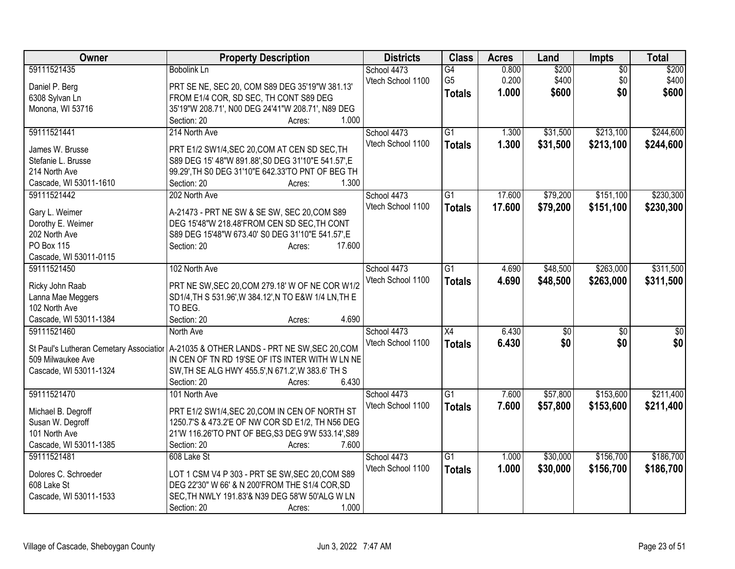| Owner | Property Description | Districts | Class | Acres | Land | Impts | Total |
|---|---|---|---|---|---|---|---|
| 59111521435<br><br>Daniel P. Berg<br>6308 Sylvan Ln<br>Monona, WI 53716 | Bobolink Ln<br><br>PRT SE NE, SEC 20, COM S89 DEG 35'19"W 381.13' FROM E1/4 COR, SD SEC, TH CONT S89 DEG 35'19"W 208.71', N00 DEG 24'41"W 208.71', N89 DEG<br>Section: 20 Acres: 1.000 | School 4473<br>Vtech School 1100 | G4<br>G5<br>**Totals** | 0.800<br>0.200<br>**1.000** | $200<br>$400<br>**$600** | $0<br>$0<br>**$0** | $200<br>$400<br>**$600** |
| 59111521441<br><br>James W. Brusse<br>Stefanie L. Brusse<br>214 North Ave<br>Cascade, WI 53011-1610 | 214 North Ave<br><br>PRT E1/2 SW1/4,SEC 20,COM AT CEN SD SEC,TH S89 DEG 15' 48"W 891.88',S0 DEG 31'10"E 541.57',E 99.29',TH S0 DEG 31'10"E 642.33'TO PNT OF BEG TH<br>Section: 20 Acres: 1.300 | School 4473<br>Vtech School 1100 | G1<br>**Totals** | 1.300<br>**1.300** | $31,500<br>**$31,500** | $213,100<br>**$213,100** | $244,600<br>**$244,600** |
| 59111521442<br><br>Gary L. Weimer<br>Dorothy E. Weimer<br>202 North Ave<br>PO Box 115<br>Cascade, WI 53011-0115 | 202 North Ave<br><br>A-21473 - PRT NE SW & SE SW, SEC 20,COM S89 DEG 15'48"W 218.48'FROM CEN SD SEC,TH CONT S89 DEG 15'48"W 673.40' S0 DEG 31'10"E 541.57',E<br>Section: 20 Acres: 17.600 | School 4473<br>Vtech School 1100 | G1<br>**Totals** | 17.600<br>**17.600** | $79,200<br>**$79,200** | $151,100<br>**$151,100** | $230,300<br>**$230,300** |
| 59111521450<br><br>Ricky John Raab<br>Lanna Mae Meggers<br>102 North Ave<br>Cascade, WI 53011-1384 | 102 North Ave<br><br>PRT NE SW,SEC 20,COM 279.18' W OF NE COR W1/2 SD1/4,TH S 531.96',W 384.12',N TO E&W 1/4 LN,TH E TO BEG.<br>Section: 20 Acres: 4.690 | School 4473<br>Vtech School 1100 | G1<br>**Totals** | 4.690<br>**4.690** | $48,500<br>**$48,500** | $263,000<br>**$263,000** | $311,500<br>**$311,500** |
| 59111521460<br><br>St Paul's Lutheran Cemetary Associatior<br>509 Milwaukee Ave<br>Cascade, WI 53011-1324 | North Ave<br><br>A-21035 & OTHER LANDS - PRT NE SW,SEC 20,COM IN CEN OF TN RD 19'SE OF ITS INTER WITH W LN NE SW,TH SE ALG HWY 455.5',N 671.2',W 383.6' TH S<br>Section: 20 Acres: 6.430 | School 4473<br>Vtech School 1100 | X4<br>**Totals** | 6.430<br>**6.430** | $0<br>**$0** | $0<br>**$0** | $0<br>**$0** |
| 59111521470<br><br>Michael B. Degroff<br>Susan W. Degroff<br>101 North Ave<br>Cascade, WI 53011-1385 | 101 North Ave<br><br>PRT E1/2 SW1/4,SEC 20,COM IN CEN OF NORTH ST 1250.7'S & 473.2'E OF NW COR SD E1/2, TH N56 DEG 21'W 116.26'TO PNT OF BEG,S3 DEG 9'W 533.14',S89<br>Section: 20 Acres: 7.600 | School 4473<br>Vtech School 1100 | G1<br>**Totals** | 7.600<br>**7.600** | $57,800<br>**$57,800** | $153,600<br>**$153,600** | $211,400<br>**$211,400** |
| 59111521481<br><br>Dolores C. Schroeder<br>608 Lake St<br>Cascade, WI 53011-1533 | 608 Lake St<br><br>LOT 1 CSM V4 P 303 - PRT SE SW,SEC 20,COM S89 DEG 22'30" W 66' & N 200'FROM THE S1/4 COR,SD SEC,TH NWLY 191.83'& N39 DEG 58'W 50'ALG W LN<br>Section: 20 Acres: 1.000 | School 4473<br>Vtech School 1100 | G1<br>**Totals** | 1.000<br>**1.000** | $30,000<br>**$30,000** | $156,700<br>**$156,700** | $186,700<br>**$186,700** |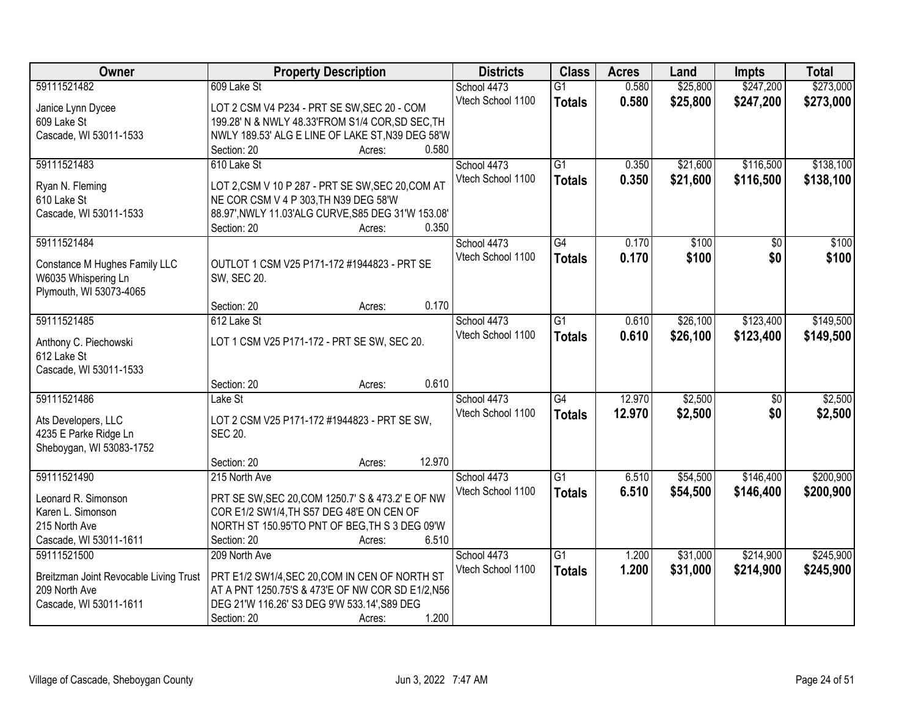| Owner | Property Description | Districts | Class | Acres | Land | Impts | Total |
|---|---|---|---|---|---|---|---|
| 59111521482<br>Janice Lynn Dycee<br>609 Lake St<br>Cascade, WI 53011-1533 | 609 Lake St<br>LOT 2 CSM V4 P234 - PRT SE SW,SEC 20 - COM 199.28' N & NWLY 48.33'FROM S1/4 COR,SD SEC,TH NWLY 189.53' ALG E LINE OF LAKE ST,N39 DEG 58'W<br>Section: 20 Acres: 0.580 | School 4473<br>Vtech School 1100 | G1<br>**Totals** | 0.580<br>**0.580** | $25,800<br>**$25,800** | $247,200<br>**$247,200** | $273,000<br>**$273,000** |
| 59111521483<br>Ryan N. Fleming<br>610 Lake St<br>Cascade, WI 53011-1533 | 610 Lake St<br>LOT 2,CSM V 10 P 287 - PRT SE SW,SEC 20,COM AT NE COR CSM V 4 P 303,TH N39 DEG 58'W 88.97',NWLY 11.03'ALG CURVE,S85 DEG 31'W 153.08'<br>Section: 20 Acres: 0.350 | School 4473<br>Vtech School 1100 | G1<br>**Totals** | 0.350<br>**0.350** | $21,600<br>**$21,600** | $116,500<br>**$116,500** | $138,100<br>**$138,100** |
| 59111521484<br>Constance M Hughes Family LLC<br>W6035 Whispering Ln<br>Plymouth, WI 53073-4065 | OUTLOT 1 CSM V25 P171-172 #1944823 - PRT SE SW, SEC 20.<br>Section: 20 Acres: 0.170 | School 4473<br>Vtech School 1100 | G4<br>**Totals** | 0.170<br>**0.170** | $100<br>**$100** | $0<br>**$0** | $100<br>**$100** |
| 59111521485<br>Anthony C. Piechowski<br>612 Lake St<br>Cascade, WI 53011-1533 | 612 Lake St<br>LOT 1 CSM V25 P171-172 - PRT SE SW, SEC 20.<br>Section: 20 Acres: 0.610 | School 4473<br>Vtech School 1100 | G1<br>**Totals** | 0.610<br>**0.610** | $26,100<br>**$26,100** | $123,400<br>**$123,400** | $149,500<br>**$149,500** |
| 59111521486<br>Ats Developers, LLC<br>4235 E Parke Ridge Ln<br>Sheboygan, WI 53083-1752 | Lake St<br>LOT 2 CSM V25 P171-172 #1944823 - PRT SE SW, SEC 20.<br>Section: 20 Acres: 12.970 | School 4473<br>Vtech School 1100 | G4<br>**Totals** | 12.970<br>**12.970** | $2,500<br>**$2,500** | $0<br>**$0** | $2,500<br>**$2,500** |
| 59111521490<br>Leonard R. Simonson<br>Karen L. Simonson<br>215 North Ave<br>Cascade, WI 53011-1611 | 215 North Ave<br>PRT SE SW,SEC 20,COM 1250.7' S & 473.2' E OF NW COR E1/2 SW1/4,TH S57 DEG 48'E ON CEN OF NORTH ST 150.95'TO PNT OF BEG,TH S 3 DEG 09'W<br>Section: 20 Acres: 6.510 | School 4473<br>Vtech School 1100 | G1<br>**Totals** | 6.510<br>**6.510** | $54,500<br>**$54,500** | $146,400<br>**$146,400** | $200,900<br>**$200,900** |
| 59111521500<br>Breitzman Joint Revocable Living Trust<br>209 North Ave<br>Cascade, WI 53011-1611 | 209 North Ave<br>PRT E1/2 SW1/4,SEC 20,COM IN CEN OF NORTH ST AT A PNT 1250.75'S & 473'E OF NW COR SD E1/2,N56 DEG 21'W 116.26' S3 DEG 9'W 533.14',S89 DEG<br>Section: 20 Acres: 1.200 | School 4473<br>Vtech School 1100 | G1<br>**Totals** | 1.200<br>**1.200** | $31,000<br>**$31,000** | $214,900<br>**$214,900** | $245,900<br>**$245,900** |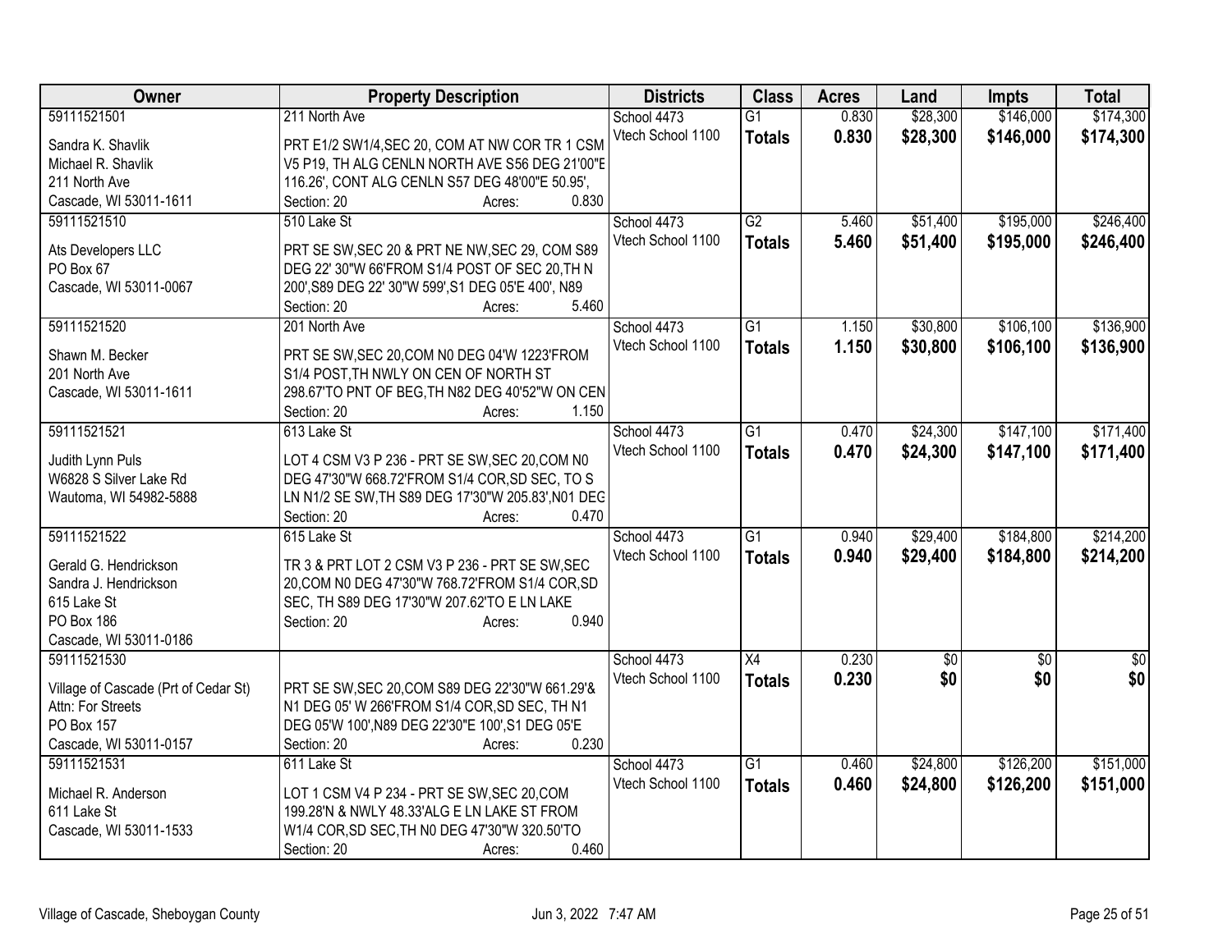| Owner | Property Description | Districts | Class | Acres | Land | Impts | Total |
|---|---|---|---|---|---|---|---|
| 59111521501<br>Sandra K. Shavlik<br>Michael R. Shavlik<br>211 North Ave<br>Cascade, WI 53011-1611 | 211 North Ave<br>PRT E1/2 SW1/4,SEC 20, COM AT NW COR TR 1 CSM V5 P19, TH ALG CENLN NORTH AVE S56 DEG 21'00"E 116.26', CONT ALG CENLN S57 DEG 48'00"E 50.95',<br>Section: 20 Acres: 0.830 | School 4473<br>Vtech School 1100 | G1<br>**Totals** | 0.830<br>**0.830** | $28,300<br>**$28,300** | $146,000<br>**$146,000** | $174,300<br>**$174,300** |
| 59111521510<br>Ats Developers LLC<br>PO Box 67<br>Cascade, WI 53011-0067 | 510 Lake St<br>PRT SE SW,SEC 20 & PRT NE NW,SEC 29, COM S89 DEG 22' 30"W 66'FROM S1/4 POST OF SEC 20,TH N 200',S89 DEG 22' 30"W 599',S1 DEG 05'E 400', N89<br>Section: 20 Acres: 5.460 | School 4473<br>Vtech School 1100 | G2<br>**Totals** | 5.460<br>**5.460** | $51,400<br>**$51,400** | $195,000<br>**$195,000** | $246,400<br>**$246,400** |
| 59111521520<br>Shawn M. Becker<br>201 North Ave<br>Cascade, WI 53011-1611 | 201 North Ave<br>PRT SE SW,SEC 20,COM N0 DEG 04'W 1223'FROM S1/4 POST,TH NWLY ON CEN OF NORTH ST 298.67'TO PNT OF BEG,TH N82 DEG 40'52"W ON CEN<br>Section: 20 Acres: 1.150 | School 4473<br>Vtech School 1100 | G1<br>**Totals** | 1.150<br>**1.150** | $30,800<br>**$30,800** | $106,100<br>**$106,100** | $136,900<br>**$136,900** |
| 59111521521<br>Judith Lynn Puls<br>W6828 S Silver Lake Rd<br>Wautoma, WI 54982-5888 | 613 Lake St<br>LOT 4 CSM V3 P 236 - PRT SE SW,SEC 20,COM N0 DEG 47'30"W 668.72'FROM S1/4 COR,SD SEC, TO S LN N1/2 SE SW,TH S89 DEG 17'30"W 205.83',N01 DEG<br>Section: 20 Acres: 0.470 | School 4473<br>Vtech School 1100 | G1<br>**Totals** | 0.470<br>**0.470** | $24,300<br>**$24,300** | $147,100<br>**$147,100** | $171,400<br>**$171,400** |
| 59111521522<br>Gerald G. Hendrickson<br>Sandra J. Hendrickson<br>615 Lake St<br>PO Box 186<br>Cascade, WI 53011-0186 | 615 Lake St<br>TR 3 & PRT LOT 2 CSM V3 P 236 - PRT SE SW,SEC 20,COM N0 DEG 47'30"W 768.72'FROM S1/4 COR,SD SEC, TH S89 DEG 17'30"W 207.62'TO E LN LAKE<br>Section: 20 Acres: 0.940 | School 4473<br>Vtech School 1100 | G1<br>**Totals** | 0.940<br>**0.940** | $29,400<br>**$29,400** | $184,800<br>**$184,800** | $214,200<br>**$214,200** |
| 59111521530<br>Village of Cascade (Prt of Cedar St)<br>Attn: For Streets<br>PO Box 157<br>Cascade, WI 53011-0157 | PRT SE SW,SEC 20,COM S89 DEG 22'30"W 661.29'& N1 DEG 05' W 266'FROM S1/4 COR,SD SEC, TH N1 DEG 05'W 100',N89 DEG 22'30"E 100',S1 DEG 05'E<br>Section: 20 Acres: 0.230 | School 4473<br>Vtech School 1100 | X4<br>**Totals** | 0.230<br>**0.230** | $0<br>**$0** | $0<br>**$0** | $0<br>**$0** |
| 59111521531<br>Michael R. Anderson<br>611 Lake St<br>Cascade, WI 53011-1533 | 611 Lake St<br>LOT 1 CSM V4 P 234 - PRT SE SW,SEC 20,COM 199.28'N & NWLY 48.33'ALG E LN LAKE ST FROM W1/4 COR,SD SEC,TH N0 DEG 47'30"W 320.50'TO<br>Section: 20 Acres: 0.460 | School 4473<br>Vtech School 1100 | G1<br>**Totals** | 0.460<br>**0.460** | $24,800<br>**$24,800** | $126,200<br>**$126,200** | $151,000<br>**$151,000** |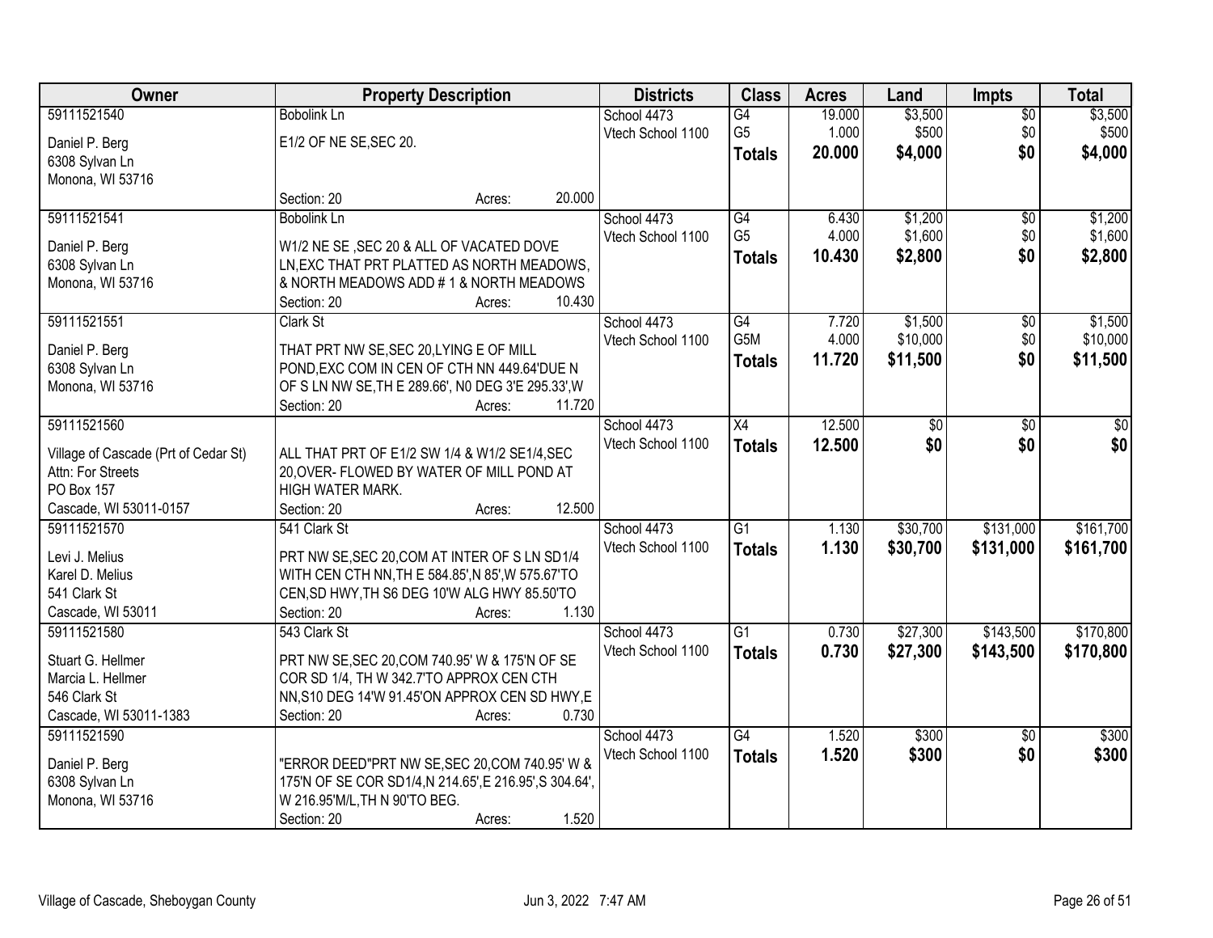| Owner | Property Description | Districts | Class | Acres | Land | Impts | Total |
|---|---|---|---|---|---|---|---|
| 59111521540<br>Daniel P. Berg<br>6308 Sylvan Ln<br>Monona, WI 53716 | Bobolink Ln<br>E1/2 OF NE SE,SEC 20.<br>Section: 20 Acres: 20.000 | School 4473<br>Vtech School 1100 | G4<br>G5<br>**Totals** | 19.000<br>1.000<br>**20.000** | $3,500<br>$500<br>**$4,000** | $0<br>$0<br>**$0** | $3,500<br>$500<br>**$4,000** |
| 59111521541<br>Daniel P. Berg<br>6308 Sylvan Ln<br>Monona, WI 53716 | Bobolink Ln<br>W1/2 NE SE ,SEC 20 & ALL OF VACATED DOVE LN,EXC THAT PRT PLATTED AS NORTH MEADOWS, & NORTH MEADOWS ADD # 1 & NORTH MEADOWS<br>Section: 20 Acres: 10.430 | School 4473<br>Vtech School 1100 | G4<br>G5<br>**Totals** | 6.430<br>4.000<br>**10.430** | $1,200<br>$1,600<br>**$2,800** | $0<br>$0<br>**$0** | $1,200<br>$1,600<br>**$2,800** |
| 59111521551<br>Daniel P. Berg<br>6308 Sylvan Ln<br>Monona, WI 53716 | Clark St<br>THAT PRT NW SE,SEC 20,LYING E OF MILL POND,EXC COM IN CEN OF CTH NN 449.64'DUE N OF S LN NW SE,TH E 289.66', N0 DEG 3'E 295.33',W<br>Section: 20 Acres: 11.720 | School 4473<br>Vtech School 1100 | G4<br>G5M<br>**Totals** | 7.720<br>4.000<br>**11.720** | $1,500<br>$10,000<br>**$11,500** | $0<br>$0<br>**$0** | $1,500<br>$10,000<br>**$11,500** |
| 59111521560<br>Village of Cascade (Prt of Cedar St)<br>Attn: For Streets<br>PO Box 157<br>Cascade, WI 53011-0157 | ALL THAT PRT OF E1/2 SW 1/4 & W1/2 SE1/4,SEC 20,OVER- FLOWED BY WATER OF MILL POND AT HIGH WATER MARK.<br>Section: 20 Acres: 12.500 | School 4473<br>Vtech School 1100 | X4<br>**Totals** | 12.500<br>**12.500** | $0<br>**$0** | $0<br>**$0** | $0<br>**$0** |
| 59111521570<br>Levi J. Melius<br>Karel D. Melius<br>541 Clark St<br>Cascade, WI 53011 | 541 Clark St<br>PRT NW SE,SEC 20,COM AT INTER OF S LN SD1/4 WITH CEN CTH NN,TH E 584.85',N 85',W 575.67'TO CEN,SD HWY,TH S6 DEG 10'W ALG HWY 85.50'TO<br>Section: 20 Acres: 1.130 | School 4473<br>Vtech School 1100 | G1<br>**Totals** | 1.130<br>**1.130** | $30,700<br>**$30,700** | $131,000<br>**$131,000** | $161,700<br>**$161,700** |
| 59111521580<br>Stuart G. Hellmer<br>Marcia L. Hellmer<br>546 Clark St<br>Cascade, WI 53011-1383 | 543 Clark St<br>PRT NW SE,SEC 20,COM 740.95' W & 175'N OF SE COR SD 1/4, TH W 342.7'TO APPROX CEN CTH NN,S10 DEG 14'W 91.45'ON APPROX CEN SD HWY,E<br>Section: 20 Acres: 0.730 | School 4473<br>Vtech School 1100 | G1<br>**Totals** | 0.730<br>**0.730** | $27,300<br>**$27,300** | $143,500<br>**$143,500** | $170,800<br>**$170,800** |
| 59111521590<br>Daniel P. Berg<br>6308 Sylvan Ln<br>Monona, WI 53716 | "ERROR DEED"PRT NW SE,SEC 20,COM 740.95' W & 175'N OF SE COR SD1/4,N 214.65',E 216.95',S 304.64', W 216.95'M/L,TH N 90'TO BEG.<br>Section: 20 Acres: 1.520 | School 4473<br>Vtech School 1100 | G4<br>**Totals** | 1.520<br>**1.520** | $300<br>**$300** | $0<br>**$0** | $300<br>**$300** |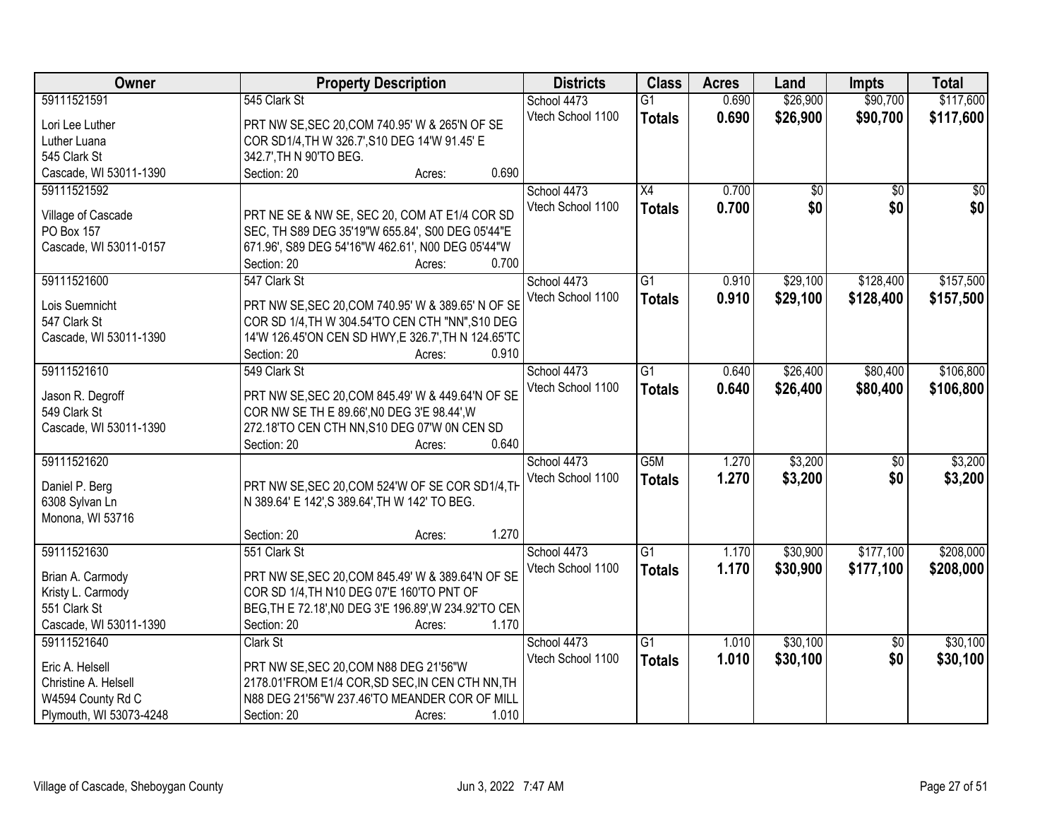| Owner | Property Description | Districts | Class | Acres | Land | Impts | Total |
|---|---|---|---|---|---|---|---|
| 59111521591<br>Lori Lee Luther<br>Luther Luana<br>545 Clark St<br>Cascade, WI 53011-1390 | 545 Clark St<br>PRT NW SE,SEC 20,COM 740.95' W & 265'N OF SE COR SD1/4,TH W 326.7',S10 DEG 14'W 91.45' E 342.7',TH N 90'TO BEG.<br>Section: 20 Acres: 0.690 | School 4473<br>Vtech School 1100 | G1<br>**Totals** | 0.690<br>**0.690** | $26,900<br>**$26,900** | $90,700<br>**$90,700** | $117,600<br>**$117,600** |
| 59111521592<br>Village of Cascade<br>PO Box 157<br>Cascade, WI 53011-0157 | PRT NE SE & NW SE, SEC 20, COM AT E1/4 COR SD SEC, TH S89 DEG 35'19"W 655.84', S00 DEG 05'44"E 671.96', S89 DEG 54'16"W 462.61', N00 DEG 05'44"W<br>Section: 20 Acres: 0.700 | School 4473<br>Vtech School 1100 | X4<br>**Totals** | 0.700<br>**0.700** | $0<br>**$0** | $0<br>**$0** | $0<br>**$0** |
| 59111521600<br>Lois Suemnicht<br>547 Clark St<br>Cascade, WI 53011-1390 | 547 Clark St<br>PRT NW SE,SEC 20,COM 740.95' W & 389.65' N OF SE COR SD 1/4,TH W 304.54'TO CEN CTH "NN",S10 DEG 14'W 126.45'ON CEN SD HWY,E 326.7',TH N 124.65'TC<br>Section: 20 Acres: 0.910 | School 4473<br>Vtech School 1100 | G1<br>**Totals** | 0.910<br>**0.910** | $29,100<br>**$29,100** | $128,400<br>**$128,400** | $157,500<br>**$157,500** |
| 59111521610<br>Jason R. Degroff<br>549 Clark St<br>Cascade, WI 53011-1390 | 549 Clark St<br>PRT NW SE,SEC 20,COM 845.49' W & 449.64'N OF SE COR NW SE TH E 89.66',N0 DEG 3'E 98.44',W 272.18'TO CEN CTH NN,S10 DEG 07'W 0N CEN SD<br>Section: 20 Acres: 0.640 | School 4473<br>Vtech School 1100 | G1<br>**Totals** | 0.640<br>**0.640** | $26,400<br>**$26,400** | $80,400<br>**$80,400** | $106,800<br>**$106,800** |
| 59111521620<br>Daniel P. Berg<br>6308 Sylvan Ln<br>Monona, WI 53716 | PRT NW SE,SEC 20,COM 524'W OF SE COR SD1/4,TH N 389.64' E 142',S 389.64',TH W 142' TO BEG.<br>Section: 20 Acres: 1.270 | School 4473<br>Vtech School 1100 | G5M<br>**Totals** | 1.270<br>**1.270** | $3,200<br>**$3,200** | $0<br>**$0** | $3,200<br>**$3,200** |
| 59111521630<br>Brian A. Carmody<br>Kristy L. Carmody<br>551 Clark St<br>Cascade, WI 53011-1390 | 551 Clark St<br>PRT NW SE,SEC 20,COM 845.49' W & 389.64'N OF SE COR SD 1/4,TH N10 DEG 07'E 160'TO PNT OF BEG,TH E 72.18',N0 DEG 3'E 196.89',W 234.92'TO CEN<br>Section: 20 Acres: 1.170 | School 4473<br>Vtech School 1100 | G1<br>**Totals** | 1.170<br>**1.170** | $30,900<br>**$30,900** | $177,100<br>**$177,100** | $208,000<br>**$208,000** |
| 59111521640<br>Eric A. Helsell<br>Christine A. Helsell<br>W4594 County Rd C<br>Plymouth, WI 53073-4248 | Clark St<br>PRT NW SE,SEC 20,COM N88 DEG 21'56"W 2178.01'FROM E1/4 COR,SD SEC,IN CEN CTH NN,TH N88 DEG 21'56"W 237.46'TO MEANDER COR OF MILL<br>Section: 20 Acres: 1.010 | School 4473<br>Vtech School 1100 | G1<br>**Totals** | 1.010<br>**1.010** | $30,100<br>**$30,100** | $0<br>**$0** | $30,100<br>**$30,100** |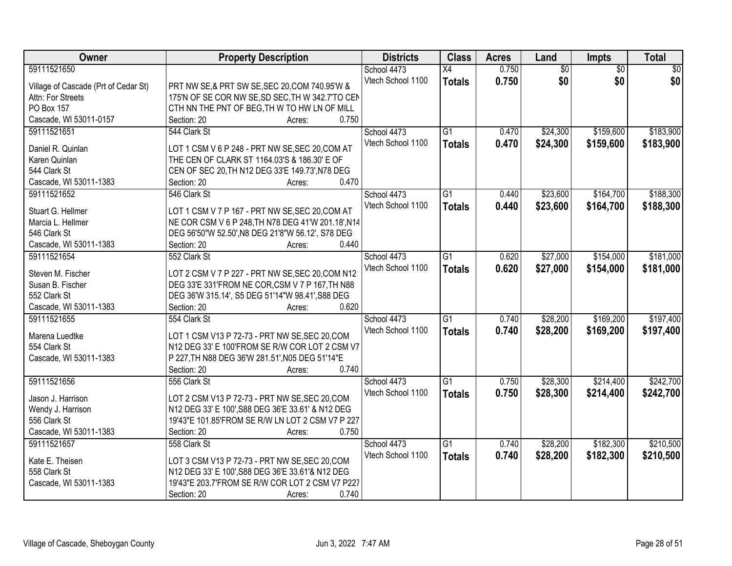| Owner | Property Description | Districts | Class | Acres | Land | Impts | Total |
|---|---|---|---|---|---|---|---|
| 59111521650<br>Village of Cascade (Prt of Cedar St)<br>Attn: For Streets<br>PO Box 157<br>Cascade, WI 53011-0157 | PRT NW SE,& PRT SW SE,SEC 20,COM 740.95'W & 175'N OF SE COR NW SE,SD SEC,TH W 342.7'TO CEN CTH NN THE PNT OF BEG,TH W TO HW LN OF MILL<br>Section: 20 Acres: 0.750 | School 4473<br>Vtech School 1100 | X4<br>**Totals** | 0.750<br>**0.750** | $0<br>**$0** | $0<br>**$0** | $0<br>**$0** |
| 59111521651<br>Daniel R. Quinlan<br>Karen Quinlan<br>544 Clark St<br>Cascade, WI 53011-1383 | 544 Clark St<br>LOT 1 CSM V 6 P 248 - PRT NW SE,SEC 20,COM AT THE CEN OF CLARK ST 1164.03'S & 186.30' E OF CEN OF SEC 20,TH N12 DEG 33'E 149.73',N78 DEG<br>Section: 20 Acres: 0.470 | School 4473<br>Vtech School 1100 | G1<br>**Totals** | 0.470<br>**0.470** | $24,300<br>**$24,300** | $159,600<br>**$159,600** | $183,900<br>**$183,900** |
| 59111521652<br>Stuart G. Hellmer<br>Marcia L. Hellmer<br>546 Clark St<br>Cascade, WI 53011-1383 | 546 Clark St<br>LOT 1 CSM V 7 P 167 - PRT NW SE,SEC 20,COM AT NE COR CSM V 6 P 248,TH N78 DEG 41'W 201.18',N14 DEG 56'50"W 52.50',N8 DEG 21'8"W 56.12', S78 DEG<br>Section: 20 Acres: 0.440 | School 4473<br>Vtech School 1100 | G1<br>**Totals** | 0.440<br>**0.440** | $23,600<br>**$23,600** | $164,700<br>**$164,700** | $188,300<br>**$188,300** |
| 59111521654<br>Steven M. Fischer<br>Susan B. Fischer<br>552 Clark St<br>Cascade, WI 53011-1383 | 552 Clark St<br>LOT 2 CSM V 7 P 227 - PRT NW SE,SEC 20,COM N12 DEG 33'E 331'FROM NE COR,CSM V 7 P 167,TH N88 DEG 36'W 315.14', S5 DEG 51'14"W 98.41',S88 DEG<br>Section: 20 Acres: 0.620 | School 4473<br>Vtech School 1100 | G1<br>**Totals** | 0.620<br>**0.620** | $27,000<br>**$27,000** | $154,000<br>**$154,000** | $181,000<br>**$181,000** |
| 59111521655<br>Marena Luedtke<br>554 Clark St<br>Cascade, WI 53011-1383 | 554 Clark St<br>LOT 1 CSM V13 P 72-73 - PRT NW SE,SEC 20,COM N12 DEG 33' E 100'FROM SE R/W COR LOT 2 CSM V7 P 227,TH N88 DEG 36'W 281.51',N05 DEG 51'14"E<br>Section: 20 Acres: 0.740 | School 4473<br>Vtech School 1100 | G1<br>**Totals** | 0.740<br>**0.740** | $28,200<br>**$28,200** | $169,200<br>**$169,200** | $197,400<br>**$197,400** |
| 59111521656<br>Jason J. Harrison<br>Wendy J. Harrison<br>556 Clark St<br>Cascade, WI 53011-1383 | 556 Clark St<br>LOT 2 CSM V13 P 72-73 - PRT NW SE,SEC 20,COM N12 DEG 33' E 100',S88 DEG 36'E 33.61' & N12 DEG 19'43"E 101.85'FROM SE R/W LN LOT 2 CSM V7 P 227<br>Section: 20 Acres: 0.750 | School 4473<br>Vtech School 1100 | G1<br>**Totals** | 0.750<br>**0.750** | $28,300<br>**$28,300** | $214,400<br>**$214,400** | $242,700<br>**$242,700** |
| 59111521657<br>Kate E. Theisen<br>558 Clark St<br>Cascade, WI 53011-1383 | 558 Clark St<br>LOT 3 CSM V13 P 72-73 - PRT NW SE,SEC 20,COM N12 DEG 33' E 100',S88 DEG 36'E 33.61'& N12 DEG 19'43"E 203.7'FROM SE R/W COR LOT 2 CSM V7 P227<br>Section: 20 Acres: 0.740 | School 4473<br>Vtech School 1100 | G1<br>**Totals** | 0.740<br>**0.740** | $28,200<br>**$28,200** | $182,300<br>**$182,300** | $210,500<br>**$210,500** |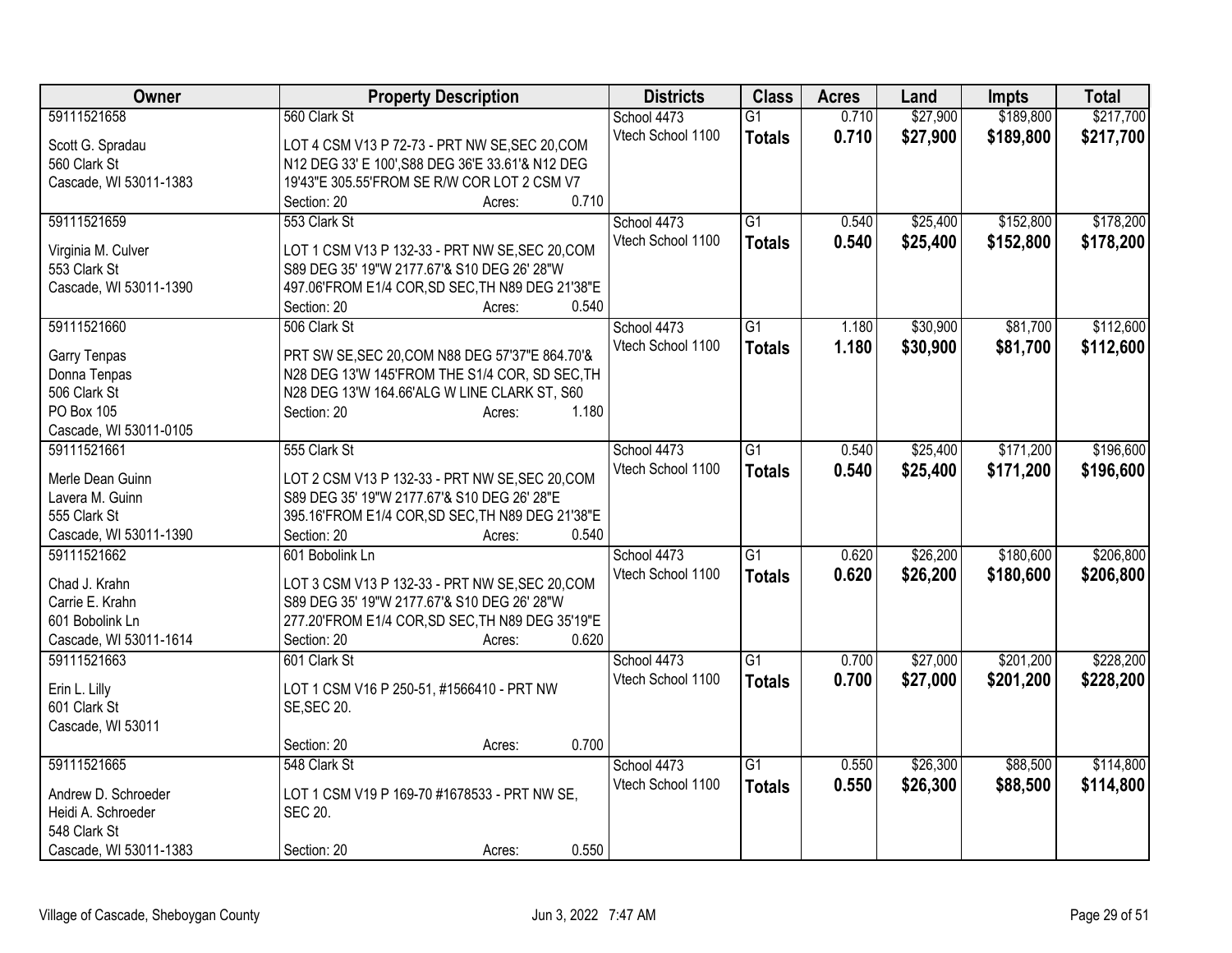| Owner | Property Description | Districts | Class | Acres | Land | Impts | Total |
|---|---|---|---|---|---|---|---|
| 59111521658<br><br>Scott G. Spradau<br>560 Clark St<br>Cascade, WI 53011-1383 | 560 Clark St<br><br>LOT 4 CSM V13 P 72-73 - PRT NW SE,SEC 20,COM N12 DEG 33' E 100',S88 DEG 36'E 33.61'& N12 DEG 19'43"E 305.55'FROM SE R/W COR LOT 2 CSM V7<br>Section: 20 Acres: 0.710 | School 4473<br>Vtech School 1100 | G1<br>**Totals** | 0.710<br>**0.710** | $27,900<br>**$27,900** | $189,800<br>**$189,800** | $217,700<br>**$217,700** |
| 59111521659<br><br>Virginia M. Culver<br>553 Clark St<br>Cascade, WI 53011-1390 | 553 Clark St<br><br>LOT 1 CSM V13 P 132-33 - PRT NW SE,SEC 20,COM S89 DEG 35' 19"W 2177.67'& S10 DEG 26' 28"W 497.06'FROM E1/4 COR,SD SEC,TH N89 DEG 21'38"E<br>Section: 20 Acres: 0.540 | School 4473<br>Vtech School 1100 | G1<br>**Totals** | 0.540<br>**0.540** | $25,400<br>**$25,400** | $152,800<br>**$152,800** | $178,200<br>**$178,200** |
| 59111521660<br><br>Garry Tenpas<br>Donna Tenpas<br>506 Clark St<br>PO Box 105<br>Cascade, WI 53011-0105 | 506 Clark St<br><br>PRT SW SE,SEC 20,COM N88 DEG 57'37"E 864.70'& N28 DEG 13'W 145'FROM THE S1/4 COR, SD SEC,TH N28 DEG 13'W 164.66'ALG W LINE CLARK ST, S60<br>Section: 20 Acres: 1.180 | School 4473<br>Vtech School 1100 | G1<br>**Totals** | 1.180<br>**1.180** | $30,900<br>**$30,900** | $81,700<br>**$81,700** | $112,600<br>**$112,600** |
| 59111521661<br><br>Merle Dean Guinn<br>Lavera M. Guinn<br>555 Clark St<br>Cascade, WI 53011-1390 | 555 Clark St<br><br>LOT 2 CSM V13 P 132-33 - PRT NW SE,SEC 20,COM S89 DEG 35' 19"W 2177.67'& S10 DEG 26' 28"E 395.16'FROM E1/4 COR,SD SEC,TH N89 DEG 21'38"E<br>Section: 20 Acres: 0.540 | School 4473<br>Vtech School 1100 | G1<br>**Totals** | 0.540<br>**0.540** | $25,400<br>**$25,400** | $171,200<br>**$171,200** | $196,600<br>**$196,600** |
| 59111521662<br><br>Chad J. Krahn<br>Carrie E. Krahn<br>601 Bobolink Ln<br>Cascade, WI 53011-1614 | 601 Bobolink Ln<br><br>LOT 3 CSM V13 P 132-33 - PRT NW SE,SEC 20,COM S89 DEG 35' 19"W 2177.67'& S10 DEG 26' 28"W 277.20'FROM E1/4 COR,SD SEC,TH N89 DEG 35'19"E<br>Section: 20 Acres: 0.620 | School 4473<br>Vtech School 1100 | G1<br>**Totals** | 0.620<br>**0.620** | $26,200<br>**$26,200** | $180,600<br>**$180,600** | $206,800<br>**$206,800** |
| 59111521663<br><br>Erin L. Lilly<br>601 Clark St<br>Cascade, WI 53011 | 601 Clark St<br><br>LOT 1 CSM V16 P 250-51, #1566410 - PRT NW SE,SEC 20.<br>Section: 20 Acres: 0.700 | School 4473<br>Vtech School 1100 | G1<br>**Totals** | 0.700<br>**0.700** | $27,000<br>**$27,000** | $201,200<br>**$201,200** | $228,200<br>**$228,200** |
| 59111521665<br><br>Andrew D. Schroeder<br>Heidi A. Schroeder<br>548 Clark St<br>Cascade, WI 53011-1383 | 548 Clark St<br><br>LOT 1 CSM V19 P 169-70 #1678533 - PRT NW SE, SEC 20.<br>Section: 20 Acres: 0.550 | School 4473<br>Vtech School 1100 | G1<br>**Totals** | 0.550<br>**0.550** | $26,300<br>**$26,300** | $88,500<br>**$88,500** | $114,800<br>**$114,800** |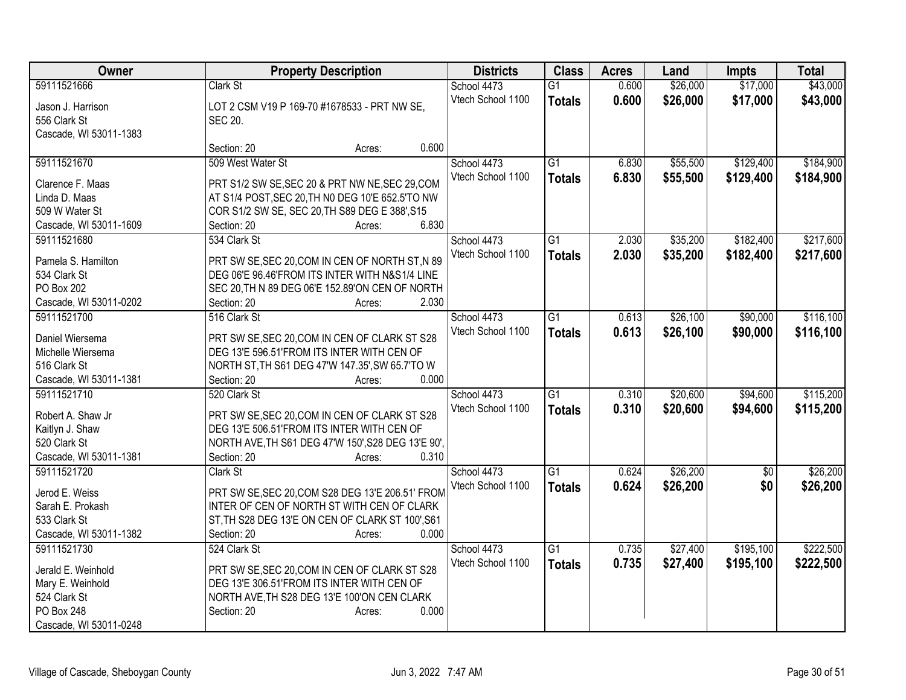| Owner | Property Description | Districts | Class | Acres | Land | Impts | Total |
|---|---|---|---|---|---|---|---|
| 59111521666<br>Jason J. Harrison<br>556 Clark St<br>Cascade, WI 53011-1383 | Clark St<br>LOT 2 CSM V19 P 169-70 #1678533 - PRT NW SE, SEC 20.<br>Section: 20 Acres: 0.600 | School 4473<br>Vtech School 1100 | G1<br>**Totals** | 0.600<br>**0.600** | $26,000<br>**$26,000** | $17,000<br>**$17,000** | $43,000<br>**$43,000** |
| 59111521670<br>Clarence F. Maas<br>Linda D. Maas<br>509 W Water St<br>Cascade, WI 53011-1609 | 509 West Water St<br>PRT S1/2 SW SE,SEC 20 & PRT NW NE,SEC 29,COM AT S1/4 POST,SEC 20,TH N0 DEG 10'E 652.5'TO NW COR S1/2 SW SE, SEC 20,TH S89 DEG E 388',S15<br>Section: 20 Acres: 6.830 | School 4473<br>Vtech School 1100 | G1<br>**Totals** | 6.830<br>**6.830** | $55,500<br>**$55,500** | $129,400<br>**$129,400** | $184,900<br>**$184,900** |
| 59111521680<br>Pamela S. Hamilton<br>534 Clark St<br>PO Box 202<br>Cascade, WI 53011-0202 | 534 Clark St<br>PRT SW SE,SEC 20,COM IN CEN OF NORTH ST,N 89 DEG 06'E 96.46'FROM ITS INTER WITH N&S1/4 LINE SEC 20,TH N 89 DEG 06'E 152.89'ON CEN OF NORTH<br>Section: 20 Acres: 2.030 | School 4473<br>Vtech School 1100 | G1<br>**Totals** | 2.030<br>**2.030** | $35,200<br>**$35,200** | $182,400<br>**$182,400** | $217,600<br>**$217,600** |
| 59111521700<br>Daniel Wiersema<br>Michelle Wiersema<br>516 Clark St<br>Cascade, WI 53011-1381 | 516 Clark St<br>PRT SW SE,SEC 20,COM IN CEN OF CLARK ST S28 DEG 13'E 596.51'FROM ITS INTER WITH CEN OF NORTH ST,TH S61 DEG 47'W 147.35',SW 65.7'TO W<br>Section: 20 Acres: 0.000 | School 4473<br>Vtech School 1100 | G1<br>**Totals** | 0.613<br>**0.613** | $26,100<br>**$26,100** | $90,000<br>**$90,000** | $116,100<br>**$116,100** |
| 59111521710<br>Robert A. Shaw Jr<br>Kaitlyn J. Shaw<br>520 Clark St<br>Cascade, WI 53011-1381 | 520 Clark St<br>PRT SW SE,SEC 20,COM IN CEN OF CLARK ST S28 DEG 13'E 506.51'FROM ITS INTER WITH CEN OF NORTH AVE,TH S61 DEG 47'W 150',S28 DEG 13'E 90',<br>Section: 20 Acres: 0.310 | School 4473<br>Vtech School 1100 | G1<br>**Totals** | 0.310<br>**0.310** | $20,600<br>**$20,600** | $94,600<br>**$94,600** | $115,200<br>**$115,200** |
| 59111521720<br>Jerod E. Weiss<br>Sarah E. Prokash<br>533 Clark St<br>Cascade, WI 53011-1382 | Clark St<br>PRT SW SE,SEC 20,COM S28 DEG 13'E 206.51' FROM INTER OF CEN OF NORTH ST WITH CEN OF CLARK ST,TH S28 DEG 13'E ON CEN OF CLARK ST 100',S61<br>Section: 20 Acres: 0.000 | School 4473<br>Vtech School 1100 | G1<br>**Totals** | 0.624<br>**0.624** | $26,200<br>**$26,200** | $0<br>**$0** | $26,200<br>**$26,200** |
| 59111521730<br>Jerald E. Weinhold<br>Mary E. Weinhold<br>524 Clark St<br>PO Box 248<br>Cascade, WI 53011-0248 | 524 Clark St<br>PRT SW SE,SEC 20,COM IN CEN OF CLARK ST S28 DEG 13'E 306.51'FROM ITS INTER WITH CEN OF NORTH AVE,TH S28 DEG 13'E 100'ON CEN CLARK<br>Section: 20 Acres: 0.000 | School 4473<br>Vtech School 1100 | G1<br>**Totals** | 0.735<br>**0.735** | $27,400<br>**$27,400** | $195,100<br>**$195,100** | $222,500<br>**$222,500** |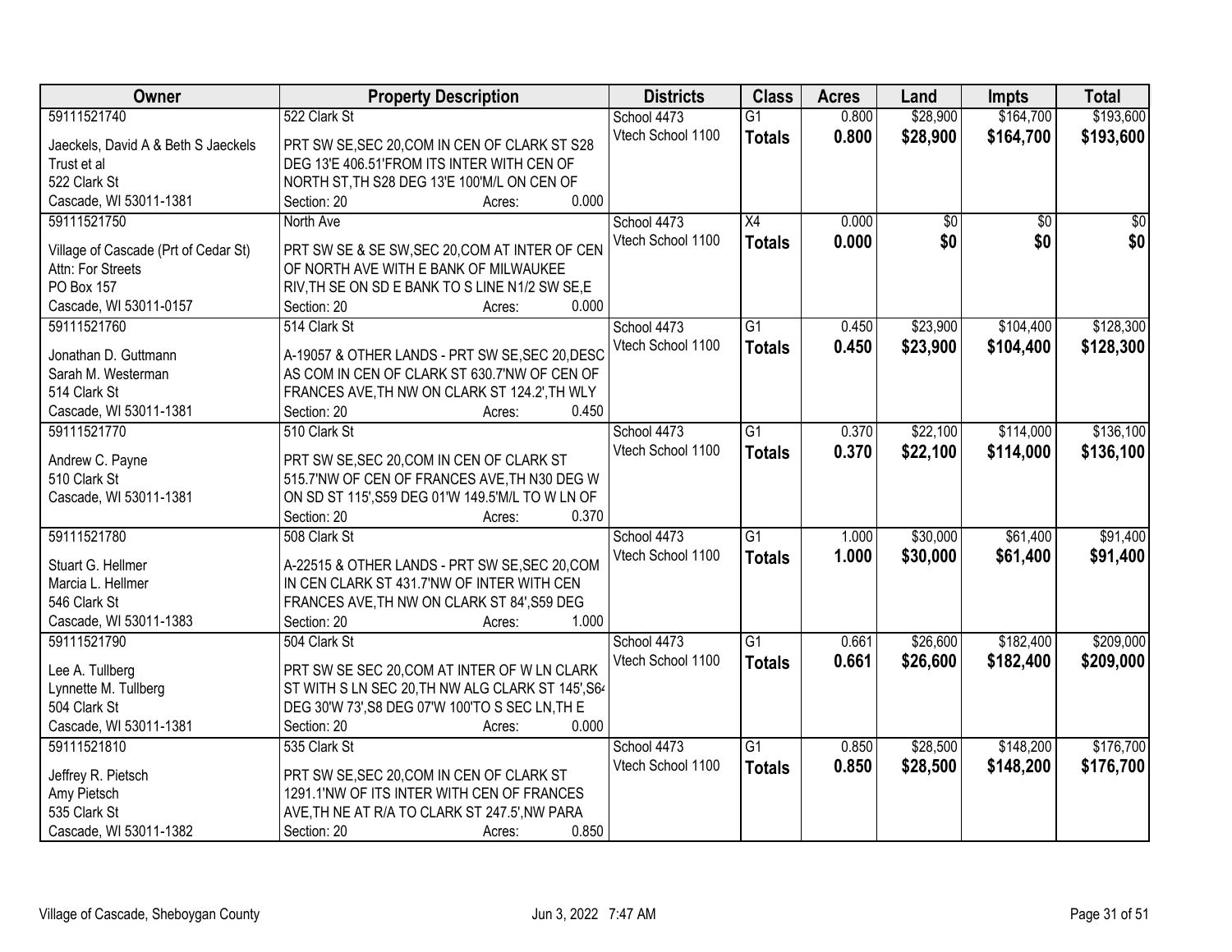| Owner | Property Description | Districts | Class | Acres | Land | Impts | Total |
|---|---|---|---|---|---|---|---|
| 59111521740<br><br>Jaeckels, David A & Beth S Jaeckels Trust et al<br>522 Clark St<br>Cascade, WI 53011-1381 | 522 Clark St<br><br>PRT SW SE,SEC 20,COM IN CEN OF CLARK ST S28 DEG 13'E 406.51'FROM ITS INTER WITH CEN OF NORTH ST,TH S28 DEG 13'E 100'M/L ON CEN OF<br>Section: 20 Acres: 0.000 | School 4473<br>Vtech School 1100 | G1<br>**Totals** | 0.800<br>**0.800** | $28,900<br>**$28,900** | $164,700<br>**$164,700** | $193,600<br>**$193,600** |
| 59111521750<br><br>Village of Cascade (Prt of Cedar St)<br>Attn: For Streets<br>PO Box 157<br>Cascade, WI 53011-0157 | North Ave<br><br>PRT SW SE & SE SW,SEC 20,COM AT INTER OF CEN OF NORTH AVE WITH E BANK OF MILWAUKEE RIV,TH SE ON SD E BANK TO S LINE N1/2 SW SE,E<br>Section: 20 Acres: 0.000 | School 4473<br>Vtech School 1100 | X4<br>**Totals** | 0.000<br>**0.000** | $0<br>**$0** | $0<br>**$0** | $0<br>**$0** |
| 59111521760<br><br>Jonathan D. Guttmann<br>Sarah M. Westerman<br>514 Clark St<br>Cascade, WI 53011-1381 | 514 Clark St<br><br>A-19057 & OTHER LANDS - PRT SW SE,SEC 20,DESC AS COM IN CEN OF CLARK ST 630.7'NW OF CEN OF FRANCES AVE,TH NW ON CLARK ST 124.2',TH WLY<br>Section: 20 Acres: 0.450 | School 4473<br>Vtech School 1100 | G1<br>**Totals** | 0.450<br>**0.450** | $23,900<br>**$23,900** | $104,400<br>**$104,400** | $128,300<br>**$128,300** |
| 59111521770<br><br>Andrew C. Payne<br>510 Clark St<br>Cascade, WI 53011-1381 | 510 Clark St<br><br>PRT SW SE,SEC 20,COM IN CEN OF CLARK ST 515.7'NW OF CEN OF FRANCES AVE,TH N30 DEG W ON SD ST 115',S59 DEG 01'W 149.5'M/L TO W LN OF<br>Section: 20 Acres: 0.370 | School 4473<br>Vtech School 1100 | G1<br>**Totals** | 0.370<br>**0.370** | $22,100<br>**$22,100** | $114,000<br>**$114,000** | $136,100<br>**$136,100** |
| 59111521780<br><br>Stuart G. Hellmer<br>Marcia L. Hellmer<br>546 Clark St<br>Cascade, WI 53011-1383 | 508 Clark St<br><br>A-22515 & OTHER LANDS - PRT SW SE,SEC 20,COM IN CEN CLARK ST 431.7'NW OF INTER WITH CEN FRANCES AVE,TH NW ON CLARK ST 84',S59 DEG<br>Section: 20 Acres: 1.000 | School 4473<br>Vtech School 1100 | G1<br>**Totals** | 1.000<br>**1.000** | $30,000<br>**$30,000** | $61,400<br>**$61,400** | $91,400<br>**$91,400** |
| 59111521790<br><br>Lee A. Tullberg<br>Lynnette M. Tullberg<br>504 Clark St<br>Cascade, WI 53011-1381 | 504 Clark St<br><br>PRT SW SE SEC 20,COM AT INTER OF W LN CLARK ST WITH S LN SEC 20,TH NW ALG CLARK ST 145',S64 DEG 30'W 73',S8 DEG 07'W 100'TO S SEC LN,TH E<br>Section: 20 Acres: 0.000 | School 4473<br>Vtech School 1100 | G1<br>**Totals** | 0.661<br>**0.661** | $26,600<br>**$26,600** | $182,400<br>**$182,400** | $209,000<br>**$209,000** |
| 59111521810<br><br>Jeffrey R. Pietsch<br>Amy Pietsch<br>535 Clark St<br>Cascade, WI 53011-1382 | 535 Clark St<br><br>PRT SW SE,SEC 20,COM IN CEN OF CLARK ST 1291.1'NW OF ITS INTER WITH CEN OF FRANCES AVE,TH NE AT R/A TO CLARK ST 247.5',NW PARA<br>Section: 20 Acres: 0.850 | School 4473<br>Vtech School 1100 | G1<br>**Totals** | 0.850<br>**0.850** | $28,500<br>**$28,500** | $148,200<br>**$148,200** | $176,700<br>**$176,700** |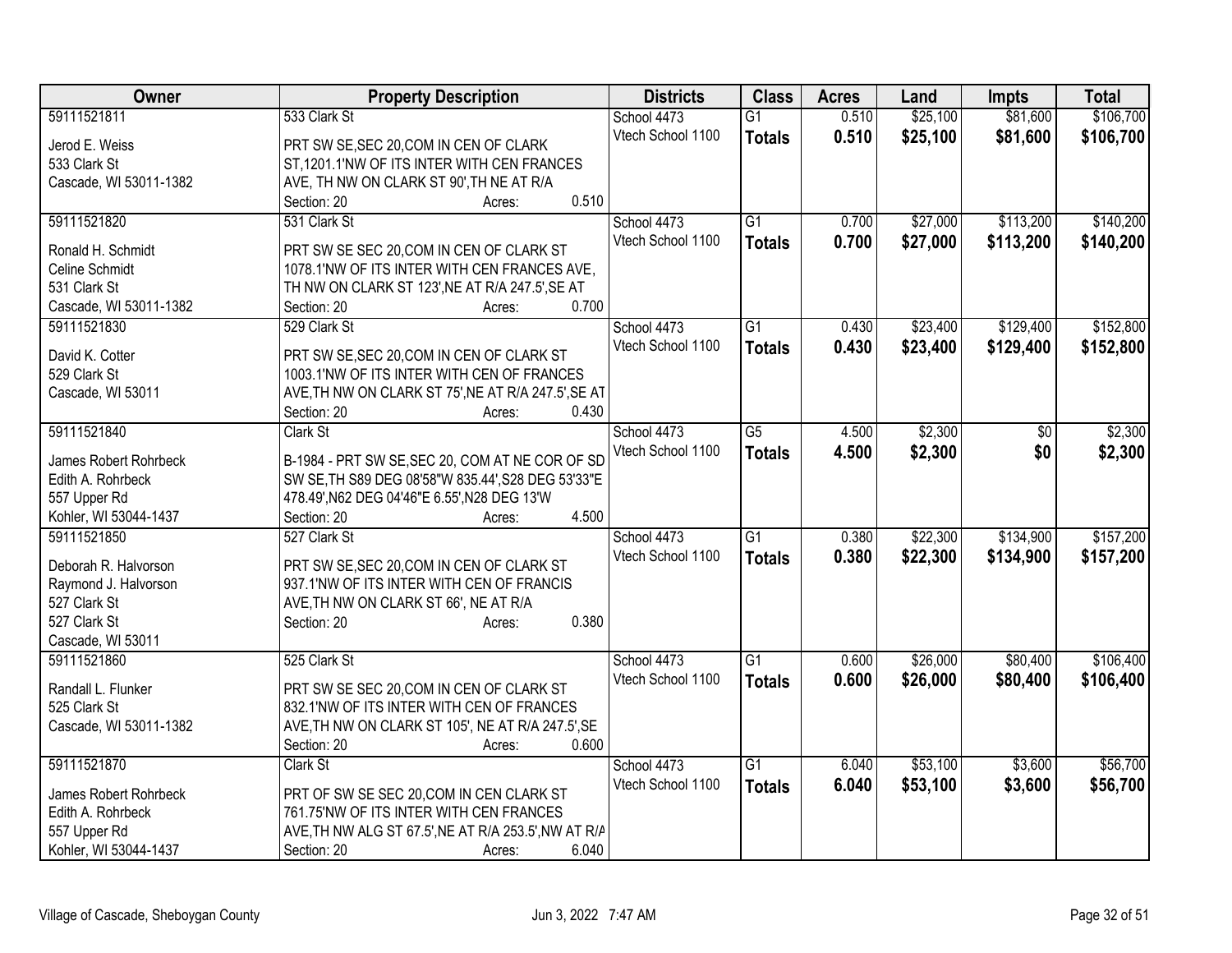| Owner | Property Description | Districts | Class | Acres | Land | Impts | Total |
|---|---|---|---|---|---|---|---|
| 59111521811<br>Jerod E. Weiss<br>533 Clark St<br>Cascade, WI 53011-1382 | 533 Clark St<br>PRT SW SE,SEC 20,COM IN CEN OF CLARK ST,1201.1'NW OF ITS INTER WITH CEN FRANCES AVE, TH NW ON CLARK ST 90',TH NE AT R/A<br>Section: 20 Acres: 0.510 | School 4473<br>Vtech School 1100 | G1<br>**Totals** | 0.510<br>**0.510** | $25,100<br>**$25,100** | $81,600<br>**$81,600** | $106,700<br>**$106,700** |
| 59111521820<br>Ronald H. Schmidt<br>Celine Schmidt<br>531 Clark St<br>Cascade, WI 53011-1382 | 531 Clark St<br>PRT SW SE SEC 20,COM IN CEN OF CLARK ST 1078.1'NW OF ITS INTER WITH CEN FRANCES AVE, TH NW ON CLARK ST 123',NE AT R/A 247.5',SE AT<br>Section: 20 Acres: 0.700 | School 4473<br>Vtech School 1100 | G1<br>**Totals** | 0.700<br>**0.700** | $27,000<br>**$27,000** | $113,200<br>**$113,200** | $140,200<br>**$140,200** |
| 59111521830<br>David K. Cotter<br>529 Clark St<br>Cascade, WI 53011 | 529 Clark St<br>PRT SW SE,SEC 20,COM IN CEN OF CLARK ST 1003.1'NW OF ITS INTER WITH CEN OF FRANCES AVE,TH NW ON CLARK ST 75',NE AT R/A 247.5',SE AT<br>Section: 20 Acres: 0.430 | School 4473<br>Vtech School 1100 | G1<br>**Totals** | 0.430<br>**0.430** | $23,400<br>**$23,400** | $129,400<br>**$129,400** | $152,800<br>**$152,800** |
| 59111521840<br>James Robert Rohrbeck<br>Edith A. Rohrbeck<br>557 Upper Rd<br>Kohler, WI 53044-1437 | Clark St<br>B-1984 - PRT SW SE,SEC 20, COM AT NE COR OF SD SW SE,TH S89 DEG 08'58"W 835.44',S28 DEG 53'33"E 478.49',N62 DEG 04'46"E 6.55',N28 DEG 13'W<br>Section: 20 Acres: 4.500 | School 4473<br>Vtech School 1100 | G5<br>**Totals** | 4.500<br>**4.500** | $2,300<br>**$2,300** | $0<br>**$0** | $2,300<br>**$2,300** |
| 59111521850<br>Deborah R. Halvorson<br>Raymond J. Halvorson<br>527 Clark St<br>527 Clark St<br>Cascade, WI 53011 | 527 Clark St<br>PRT SW SE,SEC 20,COM IN CEN OF CLARK ST 937.1'NW OF ITS INTER WITH CEN OF FRANCIS AVE,TH NW ON CLARK ST 66', NE AT R/A<br>Section: 20 Acres: 0.380 | School 4473<br>Vtech School 1100 | G1<br>**Totals** | 0.380<br>**0.380** | $22,300<br>**$22,300** | $134,900<br>**$134,900** | $157,200<br>**$157,200** |
| 59111521860<br>Randall L. Flunker<br>525 Clark St<br>Cascade, WI 53011-1382 | 525 Clark St<br>PRT SW SE SEC 20,COM IN CEN OF CLARK ST 832.1'NW OF ITS INTER WITH CEN OF FRANCES AVE,TH NW ON CLARK ST 105', NE AT R/A 247.5',SE<br>Section: 20 Acres: 0.600 | School 4473<br>Vtech School 1100 | G1<br>**Totals** | 0.600<br>**0.600** | $26,000<br>**$26,000** | $80,400<br>**$80,400** | $106,400<br>**$106,400** |
| 59111521870<br>James Robert Rohrbeck<br>Edith A. Rohrbeck<br>557 Upper Rd<br>Kohler, WI 53044-1437 | Clark St<br>PRT OF SW SE SEC 20,COM IN CEN CLARK ST 761.75'NW OF ITS INTER WITH CEN FRANCES AVE,TH NW ALG ST 67.5',NE AT R/A 253.5',NW AT R/A<br>Section: 20 Acres: 6.040 | School 4473<br>Vtech School 1100 | G1<br>**Totals** | 6.040<br>**6.040** | $53,100<br>**$53,100** | $3,600<br>**$3,600** | $56,700<br>**$56,700** |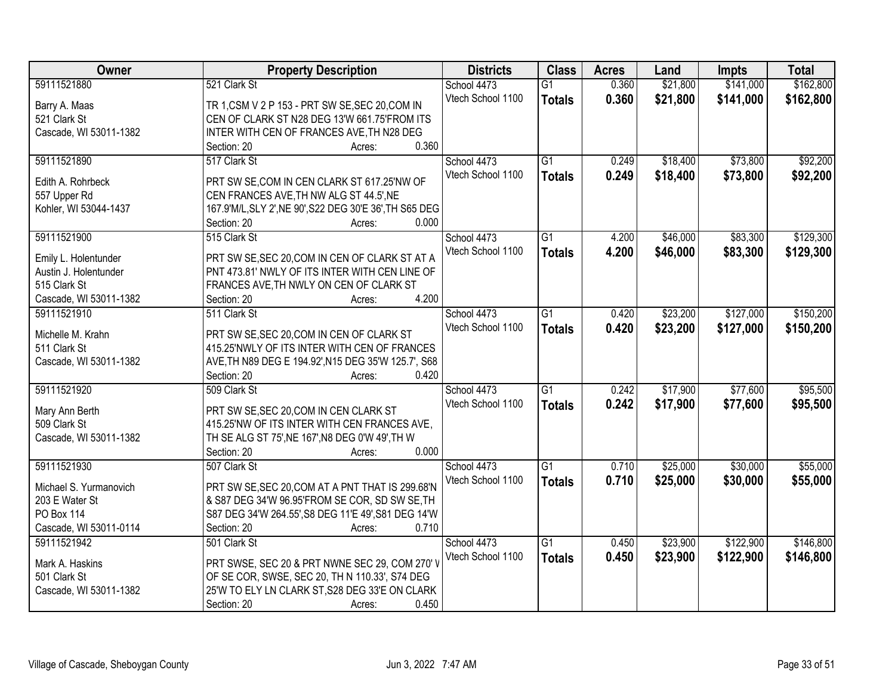| Owner | Property Description | Districts | Class | Acres | Land | Impts | Total |
|---|---|---|---|---|---|---|---|
| 59111521880<br>Barry A. Maas<br>521 Clark St<br>Cascade, WI 53011-1382 | 521 Clark St<br>TR 1,CSM V 2 P 153 - PRT SW SE,SEC 20,COM IN CEN OF CLARK ST N28 DEG 13'W 661.75'FROM ITS INTER WITH CEN OF FRANCES AVE,TH N28 DEG<br>Section: 20 Acres: 0.360 | School 4473<br>Vtech School 1100 | G1<br>**Totals** | 0.360<br>**0.360** | $21,800<br>**$21,800** | $141,000<br>**$141,000** | $162,800<br>**$162,800** |
| 59111521890<br>Edith A. Rohrbeck<br>557 Upper Rd<br>Kohler, WI 53044-1437 | 517 Clark St<br>PRT SW SE,COM IN CEN CLARK ST 617.25'NW OF CEN FRANCES AVE,TH NW ALG ST 44.5',NE 167.9'M/L,SLY 2',NE 90',S22 DEG 30'E 36',TH S65 DEG<br>Section: 20 Acres: 0.000 | School 4473<br>Vtech School 1100 | G1<br>**Totals** | 0.249<br>**0.249** | $18,400<br>**$18,400** | $73,800<br>**$73,800** | $92,200<br>**$92,200** |
| 59111521900<br>Emily L. Holentunder<br>Austin J. Holentunder<br>515 Clark St<br>Cascade, WI 53011-1382 | 515 Clark St<br>PRT SW SE,SEC 20,COM IN CEN OF CLARK ST AT A PNT 473.81' NWLY OF ITS INTER WITH CEN LINE OF FRANCES AVE,TH NWLY ON CEN OF CLARK ST<br>Section: 20 Acres: 4.200 | School 4473<br>Vtech School 1100 | G1<br>**Totals** | 4.200<br>**4.200** | $46,000<br>**$46,000** | $83,300<br>**$83,300** | $129,300<br>**$129,300** |
| 59111521910<br>Michelle M. Krahn<br>511 Clark St<br>Cascade, WI 53011-1382 | 511 Clark St<br>PRT SW SE,SEC 20,COM IN CEN OF CLARK ST 415.25'NWLY OF ITS INTER WITH CEN OF FRANCES AVE,TH N89 DEG E 194.92',N15 DEG 35'W 125.7', S68<br>Section: 20 Acres: 0.420 | School 4473<br>Vtech School 1100 | G1<br>**Totals** | 0.420<br>**0.420** | $23,200<br>**$23,200** | $127,000<br>**$127,000** | $150,200<br>**$150,200** |
| 59111521920<br>Mary Ann Berth<br>509 Clark St<br>Cascade, WI 53011-1382 | 509 Clark St<br>PRT SW SE,SEC 20,COM IN CEN CLARK ST 415.25'NW OF ITS INTER WITH CEN FRANCES AVE, TH SE ALG ST 75',NE 167',N8 DEG 0'W 49',TH W<br>Section: 20 Acres: 0.000 | School 4473<br>Vtech School 1100 | G1<br>**Totals** | 0.242<br>**0.242** | $17,900<br>**$17,900** | $77,600<br>**$77,600** | $95,500<br>**$95,500** |
| 59111521930<br>Michael S. Yurmanovich<br>203 E Water St<br>PO Box 114<br>Cascade, WI 53011-0114 | 507 Clark St<br>PRT SW SE,SEC 20,COM AT A PNT THAT IS 299.68'N & S87 DEG 34'W 96.95'FROM SE COR, SD SW SE,TH S87 DEG 34'W 264.55',S8 DEG 11'E 49',S81 DEG 14'W<br>Section: 20 Acres: 0.710 | School 4473<br>Vtech School 1100 | G1<br>**Totals** | 0.710<br>**0.710** | $25,000<br>**$25,000** | $30,000<br>**$30,000** | $55,000<br>**$55,000** |
| 59111521942<br>Mark A. Haskins<br>501 Clark St<br>Cascade, WI 53011-1382 | 501 Clark St<br>PRT SWSE, SEC 20 & PRT NWNE SEC 29, COM 270' W OF SE COR, SWSE, SEC 20, TH N 110.33', S74 DEG 25'W TO ELY LN CLARK ST,S28 DEG 33'E ON CLARK<br>Section: 20 Acres: 0.450 | School 4473<br>Vtech School 1100 | G1<br>**Totals** | 0.450<br>**0.450** | $23,900<br>**$23,900** | $122,900<br>**$122,900** | $146,800<br>**$146,800** |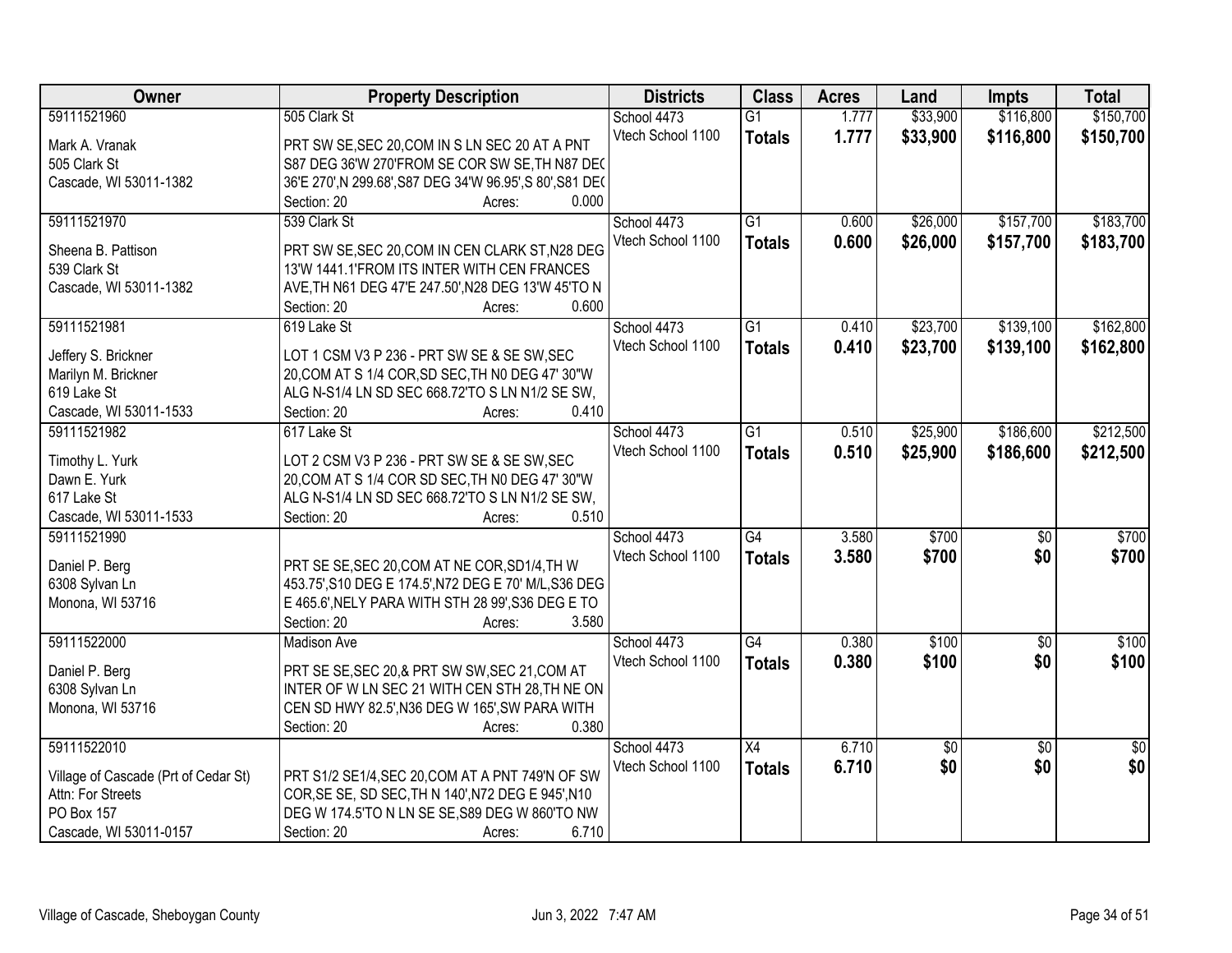| Owner | Property Description | Districts | Class | Acres | Land | Impts | Total |
|---|---|---|---|---|---|---|---|
| 59111521960<br><br>Mark A. Vranak<br>505 Clark St<br>Cascade, WI 53011-1382 | 505 Clark St<br><br>PRT SW SE,SEC 20,COM IN S LN SEC 20 AT A PNT S87 DEG 36'W 270'FROM SE COR SW SE,TH N87 DEG 36'E 270',N 299.68',S87 DEG 34'W 96.95',S 80',S81 DEG<br>Section: 20 Acres: 0.000 | School 4473<br>Vtech School 1100 | G1<br>**Totals** | 1.777<br>**1.777** | $33,900<br>**$33,900** | $116,800<br>**$116,800** | $150,700<br>**$150,700** |
| 59111521970<br><br>Sheena B. Pattison<br>539 Clark St<br>Cascade, WI 53011-1382 | 539 Clark St<br><br>PRT SW SE,SEC 20,COM IN CEN CLARK ST,N28 DEG 13'W 1441.1'FROM ITS INTER WITH CEN FRANCES AVE,TH N61 DEG 47'E 247.50',N28 DEG 13'W 45'TO N<br>Section: 20 Acres: 0.600 | School 4473<br>Vtech School 1100 | G1<br>**Totals** | 0.600<br>**0.600** | $26,000<br>**$26,000** | $157,700<br>**$157,700** | $183,700<br>**$183,700** |
| 59111521981<br><br>Jeffery S. Brickner<br>Marilyn M. Brickner<br>619 Lake St<br>Cascade, WI 53011-1533 | 619 Lake St<br><br>LOT 1 CSM V3 P 236 - PRT SW SE & SE SW,SEC 20,COM AT S 1/4 COR,SD SEC,TH N0 DEG 47' 30"W ALG N-S1/4 LN SD SEC 668.72'TO S LN N1/2 SE SW,<br>Section: 20 Acres: 0.410 | School 4473<br>Vtech School 1100 | G1<br>**Totals** | 0.410<br>**0.410** | $23,700<br>**$23,700** | $139,100<br>**$139,100** | $162,800<br>**$162,800** |
| 59111521982<br><br>Timothy L. Yurk<br>Dawn E. Yurk<br>617 Lake St<br>Cascade, WI 53011-1533 | 617 Lake St<br><br>LOT 2 CSM V3 P 236 - PRT SW SE & SE SW,SEC 20,COM AT S 1/4 COR SD SEC,TH N0 DEG 47' 30"W ALG N-S1/4 LN SD SEC 668.72'TO S LN N1/2 SE SW,<br>Section: 20 Acres: 0.510 | School 4473<br>Vtech School 1100 | G1<br>**Totals** | 0.510<br>**0.510** | $25,900<br>**$25,900** | $186,600<br>**$186,600** | $212,500<br>**$212,500** |
| 59111521990<br><br>Daniel P. Berg<br>6308 Sylvan Ln<br>Monona, WI 53716 | <br><br>PRT SE SE,SEC 20,COM AT NE COR,SD1/4,TH W 453.75',S10 DEG E 174.5',N72 DEG E 70' M/L,S36 DEG E 465.6',NELY PARA WITH STH 28 99',S36 DEG E TO<br>Section: 20 Acres: 3.580 | School 4473<br>Vtech School 1100 | G4<br>**Totals** | 3.580<br>**3.580** | $700<br>**$700** | $0<br>**$0** | $700<br>**$700** |
| 59111522000<br><br>Daniel P. Berg<br>6308 Sylvan Ln<br>Monona, WI 53716 | Madison Ave<br><br>PRT SE SE,SEC 20,& PRT SW SW,SEC 21,COM AT INTER OF W LN SEC 21 WITH CEN STH 28,TH NE ON CEN SD HWY 82.5',N36 DEG W 165',SW PARA WITH<br>Section: 20 Acres: 0.380 | School 4473<br>Vtech School 1100 | G4<br>**Totals** | 0.380<br>**0.380** | $100<br>**$100** | $0<br>**$0** | $100<br>**$100** |
| 59111522010<br><br>Village of Cascade (Prt of Cedar St)<br>Attn: For Streets<br>PO Box 157<br>Cascade, WI 53011-0157 | <br><br>PRT S1/2 SE1/4,SEC 20,COM AT A PNT 749'N OF SW COR,SE SE, SD SEC,TH N 140',N72 DEG E 945',N10 DEG W 174.5'TO N LN SE SE,S89 DEG W 860'TO NW<br>Section: 20 Acres: 6.710 | School 4473<br>Vtech School 1100 | X4<br>**Totals** | 6.710<br>**6.710** | $0<br>**$0** | $0<br>**$0** | $0<br>**$0** |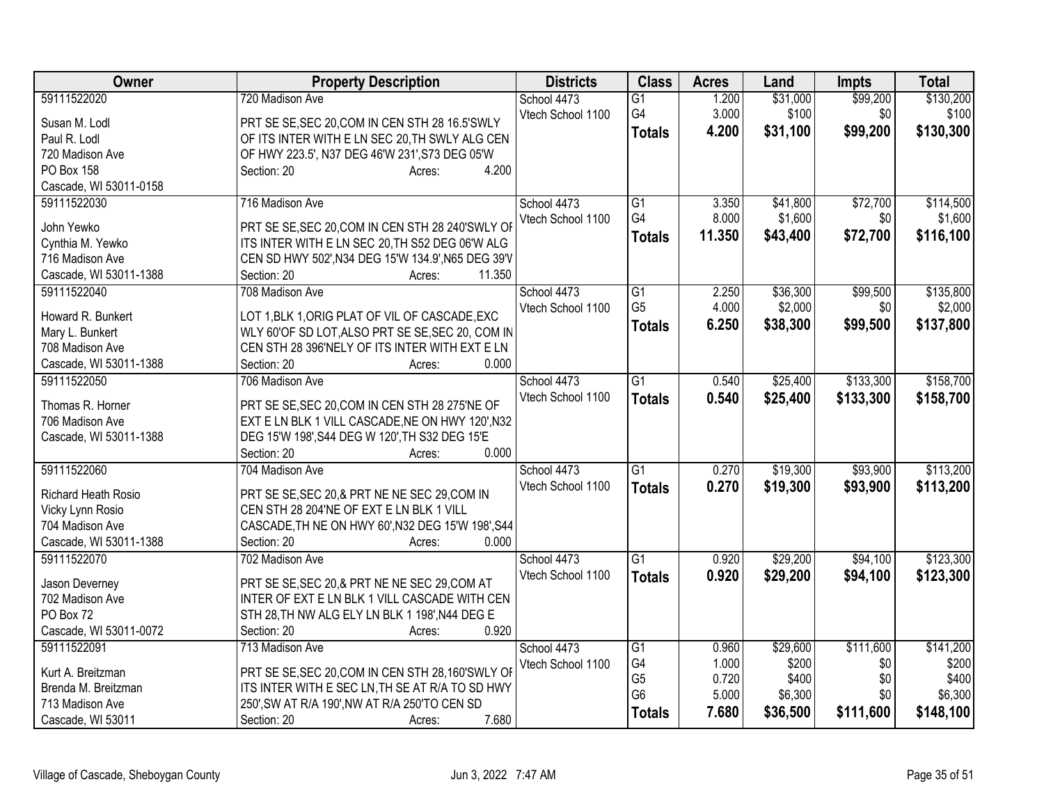| Owner | Property Description | Districts | Class | Acres | Land | Impts | Total |
|---|---|---|---|---|---|---|---|
| 59111522020 | 720 Madison Ave | School 4473 | G1 | 1.200 | $31,000 | $99,200 | $130,200 |
| Susan M. Lodl | PRT SE SE,SEC 20,COM IN CEN STH 28 16.5'SWLY | Vtech School 1100 | G4 | 3.000 | $100 | $0 | $100 |
| Paul R. Lodl | OF ITS INTER WITH E LN SEC 20,TH SWLY ALG CEN | | **Totals** | **4.200** | **$31,100** | **$99,200** | **$130,300** |
| 720 Madison Ave | OF HWY 223.5', N37 DEG 46'W 231',S73 DEG 05'W | | | | | | |
| PO Box 158 | Section: 20 Acres: 4.200 | | | | | | |
| Cascade, WI 53011-0158 | | | | | | | |
| 59111522030 | 716 Madison Ave | School 4473 | G1 | 3.350 | $41,800 | $72,700 | $114,500 |
| John Yewko | PRT SE SE,SEC 20,COM IN CEN STH 28 240'SWLY OF | Vtech School 1100 | G4 | 8.000 | $1,600 | $0 | $1,600 |
| Cynthia M. Yewko | ITS INTER WITH E LN SEC 20,TH S52 DEG 06'W ALG | | **Totals** | **11.350** | **$43,400** | **$72,700** | **$116,100** |
| 716 Madison Ave | CEN SD HWY 502',N34 DEG 15'W 134.9',N65 DEG 39'V | | | | | | |
| Cascade, WI 53011-1388 | Section: 20 Acres: 11.350 | | | | | | |
| 59111522040 | 708 Madison Ave | School 4473 | G1 | 2.250 | $36,300 | $99,500 | $135,800 |
| Howard R. Bunkert | LOT 1,BLK 1,ORIG PLAT OF VIL OF CASCADE,EXC | Vtech School 1100 | G5 | 4.000 | $2,000 | $0 | $2,000 |
| Mary L. Bunkert | WLY 60'OF SD LOT,ALSO PRT SE SE,SEC 20, COM IN | | **Totals** | **6.250** | **$38,300** | **$99,500** | **$137,800** |
| 708 Madison Ave | CEN STH 28 396'NELY OF ITS INTER WITH EXT E LN | | | | | | |
| Cascade, WI 53011-1388 | Section: 20 Acres: 0.000 | | | | | | |
| 59111522050 | 706 Madison Ave | School 4473 | G1 | 0.540 | $25,400 | $133,300 | $158,700 |
| Thomas R. Horner | PRT SE SE,SEC 20,COM IN CEN STH 28 275'NE OF | Vtech School 1100 | **Totals** | **0.540** | **$25,400** | **$133,300** | **$158,700** |
| 706 Madison Ave | EXT E LN BLK 1 VILL CASCADE,NE ON HWY 120',N32 | | | | | | |
| Cascade, WI 53011-1388 | DEG 15'W 198',S44 DEG W 120',TH S32 DEG 15'E | | | | | | |
| | Section: 20 Acres: 0.000 | | | | | | |
| 59111522060 | 704 Madison Ave | School 4473 | G1 | 0.270 | $19,300 | $93,900 | $113,200 |
| Richard Heath Rosio | PRT SE SE,SEC 20,& PRT NE NE SEC 29,COM IN | Vtech School 1100 | **Totals** | **0.270** | **$19,300** | **$93,900** | **$113,200** |
| Vicky Lynn Rosio | CEN STH 28 204'NE OF EXT E LN BLK 1 VILL | | | | | | |
| 704 Madison Ave | CASCADE,TH NE ON HWY 60',N32 DEG 15'W 198',S44 | | | | | | |
| Cascade, WI 53011-1388 | Section: 20 Acres: 0.000 | | | | | | |
| 59111522070 | 702 Madison Ave | School 4473 | G1 | 0.920 | $29,200 | $94,100 | $123,300 |
| Jason Deverney | PRT SE SE,SEC 20,& PRT NE NE SEC 29,COM AT | Vtech School 1100 | **Totals** | **0.920** | **$29,200** | **$94,100** | **$123,300** |
| 702 Madison Ave | INTER OF EXT E LN BLK 1 VILL CASCADE WITH CEN | | | | | | |
| PO Box 72 | STH 28,TH NW ALG ELY LN BLK 1 198',N44 DEG E | | | | | | |
| Cascade, WI 53011-0072 | Section: 20 Acres: 0.920 | | | | | | |
| 59111522091 | 713 Madison Ave | School 4473 | G1 | 0.960 | $29,600 | $111,600 | $141,200 |
| Kurt A. Breitzman | PRT SE SE,SEC 20,COM IN CEN STH 28,160'SWLY OF | Vtech School 1100 | G4 | 1.000 | $200 | $0 | $200 |
| Brenda M. Breitzman | ITS INTER WITH E SEC LN,TH SE AT R/A TO SD HWY | | G5 | 0.720 | $400 | $0 | $400 |
| 713 Madison Ave | 250',SW AT R/A 190',NW AT R/A 250'TO CEN SD | | G6 | 5.000 | $6,300 | $0 | $6,300 |
| Cascade, WI 53011 | Section: 20 Acres: 7.680 | | **Totals** | **7.680** | **$36,500** | **$111,600** | **$148,100** |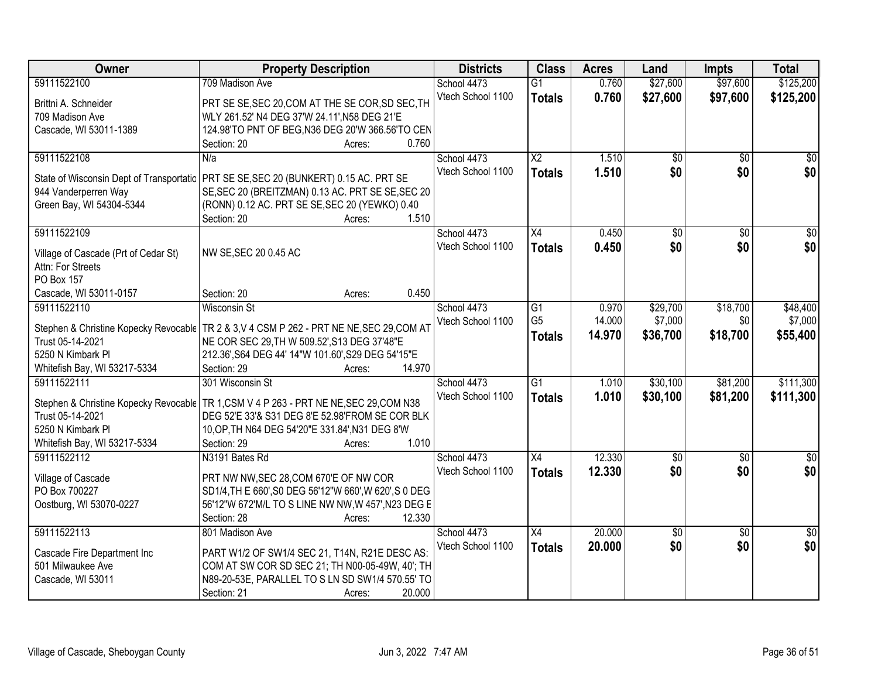| Owner | Property Description | Districts | Class | Acres | Land | Impts | Total |
|---|---|---|---|---|---|---|---|
| 59111522100<br>Brittni A. Schneider<br>709 Madison Ave<br>Cascade, WI 53011-1389 | 709 Madison Ave<br>PRT SE SE,SEC 20,COM AT THE SE COR,SD SEC,TH WLY 261.52' N4 DEG 37'W 24.11',N58 DEG 21'E 124.98'TO PNT OF BEG,N36 DEG 20'W 366.56'TO CEN<br>Section: 20 Acres: 0.760 | School 4473<br>Vtech School 1100 | G1<br>**Totals** | 0.760<br>**0.760** | $27,600<br>**$27,600** | $97,600<br>**$97,600** | $125,200<br>**$125,200** |
| 59111522108<br>State of Wisconsin Dept of Transportatic<br>944 Vanderperren Way<br>Green Bay, WI 54304-5344 | N/a<br>PRT SE SE,SEC 20 (BUNKERT) 0.15 AC. PRT SE SE,SEC 20 (BREITZMAN) 0.13 AC. PRT SE SE,SEC 20 (RONN) 0.12 AC. PRT SE SE,SEC 20 (YEWKO) 0.40<br>Section: 20 Acres: 1.510 | School 4473<br>Vtech School 1100 | X2<br>**Totals** | 1.510<br>**1.510** | $0<br>**$0** | $0<br>**$0** | $0<br>**$0** |
| 59111522109<br>Village of Cascade (Prt of Cedar St)<br>Attn: For Streets<br>PO Box 157<br>Cascade, WI 53011-0157 | NW SE,SEC 20 0.45 AC<br>Section: 20 Acres: 0.450 | School 4473<br>Vtech School 1100 | X4<br>**Totals** | 0.450<br>**0.450** | $0<br>**$0** | $0<br>**$0** | $0<br>**$0** |
| 59111522110<br>Stephen & Christine Kopecky Revocable<br>Trust 05-14-2021<br>5250 N Kimbark Pl<br>Whitefish Bay, WI 53217-5334 | Wisconsin St<br>TR 2 & 3,V 4 CSM P 262 - PRT NE NE,SEC 29,COM AT NE COR SEC 29,TH W 509.52',S13 DEG 37'48"E 212.36',S64 DEG 44' 14"W 101.60',S29 DEG 54'15"E<br>Section: 29 Acres: 14.970 | School 4473<br>Vtech School 1100 | G1<br>G5<br>**Totals** | 0.970<br>14.000<br>**14.970** | $29,700<br>$7,000<br>**$36,700** | $18,700<br>$0<br>**$18,700** | $48,400<br>$7,000<br>**$55,400** |
| 59111522111<br>Stephen & Christine Kopecky Revocable<br>Trust 05-14-2021<br>5250 N Kimbark Pl<br>Whitefish Bay, WI 53217-5334 | 301 Wisconsin St<br>TR 1,CSM V 4 P 263 - PRT NE NE,SEC 29,COM N38 DEG 52'E 33'& S31 DEG 8'E 52.98'FROM SE COR BLK 10,OP,TH N64 DEG 54'20"E 331.84',N31 DEG 8'W<br>Section: 29 Acres: 1.010 | School 4473<br>Vtech School 1100 | G1<br>**Totals** | 1.010<br>**1.010** | $30,100<br>**$30,100** | $81,200<br>**$81,200** | $111,300<br>**$111,300** |
| 59111522112<br>Village of Cascade<br>PO Box 700227<br>Oostburg, WI 53070-0227 | N3191 Bates Rd<br>PRT NW NW,SEC 28,COM 670'E OF NW COR SD1/4,TH E 660',S0 DEG 56'12"W 660',W 620',S 0 DEG 56'12"W 672'M/L TO S LINE NW NW,W 457',N23 DEG E<br>Section: 28 Acres: 12.330 | School 4473<br>Vtech School 1100 | X4<br>**Totals** | 12.330<br>**12.330** | $0<br>**$0** | $0<br>**$0** | $0<br>**$0** |
| 59111522113<br>Cascade Fire Department Inc<br>501 Milwaukee Ave<br>Cascade, WI 53011 | 801 Madison Ave<br>PART W1/2 OF SW1/4 SEC 21, T14N, R21E DESC AS: COM AT SW COR SD SEC 21; TH N00-05-49W, 40'; TH N89-20-53E, PARALLEL TO S LN SD SW1/4 570.55' TO<br>Section: 21 Acres: 20.000 | School 4473<br>Vtech School 1100 | X4<br>**Totals** | 20.000<br>**20.000** | $0<br>**$0** | $0<br>**$0** | $0<br>**$0** |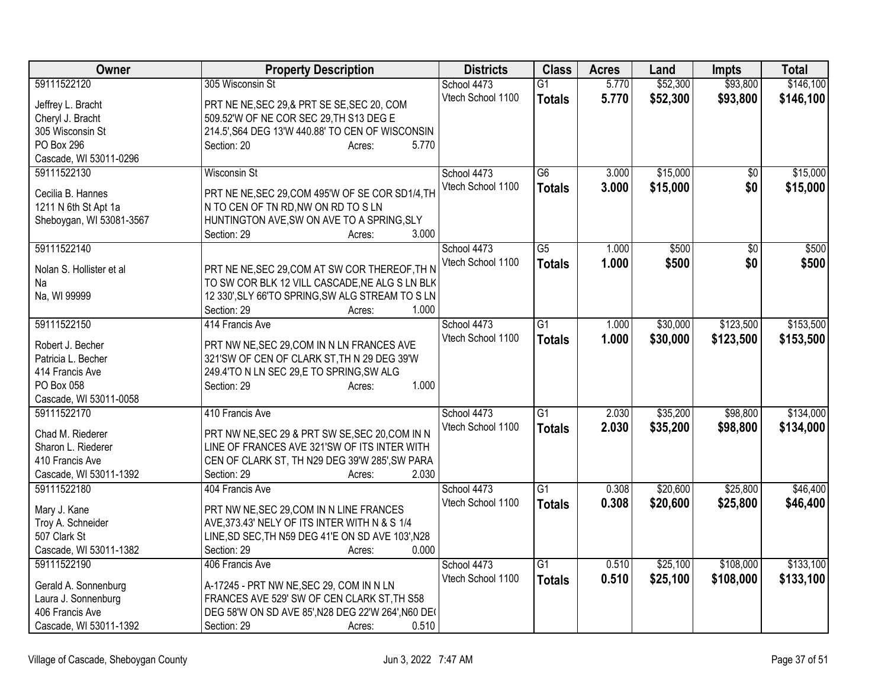| Owner | Property Description | Districts | Class | Acres | Land | Impts | Total |
|---|---|---|---|---|---|---|---|
| 59111522120 | 305 Wisconsin St | School 4473 | G1 | 5.770 | $52,300 | $93,800 | $146,100 |
| Jeffrey L. Bracht<br>Cheryl J. Bracht<br>305 Wisconsin St<br>PO Box 296<br>Cascade, WI 53011-0296 | PRT NE NE,SEC 29,& PRT SE SE,SEC 20, COM 509.52'W OF NE COR SEC 29,TH S13 DEG E 214.5',S64 DEG 13'W 440.88' TO CEN OF WISCONSIN<br>Section: 20 Acres: 5.770 | Vtech School 1100 | **Totals** | **5.770** | **$52,300** | **$93,800** | **$146,100** |
| 59111522130 | Wisconsin St | School 4473 | G6 | 3.000 | $15,000 | $0 | $15,000 |
| Cecilia B. Hannes<br>1211 N 6th St Apt 1a<br>Sheboygan, WI 53081-3567 | PRT NE NE,SEC 29,COM 495'W OF SE COR SD1/4,TH N TO CEN OF TN RD,NW ON RD TO S LN HUNTINGTON AVE,SW ON AVE TO A SPRING,SLY<br>Section: 29 Acres: 3.000 | Vtech School 1100 | **Totals** | **3.000** | **$15,000** | **$0** | **$15,000** |
| 59111522140 | | School 4473 | G5 | 1.000 | $500 | $0 | $500 |
| Nolan S. Hollister et al<br>Na<br>Na, WI 99999 | PRT NE NE,SEC 29,COM AT SW COR THEREOF,TH N TO SW COR BLK 12 VILL CASCADE,NE ALG S LN BLK 12 330',SLY 66'TO SPRING,SW ALG STREAM TO S LN<br>Section: 29 Acres: 1.000 | Vtech School 1100 | **Totals** | **1.000** | **$500** | **$0** | **$500** |
| 59111522150 | 414 Francis Ave | School 4473 | G1 | 1.000 | $30,000 | $123,500 | $153,500 |
| Robert J. Becher<br>Patricia L. Becher<br>414 Francis Ave<br>PO Box 058<br>Cascade, WI 53011-0058 | PRT NW NE,SEC 29,COM IN N LN FRANCES AVE 321'SW OF CEN OF CLARK ST,TH N 29 DEG 39'W 249.4'TO N LN SEC 29,E TO SPRING,SW ALG<br>Section: 29 Acres: 1.000 | Vtech School 1100 | **Totals** | **1.000** | **$30,000** | **$123,500** | **$153,500** |
| 59111522170 | 410 Francis Ave | School 4473 | G1 | 2.030 | $35,200 | $98,800 | $134,000 |
| Chad M. Riederer<br>Sharon L. Riederer<br>410 Francis Ave<br>Cascade, WI 53011-1392 | PRT NW NE,SEC 29 & PRT SW SE,SEC 20,COM IN N LINE OF FRANCES AVE 321'SW OF ITS INTER WITH CEN OF CLARK ST, TH N29 DEG 39'W 285',SW PARA<br>Section: 29 Acres: 2.030 | Vtech School 1100 | **Totals** | **2.030** | **$35,200** | **$98,800** | **$134,000** |
| 59111522180 | 404 Francis Ave | School 4473 | G1 | 0.308 | $20,600 | $25,800 | $46,400 |
| Mary J. Kane<br>Troy A. Schneider<br>507 Clark St<br>Cascade, WI 53011-1382 | PRT NW NE,SEC 29,COM IN N LINE FRANCES AVE,373.43' NELY OF ITS INTER WITH N & S 1/4 LINE,SD SEC,TH N59 DEG 41'E ON SD AVE 103',N28<br>Section: 29 Acres: 0.000 | Vtech School 1100 | **Totals** | **0.308** | **$20,600** | **$25,800** | **$46,400** |
| 59111522190 | 406 Francis Ave | School 4473 | G1 | 0.510 | $25,100 | $108,000 | $133,100 |
| Gerald A. Sonnenburg<br>Laura J. Sonnenburg<br>406 Francis Ave<br>Cascade, WI 53011-1392 | A-17245 - PRT NW NE,SEC 29, COM IN N LN FRANCES AVE 529' SW OF CEN CLARK ST,TH S58 DEG 58'W ON SD AVE 85',N28 DEG 22'W 264',N60 DE(<br>Section: 29 Acres: 0.510 | Vtech School 1100 | **Totals** | **0.510** | **$25,100** | **$108,000** | **$133,100** |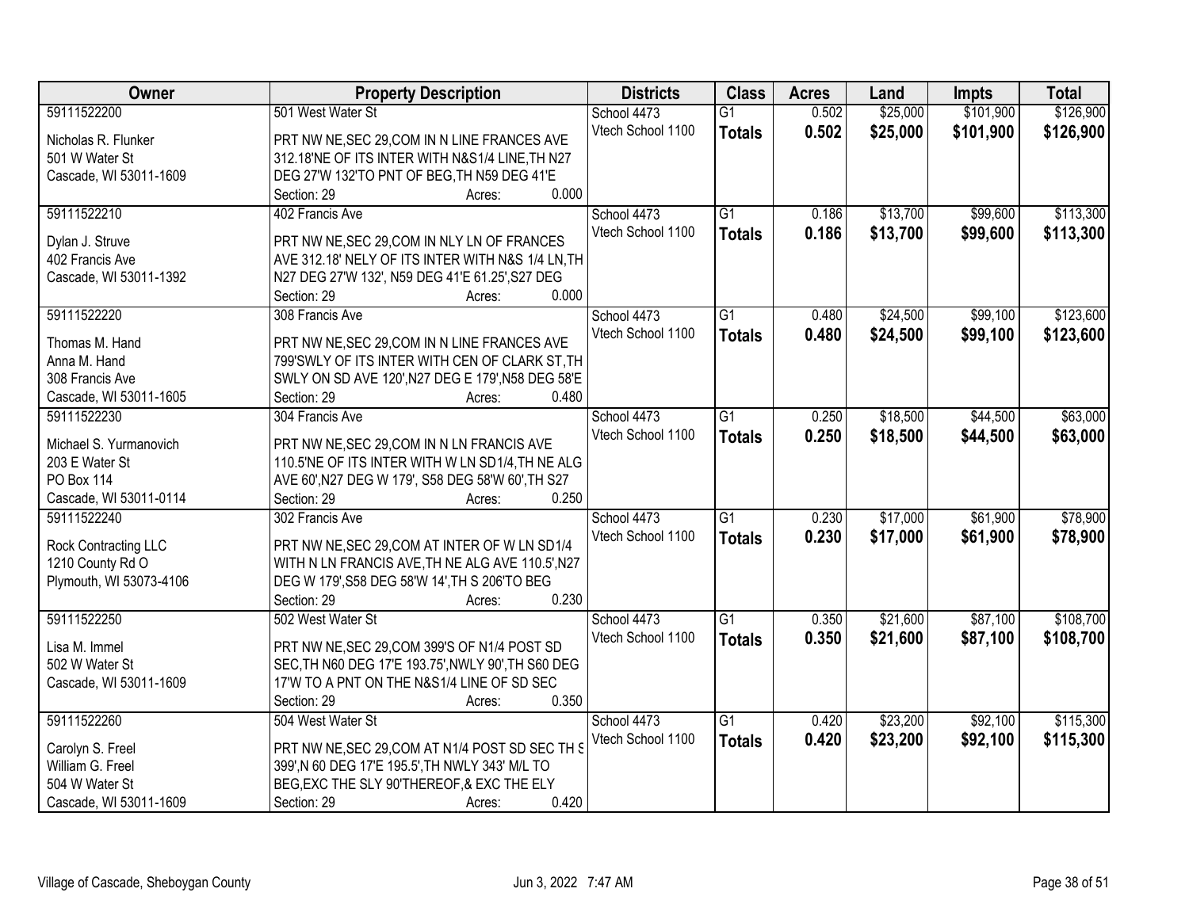| Owner | Property Description | Districts | Class | Acres | Land | Impts | Total |
|---|---|---|---|---|---|---|---|
| 59111522200<br>Nicholas R. Flunker<br>501 W Water St<br>Cascade, WI 53011-1609 | 501 West Water St<br>PRT NW NE,SEC 29,COM IN N LINE FRANCES AVE 312.18'NE OF ITS INTER WITH N&S1/4 LINE,TH N27 DEG 27'W 132'TO PNT OF BEG,TH N59 DEG 41'E<br>Section: 29 Acres: 0.000 | School 4473<br>Vtech School 1100 | G1<br>**Totals** | 0.502<br>**0.502** | $25,000<br>**$25,000** | $101,900<br>**$101,900** | $126,900<br>**$126,900** |
| 59111522210<br>Dylan J. Struve<br>402 Francis Ave<br>Cascade, WI 53011-1392 | 402 Francis Ave<br>PRT NW NE,SEC 29,COM IN NLY LN OF FRANCES AVE 312.18' NELY OF ITS INTER WITH N&S 1/4 LN,TH N27 DEG 27'W 132', N59 DEG 41'E 61.25',S27 DEG<br>Section: 29 Acres: 0.000 | School 4473<br>Vtech School 1100 | G1<br>**Totals** | 0.186<br>**0.186** | $13,700<br>**$13,700** | $99,600<br>**$99,600** | $113,300<br>**$113,300** |
| 59111522220<br>Thomas M. Hand<br>Anna M. Hand<br>308 Francis Ave<br>Cascade, WI 53011-1605 | 308 Francis Ave<br>PRT NW NE,SEC 29,COM IN N LINE FRANCES AVE 799'SWLY OF ITS INTER WITH CEN OF CLARK ST,TH SWLY ON SD AVE 120',N27 DEG E 179',N58 DEG 58'E<br>Section: 29 Acres: 0.480 | School 4473<br>Vtech School 1100 | G1<br>**Totals** | 0.480<br>**0.480** | $24,500<br>**$24,500** | $99,100<br>**$99,100** | $123,600<br>**$123,600** |
| 59111522230<br>Michael S. Yurmanovich<br>203 E Water St<br>PO Box 114<br>Cascade, WI 53011-0114 | 304 Francis Ave<br>PRT NW NE,SEC 29,COM IN N LN FRANCIS AVE 110.5'NE OF ITS INTER WITH W LN SD1/4,TH NE ALG AVE 60',N27 DEG W 179', S58 DEG 58'W 60',TH S27<br>Section: 29 Acres: 0.250 | School 4473<br>Vtech School 1100 | G1<br>**Totals** | 0.250<br>**0.250** | $18,500<br>**$18,500** | $44,500<br>**$44,500** | $63,000<br>**$63,000** |
| 59111522240<br>Rock Contracting LLC<br>1210 County Rd O<br>Plymouth, WI 53073-4106 | 302 Francis Ave<br>PRT NW NE,SEC 29,COM AT INTER OF W LN SD1/4 WITH N LN FRANCIS AVE,TH NE ALG AVE 110.5',N27 DEG W 179',S58 DEG 58'W 14',TH S 206'TO BEG<br>Section: 29 Acres: 0.230 | School 4473<br>Vtech School 1100 | G1<br>**Totals** | 0.230<br>**0.230** | $17,000<br>**$17,000** | $61,900<br>**$61,900** | $78,900<br>**$78,900** |
| 59111522250<br>Lisa M. Immel<br>502 W Water St<br>Cascade, WI 53011-1609 | 502 West Water St<br>PRT NW NE,SEC 29,COM 399'S OF N1/4 POST SD SEC,TH N60 DEG 17'E 193.75',NWLY 90',TH S60 DEG 17'W TO A PNT ON THE N&S1/4 LINE OF SD SEC<br>Section: 29 Acres: 0.350 | School 4473<br>Vtech School 1100 | G1<br>**Totals** | 0.350<br>**0.350** | $21,600<br>**$21,600** | $87,100<br>**$87,100** | $108,700<br>**$108,700** |
| 59111522260<br>Carolyn S. Freel<br>William G. Freel<br>504 W Water St<br>Cascade, WI 53011-1609 | 504 West Water St<br>PRT NW NE,SEC 29,COM AT N1/4 POST SD SEC TH S 399',N 60 DEG 17'E 195.5',TH NWLY 343' M/L TO BEG,EXC THE SLY 90'THEREOF,& EXC THE ELY<br>Section: 29 Acres: 0.420 | School 4473<br>Vtech School 1100 | G1<br>**Totals** | 0.420<br>**0.420** | $23,200<br>**$23,200** | $92,100<br>**$92,100** | $115,300<br>**$115,300** |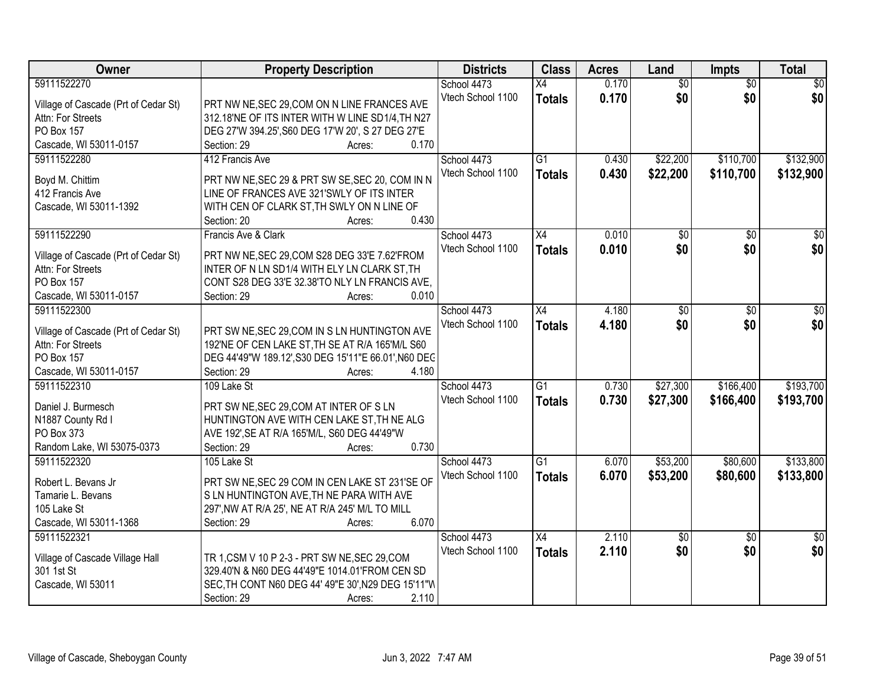| Owner | Property Description | Districts | Class | Acres | Land | Impts | Total |
|---|---|---|---|---|---|---|---|
| 59111522270<br><br>Village of Cascade (Prt of Cedar St)<br>Attn: For Streets<br>PO Box 157<br>Cascade, WI 53011-0157 | PRT NW NE,SEC 29,COM ON N LINE FRANCES AVE 312.18'NE OF ITS INTER WITH W LINE SD1/4,TH N27 DEG 27'W 394.25',S60 DEG 17'W 20', S 27 DEG 27'E<br>Section: 29 Acres: 0.170 | School 4473<br>Vtech School 1100 | X4<br>**Totals** | 0.170<br>**0.170** | $0<br>**$0** | $0<br>**$0** | $0<br>**$0** |
| 59111522280<br><br>Boyd M. Chittim<br>412 Francis Ave<br>Cascade, WI 53011-1392 | 412 Francis Ave<br><br>PRT NW NE,SEC 29 & PRT SW SE,SEC 20, COM IN N LINE OF FRANCES AVE 321'SWLY OF ITS INTER WITH CEN OF CLARK ST,TH SWLY ON N LINE OF<br>Section: 20 Acres: 0.430 | School 4473<br>Vtech School 1100 | G1<br>**Totals** | 0.430<br>**0.430** | $22,200<br>**$22,200** | $110,700<br>**$110,700** | $132,900<br>**$132,900** |
| 59111522290<br><br>Village of Cascade (Prt of Cedar St)<br>Attn: For Streets<br>PO Box 157<br>Cascade, WI 53011-0157 | Francis Ave & Clark<br><br>PRT NW NE,SEC 29,COM S28 DEG 33'E 7.62'FROM INTER OF N LN SD1/4 WITH ELY LN CLARK ST,TH CONT S28 DEG 33'E 32.38'TO NLY LN FRANCIS AVE,<br>Section: 29 Acres: 0.010 | School 4473<br>Vtech School 1100 | X4<br>**Totals** | 0.010<br>**0.010** | $0<br>**$0** | $0<br>**$0** | $0<br>**$0** |
| 59111522300<br><br>Village of Cascade (Prt of Cedar St)<br>Attn: For Streets<br>PO Box 157<br>Cascade, WI 53011-0157 | PRT SW NE,SEC 29,COM IN S LN HUNTINGTON AVE 192'NE OF CEN LAKE ST,TH SE AT R/A 165'M/L S60 DEG 44'49"W 189.12',S30 DEG 15'11"E 66.01',N60 DEG<br>Section: 29 Acres: 4.180 | School 4473<br>Vtech School 1100 | X4<br>**Totals** | 4.180<br>**4.180** | $0<br>**$0** | $0<br>**$0** | $0<br>**$0** |
| 59111522310<br><br>Daniel J. Burmesch<br>N1887 County Rd I<br>PO Box 373<br>Random Lake, WI 53075-0373 | 109 Lake St<br><br>PRT SW NE,SEC 29,COM AT INTER OF S LN HUNTINGTON AVE WITH CEN LAKE ST,TH NE ALG AVE 192',SE AT R/A 165'M/L, S60 DEG 44'49"W<br>Section: 29 Acres: 0.730 | School 4473<br>Vtech School 1100 | G1<br>**Totals** | 0.730<br>**0.730** | $27,300<br>**$27,300** | $166,400<br>**$166,400** | $193,700<br>**$193,700** |
| 59111522320<br><br>Robert L. Bevans Jr<br>Tamarie L. Bevans<br>105 Lake St<br>Cascade, WI 53011-1368 | 105 Lake St<br><br>PRT SW NE,SEC 29 COM IN CEN LAKE ST 231'SE OF S LN HUNTINGTON AVE,TH NE PARA WITH AVE 297',NW AT R/A 25', NE AT R/A 245' M/L TO MILL<br>Section: 29 Acres: 6.070 | School 4473<br>Vtech School 1100 | G1<br>**Totals** | 6.070<br>**6.070** | $53,200<br>**$53,200** | $80,600<br>**$80,600** | $133,800<br>**$133,800** |
| 59111522321<br><br>Village of Cascade Village Hall<br>301 1st St<br>Cascade, WI 53011 | TR 1,CSM V 10 P 2-3 - PRT SW NE,SEC 29,COM 329.40'N & N60 DEG 44'49"E 1014.01'FROM CEN SD SEC,TH CONT N60 DEG 44' 49"E 30',N29 DEG 15'11"W<br>Section: 29 Acres: 2.110 | School 4473<br>Vtech School 1100 | X4<br>**Totals** | 2.110<br>**2.110** | $0<br>**$0** | $0<br>**$0** | $0<br>**$0** |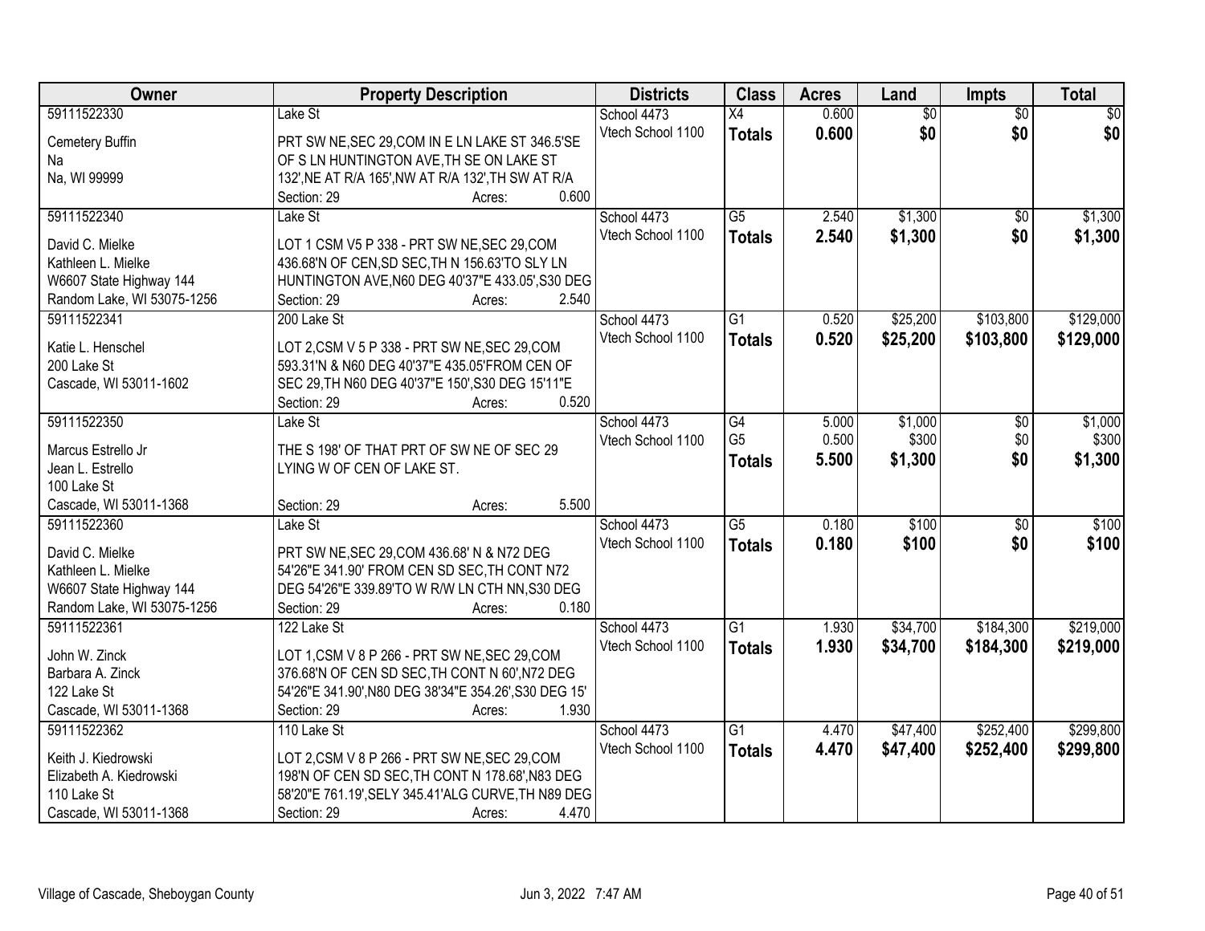| Owner | Property Description | Districts | Class | Acres | Land | Impts | Total |
|---|---|---|---|---|---|---|---|
| 59111522330<br><br>Cemetery Buffin<br>Na<br>Na, WI 99999 | Lake St<br><br>PRT SW NE,SEC 29,COM IN E LN LAKE ST 346.5'SE OF S LN HUNTINGTON AVE,TH SE ON LAKE ST 132',NE AT R/A 165',NW AT R/A 132',TH SW AT R/A<br>Section: 29 Acres: 0.600 | School 4473<br>Vtech School 1100 | X4<br>**Totals** | 0.600<br>**0.600** | $0<br>**$0** | $0<br>**$0** | $0<br>**$0** |
| 59111522340<br><br>David C. Mielke<br>Kathleen L. Mielke<br>W6607 State Highway 144<br>Random Lake, WI 53075-1256 | Lake St<br><br>LOT 1 CSM V5 P 338 - PRT SW NE,SEC 29,COM 436.68'N OF CEN,SD SEC,TH N 156.63'TO SLY LN HUNTINGTON AVE,N60 DEG 40'37"E 433.05',S30 DEG<br>Section: 29 Acres: 2.540 | School 4473<br>Vtech School 1100 | G5<br>**Totals** | 2.540<br>**2.540** | $1,300<br>**$1,300** | $0<br>**$0** | $1,300<br>**$1,300** |
| 59111522341<br><br>Katie L. Henschel<br>200 Lake St<br>Cascade, WI 53011-1602 | 200 Lake St<br><br>LOT 2,CSM V 5 P 338 - PRT SW NE,SEC 29,COM 593.31'N & N60 DEG 40'37"E 435.05'FROM CEN OF SEC 29,TH N60 DEG 40'37"E 150',S30 DEG 15'11"E<br>Section: 29 Acres: 0.520 | School 4473<br>Vtech School 1100 | G1<br>**Totals** | 0.520<br>**0.520** | $25,200<br>**$25,200** | $103,800<br>**$103,800** | $129,000<br>**$129,000** |
| 59111522350<br><br>Marcus Estrello Jr<br>Jean L. Estrello<br>100 Lake St<br>Cascade, WI 53011-1368 | Lake St<br><br>THE S 198' OF THAT PRT OF SW NE OF SEC 29 LYING W OF CEN OF LAKE ST.<br><br>Section: 29 Acres: 5.500 | School 4473<br>Vtech School 1100 | G4<br>G5<br>**Totals** | 5.000<br>0.500<br>**5.500** | $1,000<br>$300<br>**$1,300** | $0<br>$0<br>**$0** | $1,000<br>$300<br>**$1,300** |
| 59111522360<br><br>David C. Mielke<br>Kathleen L. Mielke<br>W6607 State Highway 144<br>Random Lake, WI 53075-1256 | Lake St<br><br>PRT SW NE,SEC 29,COM 436.68' N & N72 DEG 54'26"E 341.90' FROM CEN SD SEC,TH CONT N72 DEG 54'26"E 339.89'TO W R/W LN CTH NN,S30 DEG<br>Section: 29 Acres: 0.180 | School 4473<br>Vtech School 1100 | G5<br>**Totals** | 0.180<br>**0.180** | $100<br>**$100** | $0<br>**$0** | $100<br>**$100** |
| 59111522361<br><br>John W. Zinck<br>Barbara A. Zinck<br>122 Lake St<br>Cascade, WI 53011-1368 | 122 Lake St<br><br>LOT 1,CSM V 8 P 266 - PRT SW NE,SEC 29,COM 376.68'N OF CEN SD SEC,TH CONT N 60',N72 DEG 54'26"E 341.90',N80 DEG 38'34"E 354.26',S30 DEG 15'<br>Section: 29 Acres: 1.930 | School 4473<br>Vtech School 1100 | G1<br>**Totals** | 1.930<br>**1.930** | $34,700<br>**$34,700** | $184,300<br>**$184,300** | $219,000<br>**$219,000** |
| 59111522362<br><br>Keith J. Kiedrowski<br>Elizabeth A. Kiedrowski<br>110 Lake St<br>Cascade, WI 53011-1368 | 110 Lake St<br><br>LOT 2,CSM V 8 P 266 - PRT SW NE,SEC 29,COM 198'N OF CEN SD SEC,TH CONT N 178.68',N83 DEG 58'20"E 761.19',SELY 345.41'ALG CURVE,TH N89 DEG<br>Section: 29 Acres: 4.470 | School 4473<br>Vtech School 1100 | G1<br>**Totals** | 4.470<br>**4.470** | $47,400<br>**$47,400** | $252,400<br>**$252,400** | $299,800<br>**$299,800** |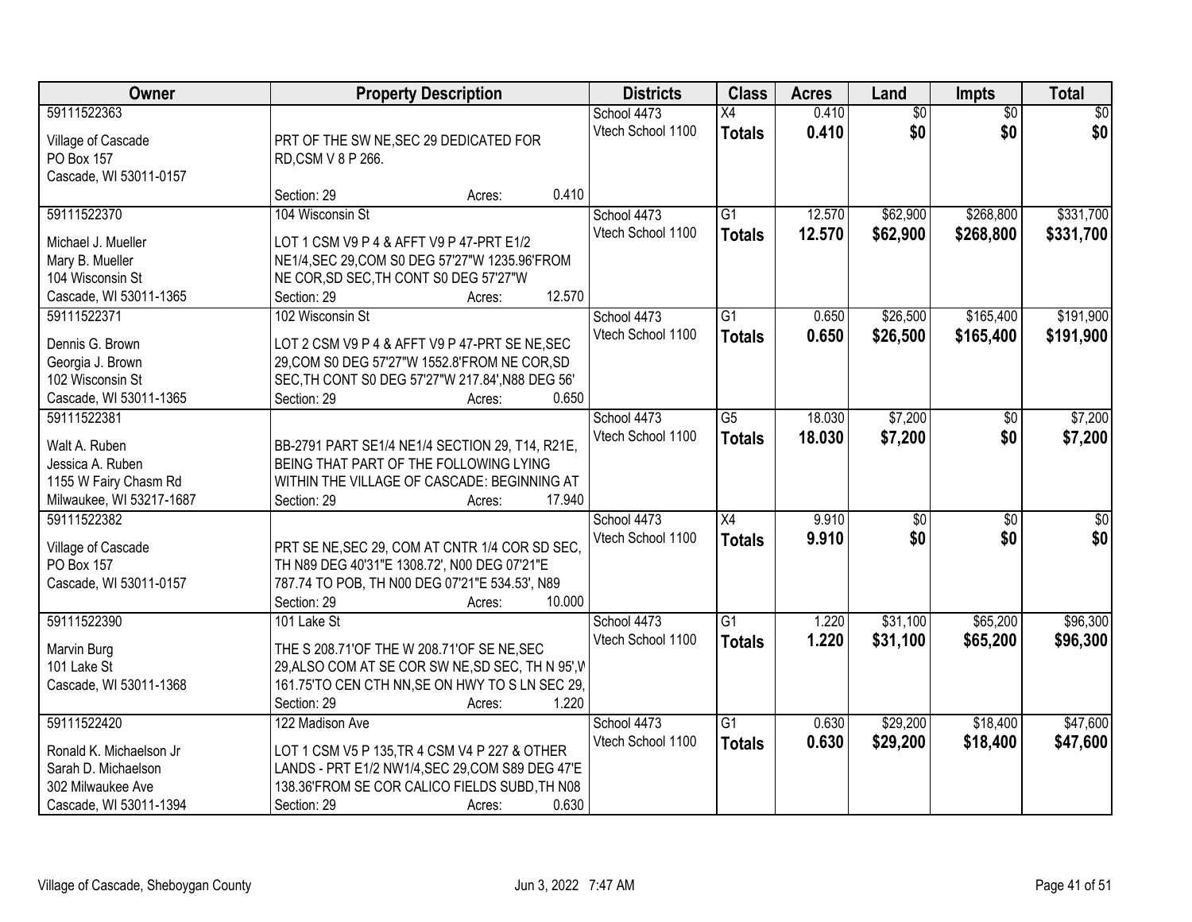| Owner | Property Description | Districts | Class | Acres | Land | Impts | Total |
|---|---|---|---|---|---|---|---|
| 59111522363<br><br>Village of Cascade<br>PO Box 157<br>Cascade, WI 53011-0157 | PRT OF THE SW NE,SEC 29 DEDICATED FOR RD,CSM V 8 P 266.<br><br>Section: 29 Acres: 0.410 | School 4473<br>Vtech School 1100 | X4<br>**Totals** | 0.410<br>**0.410** | $0<br>**$0** | $0<br>**$0** | $0<br>**$0** |
| 59111522370<br><br>Michael J. Mueller<br>Mary B. Mueller<br>104 Wisconsin St<br>Cascade, WI 53011-1365 | 104 Wisconsin St<br>LOT 1 CSM V9 P 4 & AFFT V9 P 47-PRT E1/2 NE1/4,SEC 29,COM S0 DEG 57'27"W 1235.96'FROM NE COR,SD SEC,TH CONT S0 DEG 57'27"W<br>Section: 29 Acres: 12.570 | School 4473<br>Vtech School 1100 | G1<br>**Totals** | 12.570<br>**12.570** | $62,900<br>**$62,900** | $268,800<br>**$268,800** | $331,700<br>**$331,700** |
| 59111522371<br><br>Dennis G. Brown<br>Georgia J. Brown<br>102 Wisconsin St<br>Cascade, WI 53011-1365 | 102 Wisconsin St<br>LOT 2 CSM V9 P 4 & AFFT V9 P 47-PRT SE NE,SEC 29,COM S0 DEG 57'27"W 1552.8'FROM NE COR,SD SEC,TH CONT S0 DEG 57'27"W 217.84',N88 DEG 56'<br>Section: 29 Acres: 0.650 | School 4473<br>Vtech School 1100 | G1<br>**Totals** | 0.650<br>**0.650** | $26,500<br>**$26,500** | $165,400<br>**$165,400** | $191,900<br>**$191,900** |
| 59111522381<br><br>Walt A. Ruben<br>Jessica A. Ruben<br>1155 W Fairy Chasm Rd<br>Milwaukee, WI 53217-1687 | BB-2791 PART SE1/4 NE1/4 SECTION 29, T14, R21E, BEING THAT PART OF THE FOLLOWING LYING WITHIN THE VILLAGE OF CASCADE: BEGINNING AT<br>Section: 29 Acres: 17.940 | School 4473<br>Vtech School 1100 | G5<br>**Totals** | 18.030<br>**18.030** | $7,200<br>**$7,200** | $0<br>**$0** | $7,200<br>**$7,200** |
| 59111522382<br><br>Village of Cascade<br>PO Box 157<br>Cascade, WI 53011-0157 | PRT SE NE,SEC 29, COM AT CNTR 1/4 COR SD SEC, TH N89 DEG 40'31"E 1308.72', N00 DEG 07'21"E 787.74 TO POB, TH N00 DEG 07'21"E 534.53', N89<br>Section: 29 Acres: 10.000 | School 4473<br>Vtech School 1100 | X4<br>**Totals** | 9.910<br>**9.910** | $0<br>**$0** | $0<br>**$0** | $0<br>**$0** |
| 59111522390<br><br>Marvin Burg<br>101 Lake St<br>Cascade, WI 53011-1368 | 101 Lake St<br>THE S 208.71'OF THE W 208.71'OF SE NE,SEC 29,ALSO COM AT SE COR SW NE,SD SEC, TH N 95',W 161.75'TO CEN CTH NN,SE ON HWY TO S LN SEC 29,<br>Section: 29 Acres: 1.220 | School 4473<br>Vtech School 1100 | G1<br>**Totals** | 1.220<br>**1.220** | $31,100<br>**$31,100** | $65,200<br>**$65,200** | $96,300<br>**$96,300** |
| 59111522420<br><br>Ronald K. Michaelson Jr<br>Sarah D. Michaelson<br>302 Milwaukee Ave<br>Cascade, WI 53011-1394 | 122 Madison Ave<br>LOT 1 CSM V5 P 135,TR 4 CSM V4 P 227 & OTHER LANDS - PRT E1/2 NW1/4,SEC 29,COM S89 DEG 47'E 138.36'FROM SE COR CALICO FIELDS SUBD,TH N08<br>Section: 29 Acres: 0.630 | School 4473<br>Vtech School 1100 | G1<br>**Totals** | 0.630<br>**0.630** | $29,200<br>**$29,200** | $18,400<br>**$18,400** | $47,600<br>**$47,600** |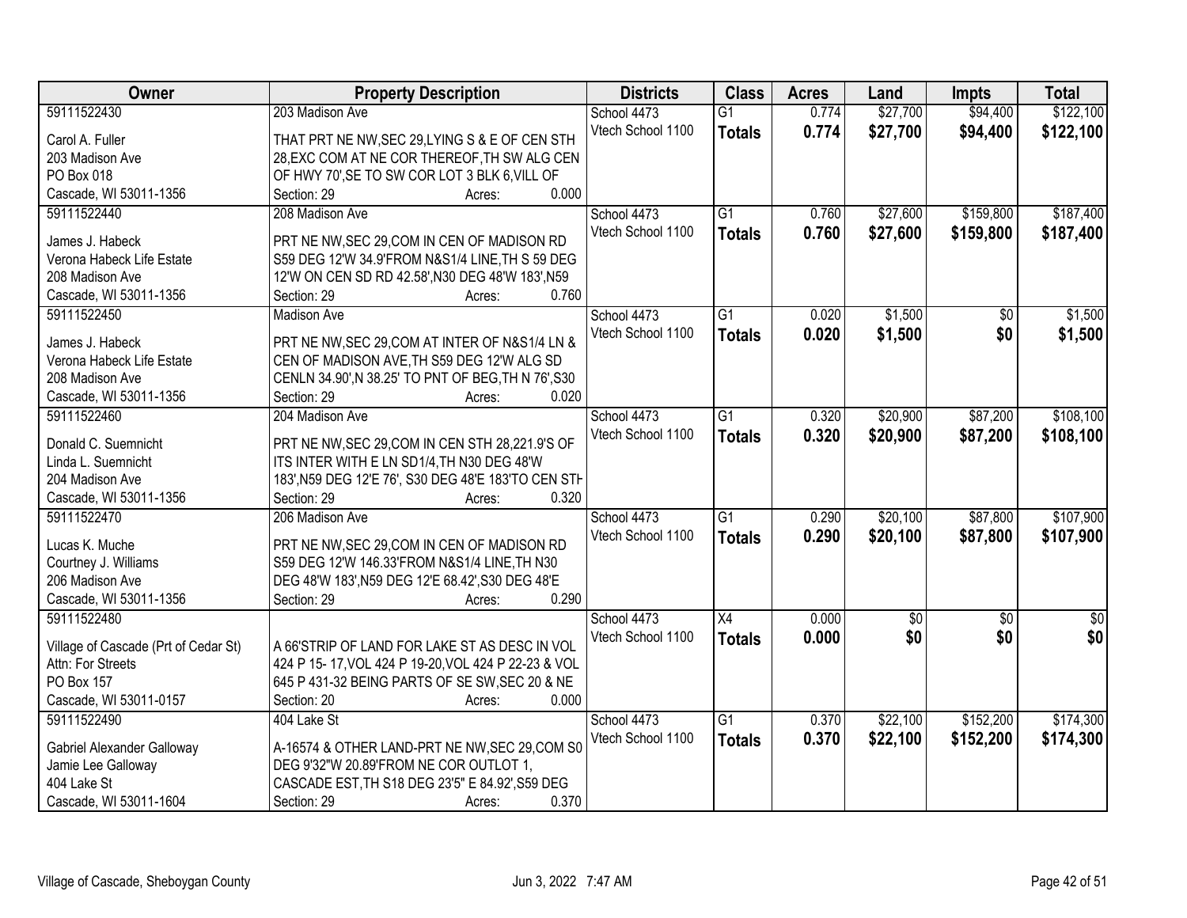| Owner | Property Description | Districts | Class | Acres | Land | Impts | Total |
|---|---|---|---|---|---|---|---|
| 59111522430 | 203 Madison Ave | School 4473 | G1 | 0.774 | $27,700 | $94,400 | $122,100 |
| Carol A. Fuller<br>203 Madison Ave<br>PO Box 018<br>Cascade, WI 53011-1356 | THAT PRT NE NW,SEC 29,LYING S & E OF CEN STH 28,EXC COM AT NE COR THEREOF,TH SW ALG CEN OF HWY 70',SE TO SW COR LOT 3 BLK 6,VILL OF<br>Section: 29 Acres: 0.000 | Vtech School 1100 | **Totals** | **0.774** | **$27,700** | **$94,400** | **$122,100** |
| 59111522440 | 208 Madison Ave | School 4473 | G1 | 0.760 | $27,600 | $159,800 | $187,400 |
| James J. Habeck<br>Verona Habeck Life Estate<br>208 Madison Ave<br>Cascade, WI 53011-1356 | PRT NE NW,SEC 29,COM IN CEN OF MADISON RD S59 DEG 12'W 34.9'FROM N&S1/4 LINE,TH S 59 DEG 12'W ON CEN SD RD 42.58',N30 DEG 48'W 183',N59<br>Section: 29 Acres: 0.760 | Vtech School 1100 | **Totals** | **0.760** | **$27,600** | **$159,800** | **$187,400** |
| 59111522450 | Madison Ave | School 4473 | G1 | 0.020 | $1,500 | $0 | $1,500 |
| James J. Habeck<br>Verona Habeck Life Estate<br>208 Madison Ave<br>Cascade, WI 53011-1356 | PRT NE NW,SEC 29,COM AT INTER OF N&S1/4 LN & CEN OF MADISON AVE,TH S59 DEG 12'W ALG SD CENLN 34.90',N 38.25' TO PNT OF BEG,TH N 76',S30<br>Section: 29 Acres: 0.020 | Vtech School 1100 | **Totals** | **0.020** | **$1,500** | **$0** | **$1,500** |
| 59111522460 | 204 Madison Ave | School 4473 | G1 | 0.320 | $20,900 | $87,200 | $108,100 |
| Donald C. Suemnicht<br>Linda L. Suemnicht<br>204 Madison Ave<br>Cascade, WI 53011-1356 | PRT NE NW,SEC 29,COM IN CEN STH 28,221.9'S OF ITS INTER WITH E LN SD1/4,TH N30 DEG 48'W 183',N59 DEG 12'E 76', S30 DEG 48'E 183'TO CEN STH<br>Section: 29 Acres: 0.320 | Vtech School 1100 | **Totals** | **0.320** | **$20,900** | **$87,200** | **$108,100** |
| 59111522470 | 206 Madison Ave | School 4473 | G1 | 0.290 | $20,100 | $87,800 | $107,900 |
| Lucas K. Muche<br>Courtney J. Williams<br>206 Madison Ave<br>Cascade, WI 53011-1356 | PRT NE NW,SEC 29,COM IN CEN OF MADISON RD S59 DEG 12'W 146.33'FROM N&S1/4 LINE,TH N30 DEG 48'W 183',N59 DEG 12'E 68.42',S30 DEG 48'E<br>Section: 29 Acres: 0.290 | Vtech School 1100 | **Totals** | **0.290** | **$20,100** | **$87,800** | **$107,900** |
| 59111522480 | | School 4473 | X4 | 0.000 | $0 | $0 | $0 |
| Village of Cascade (Prt of Cedar St)<br>Attn: For Streets<br>PO Box 157<br>Cascade, WI 53011-0157 | A 66'STRIP OF LAND FOR LAKE ST AS DESC IN VOL 424 P 15- 17,VOL 424 P 19-20,VOL 424 P 22-23 & VOL 645 P 431-32 BEING PARTS OF SE SW,SEC 20 & NE<br>Section: 20 Acres: 0.000 | Vtech School 1100 | **Totals** | **0.000** | **$0** | **$0** | **$0** |
| 59111522490 | 404 Lake St | School 4473 | G1 | 0.370 | $22,100 | $152,200 | $174,300 |
| Gabriel Alexander Galloway<br>Jamie Lee Galloway<br>404 Lake St<br>Cascade, WI 53011-1604 | A-16574 & OTHER LAND-PRT NE NW,SEC 29,COM S0 DEG 9'32"W 20.89'FROM NE COR OUTLOT 1, CASCADE EST,TH S18 DEG 23'5" E 84.92',S59 DEG<br>Section: 29 Acres: 0.370 | Vtech School 1100 | **Totals** | **0.370** | **$22,100** | **$152,200** | **$174,300** |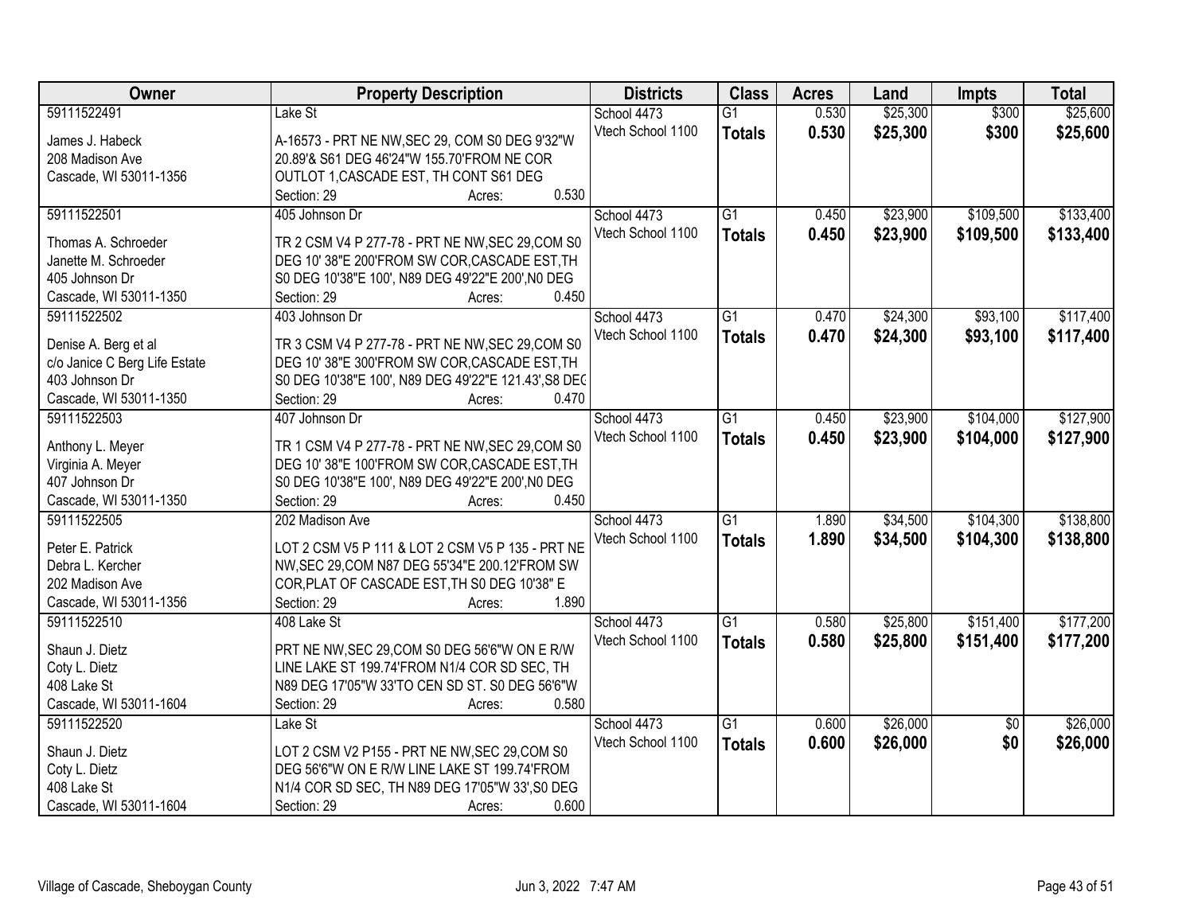| Owner | Property Description | Districts | Class | Acres | Land | Impts | Total |
|---|---|---|---|---|---|---|---|
| 59111522491<br>James J. Habeck<br>208 Madison Ave<br>Cascade, WI 53011-1356 | Lake St<br>A-16573 - PRT NE NW,SEC 29, COM S0 DEG 9'32"W 20.89'& S61 DEG 46'24"W 155.70'FROM NE COR OUTLOT 1,CASCADE EST, TH CONT S61 DEG<br>Section: 29 Acres: 0.530 | School 4473<br>Vtech School 1100 | G1<br>**Totals** | 0.530<br>**0.530** | $25,300<br>**$25,300** | $300<br>**$300** | $25,600<br>**$25,600** |
| 59111522501<br>Thomas A. Schroeder<br>Janette M. Schroeder<br>405 Johnson Dr<br>Cascade, WI 53011-1350 | 405 Johnson Dr<br>TR 2 CSM V4 P 277-78 - PRT NE NW,SEC 29,COM S0 DEG 10' 38"E 200'FROM SW COR,CASCADE EST,TH S0 DEG 10'38"E 100', N89 DEG 49'22"E 200',N0 DEG<br>Section: 29 Acres: 0.450 | School 4473<br>Vtech School 1100 | G1<br>**Totals** | 0.450<br>**0.450** | $23,900<br>**$23,900** | $109,500<br>**$109,500** | $133,400<br>**$133,400** |
| 59111522502<br>Denise A. Berg et al<br>c/o Janice C Berg Life Estate<br>403 Johnson Dr<br>Cascade, WI 53011-1350 | 403 Johnson Dr<br>TR 3 CSM V4 P 277-78 - PRT NE NW,SEC 29,COM S0 DEG 10' 38"E 300'FROM SW COR,CASCADE EST,TH S0 DEG 10'38"E 100', N89 DEG 49'22"E 121.43',S8 DEG<br>Section: 29 Acres: 0.470 | School 4473<br>Vtech School 1100 | G1<br>**Totals** | 0.470<br>**0.470** | $24,300<br>**$24,300** | $93,100<br>**$93,100** | $117,400<br>**$117,400** |
| 59111522503<br>Anthony L. Meyer<br>Virginia A. Meyer<br>407 Johnson Dr<br>Cascade, WI 53011-1350 | 407 Johnson Dr<br>TR 1 CSM V4 P 277-78 - PRT NE NW,SEC 29,COM S0 DEG 10' 38"E 100'FROM SW COR,CASCADE EST,TH S0 DEG 10'38"E 100', N89 DEG 49'22"E 200',N0 DEG<br>Section: 29 Acres: 0.450 | School 4473<br>Vtech School 1100 | G1<br>**Totals** | 0.450<br>**0.450** | $23,900<br>**$23,900** | $104,000<br>**$104,000** | $127,900<br>**$127,900** |
| 59111522505<br>Peter E. Patrick<br>Debra L. Kercher<br>202 Madison Ave<br>Cascade, WI 53011-1356 | 202 Madison Ave<br>LOT 2 CSM V5 P 111 & LOT 2 CSM V5 P 135 - PRT NE NW,SEC 29,COM N87 DEG 55'34"E 200.12'FROM SW COR,PLAT OF CASCADE EST,TH S0 DEG 10'38" E<br>Section: 29 Acres: 1.890 | School 4473<br>Vtech School 1100 | G1<br>**Totals** | 1.890<br>**1.890** | $34,500<br>**$34,500** | $104,300<br>**$104,300** | $138,800<br>**$138,800** |
| 59111522510<br>Shaun J. Dietz<br>Coty L. Dietz<br>408 Lake St<br>Cascade, WI 53011-1604 | 408 Lake St<br>PRT NE NW,SEC 29,COM S0 DEG 56'6"W ON E R/W LINE LAKE ST 199.74'FROM N1/4 COR SD SEC, TH N89 DEG 17'05"W 33'TO CEN SD ST. S0 DEG 56'6"W<br>Section: 29 Acres: 0.580 | School 4473<br>Vtech School 1100 | G1<br>**Totals** | 0.580<br>**0.580** | $25,800<br>**$25,800** | $151,400<br>**$151,400** | $177,200<br>**$177,200** |
| 59111522520<br>Shaun J. Dietz<br>Coty L. Dietz<br>408 Lake St<br>Cascade, WI 53011-1604 | Lake St<br>LOT 2 CSM V2 P155 - PRT NE NW,SEC 29,COM S0 DEG 56'6"W ON E R/W LINE LAKE ST 199.74'FROM N1/4 COR SD SEC, TH N89 DEG 17'05"W 33',S0 DEG<br>Section: 29 Acres: 0.600 | School 4473<br>Vtech School 1100 | G1<br>**Totals** | 0.600<br>**0.600** | $26,000<br>**$26,000** | $0<br>**$0** | $26,000<br>**$26,000** |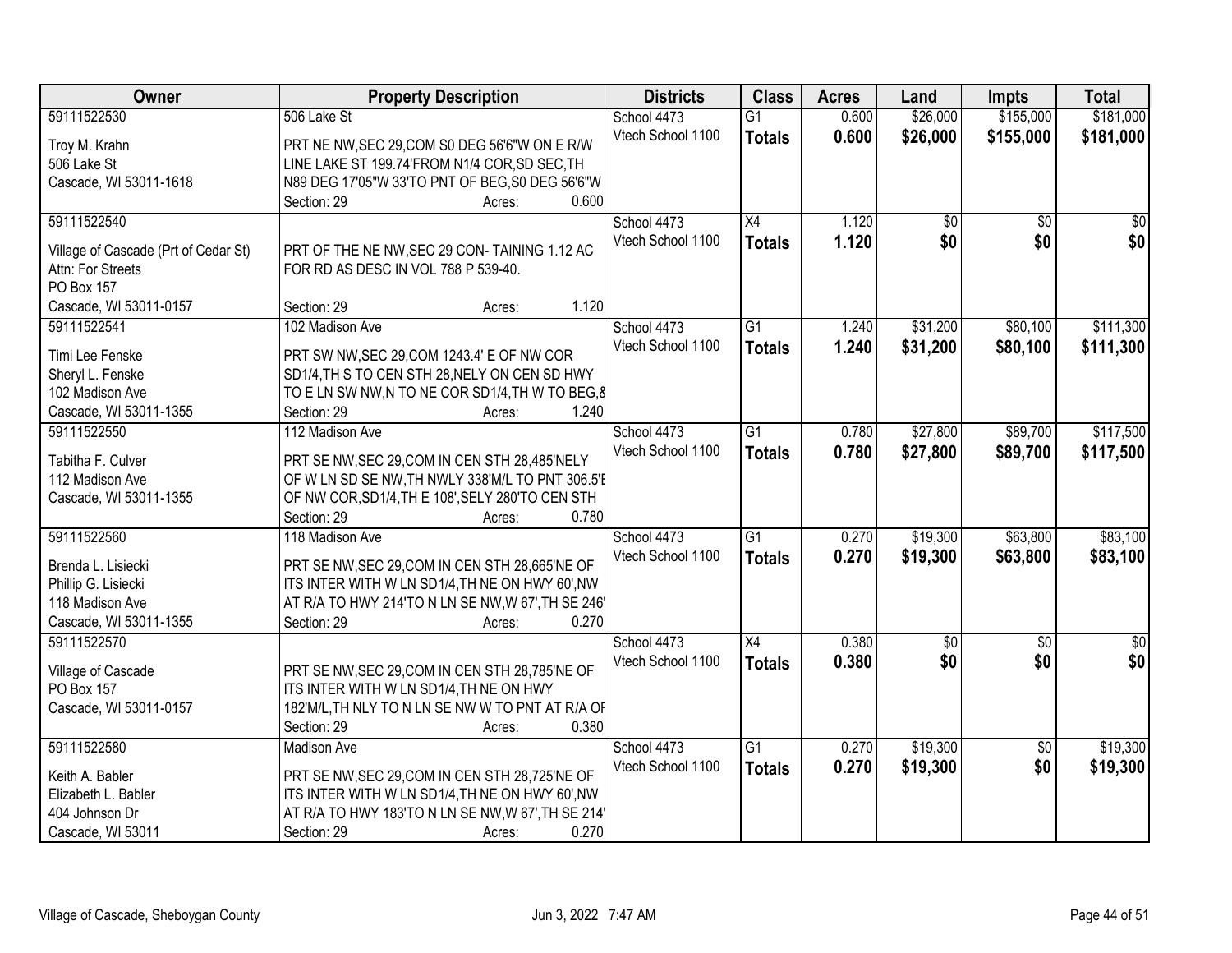| Owner | Property Description | Districts | Class | Acres | Land | Impts | Total |
|---|---|---|---|---|---|---|---|
| 59111522530 | 506 Lake St | School 4473 | G1 | 0.600 | $26,000 | $155,000 | $181,000 |
| Troy M. Krahn<br>506 Lake St<br>Cascade, WI 53011-1618 | PRT NE NW,SEC 29,COM S0 DEG 56'6"W ON E R/W LINE LAKE ST 199.74'FROM N1/4 COR,SD SEC,TH N89 DEG 17'05"W 33'TO PNT OF BEG,S0 DEG 56'6"W<br>Section: 29 Acres: 0.600 | Vtech School 1100 | **Totals** | **0.600** | **$26,000** | **$155,000** | **$181,000** |
| 59111522540 | | School 4473 | X4 | 1.120 | $0 | $0 | $0 |
| Village of Cascade (Prt of Cedar St)<br>Attn: For Streets<br>PO Box 157<br>Cascade, WI 53011-0157 | PRT OF THE NE NW,SEC 29 CON- TAINING 1.12 AC FOR RD AS DESC IN VOL 788 P 539-40.<br>Section: 29 Acres: 1.120 | Vtech School 1100 | **Totals** | **1.120** | **$0** | **$0** | **$0** |
| 59111522541 | 102 Madison Ave | School 4473 | G1 | 1.240 | $31,200 | $80,100 | $111,300 |
| Timi Lee Fenske<br>Sheryl L. Fenske<br>102 Madison Ave<br>Cascade, WI 53011-1355 | PRT SW NW,SEC 29,COM 1243.4' E OF NW COR SD1/4,TH S TO CEN STH 28,NELY ON CEN SD HWY TO E LN SW NW,N TO NE COR SD1/4,TH W TO BEG,8<br>Section: 29 Acres: 1.240 | Vtech School 1100 | **Totals** | **1.240** | **$31,200** | **$80,100** | **$111,300** |
| 59111522550 | 112 Madison Ave | School 4473 | G1 | 0.780 | $27,800 | $89,700 | $117,500 |
| Tabitha F. Culver<br>112 Madison Ave<br>Cascade, WI 53011-1355 | PRT SE NW,SEC 29,COM IN CEN STH 28,485'NELY OF W LN SD SE NW,TH NWLY 338'M/L TO PNT 306.5'E OF NW COR,SD1/4,TH E 108',SELY 280'TO CEN STH<br>Section: 29 Acres: 0.780 | Vtech School 1100 | **Totals** | **0.780** | **$27,800** | **$89,700** | **$117,500** |
| 59111522560 | 118 Madison Ave | School 4473 | G1 | 0.270 | $19,300 | $63,800 | $83,100 |
| Brenda L. Lisiecki<br>Phillip G. Lisiecki<br>118 Madison Ave<br>Cascade, WI 53011-1355 | PRT SE NW,SEC 29,COM IN CEN STH 28,665'NE OF ITS INTER WITH W LN SD1/4,TH NE ON HWY 60',NW AT R/A TO HWY 214'TO N LN SE NW,W 67',TH SE 246'<br>Section: 29 Acres: 0.270 | Vtech School 1100 | **Totals** | **0.270** | **$19,300** | **$63,800** | **$83,100** |
| 59111522570 | | School 4473 | X4 | 0.380 | $0 | $0 | $0 |
| Village of Cascade<br>PO Box 157<br>Cascade, WI 53011-0157 | PRT SE NW,SEC 29,COM IN CEN STH 28,785'NE OF ITS INTER WITH W LN SD1/4,TH NE ON HWY 182'M/L,TH NLY TO N LN SE NW W TO PNT AT R/A OF<br>Section: 29 Acres: 0.380 | Vtech School 1100 | **Totals** | **0.380** | **$0** | **$0** | **$0** |
| 59111522580 | Madison Ave | School 4473 | G1 | 0.270 | $19,300 | $0 | $19,300 |
| Keith A. Babler<br>Elizabeth L. Babler<br>404 Johnson Dr<br>Cascade, WI 53011 | PRT SE NW,SEC 29,COM IN CEN STH 28,725'NE OF ITS INTER WITH W LN SD1/4,TH NE ON HWY 60',NW AT R/A TO HWY 183'TO N LN SE NW,W 67',TH SE 214'<br>Section: 29 Acres: 0.270 | Vtech School 1100 | **Totals** | **0.270** | **$19,300** | **$0** | **$19,300** |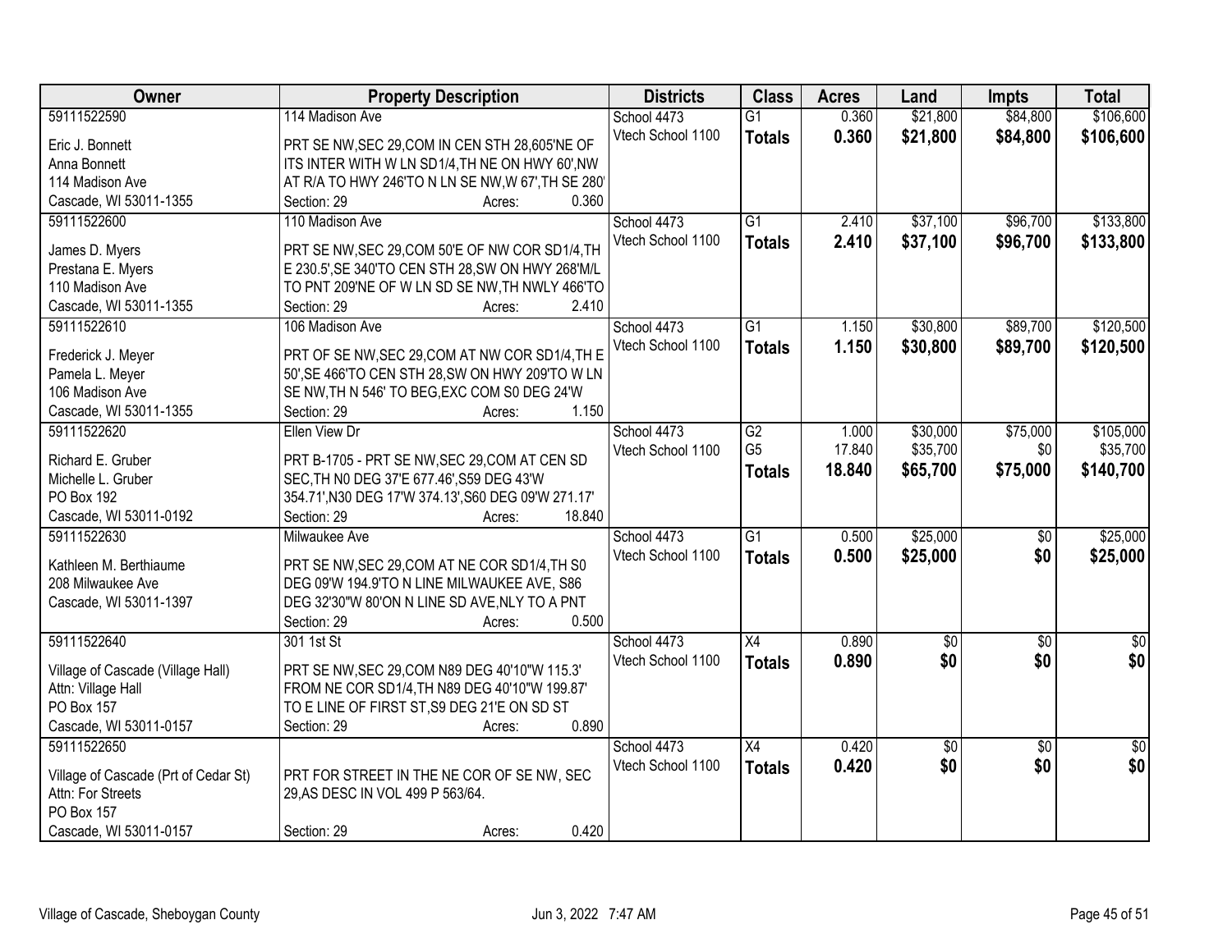| Owner | Property Description | Districts | Class | Acres | Land | Impts | Total |
|---|---|---|---|---|---|---|---|
| 59111522590<br>Eric J. Bonnett<br>Anna Bonnett<br>114 Madison Ave<br>Cascade, WI 53011-1355 | 114 Madison Ave<br>PRT SE NW,SEC 29,COM IN CEN STH 28,605'NE OF ITS INTER WITH W LN SD1/4,TH NE ON HWY 60',NW AT R/A TO HWY 246'TO N LN SE NW,W 67',TH SE 280'<br>Section: 29 Acres: 0.360 | School 4473<br>Vtech School 1100 | G1<br>**Totals** | 0.360<br>**0.360** | $21,800<br>**$21,800** | $84,800<br>**$84,800** | $106,600<br>**$106,600** |
| 59111522600<br>James D. Myers<br>Prestana E. Myers<br>110 Madison Ave<br>Cascade, WI 53011-1355 | 110 Madison Ave<br>PRT SE NW,SEC 29,COM 50'E OF NW COR SD1/4,TH E 230.5',SE 340'TO CEN STH 28,SW ON HWY 268'M/L TO PNT 209'NE OF W LN SD SE NW,TH NWLY 466'TO<br>Section: 29 Acres: 2.410 | School 4473<br>Vtech School 1100 | G1<br>**Totals** | 2.410<br>**2.410** | $37,100<br>**$37,100** | $96,700<br>**$96,700** | $133,800<br>**$133,800** |
| 59111522610<br>Frederick J. Meyer<br>Pamela L. Meyer<br>106 Madison Ave<br>Cascade, WI 53011-1355 | 106 Madison Ave<br>PRT OF SE NW,SEC 29,COM AT NW COR SD1/4,TH E 50',SE 466'TO CEN STH 28,SW ON HWY 209'TO W LN SE NW,TH N 546' TO BEG,EXC COM S0 DEG 24'W<br>Section: 29 Acres: 1.150 | School 4473<br>Vtech School 1100 | G1<br>**Totals** | 1.150<br>**1.150** | $30,800<br>**$30,800** | $89,700<br>**$89,700** | $120,500<br>**$120,500** |
| 59111522620<br>Richard E. Gruber<br>Michelle L. Gruber<br>PO Box 192<br>Cascade, WI 53011-0192 | Ellen View Dr<br>PRT B-1705 - PRT SE NW,SEC 29,COM AT CEN SD SEC,TH N0 DEG 37'E 677.46',S59 DEG 43'W 354.71',N30 DEG 17'W 374.13',S60 DEG 09'W 271.17'<br>Section: 29 Acres: 18.840 | School 4473<br>Vtech School 1100 | G2<br>G5<br>**Totals** | 1.000<br>17.840<br>**18.840** | $30,000<br>$35,700<br>**$65,700** | $75,000<br>$0<br>**$75,000** | $105,000<br>$35,700<br>**$140,700** |
| 59111522630<br>Kathleen M. Berthiaume<br>208 Milwaukee Ave<br>Cascade, WI 53011-1397 | Milwaukee Ave<br>PRT SE NW,SEC 29,COM AT NE COR SD1/4,TH S0 DEG 09'W 194.9'TO N LINE MILWAUKEE AVE, S86 DEG 32'30"W 80'ON N LINE SD AVE,NLY TO A PNT<br>Section: 29 Acres: 0.500 | School 4473<br>Vtech School 1100 | G1<br>**Totals** | 0.500<br>**0.500** | $25,000<br>**$25,000** | $0<br>**$0** | $25,000<br>**$25,000** |
| 59111522640<br>Village of Cascade (Village Hall)<br>Attn: Village Hall<br>PO Box 157<br>Cascade, WI 53011-0157 | 301 1st St<br>PRT SE NW,SEC 29,COM N89 DEG 40'10"W 115.3' FROM NE COR SD1/4,TH N89 DEG 40'10"W 199.87' TO E LINE OF FIRST ST,S9 DEG 21'E ON SD ST<br>Section: 29 Acres: 0.890 | School 4473<br>Vtech School 1100 | X4<br>**Totals** | 0.890<br>**0.890** | $0<br>**$0** | $0<br>**$0** | $0<br>**$0** |
| 59111522650<br>Village of Cascade (Prt of Cedar St)<br>Attn: For Streets<br>PO Box 157<br>Cascade, WI 53011-0157 | PRT FOR STREET IN THE NE COR OF SE NW, SEC 29,AS DESC IN VOL 499 P 563/64.<br>Section: 29 Acres: 0.420 | School 4473<br>Vtech School 1100 | X4<br>**Totals** | 0.420<br>**0.420** | $0<br>**$0** | $0<br>**$0** | $0<br>**$0** |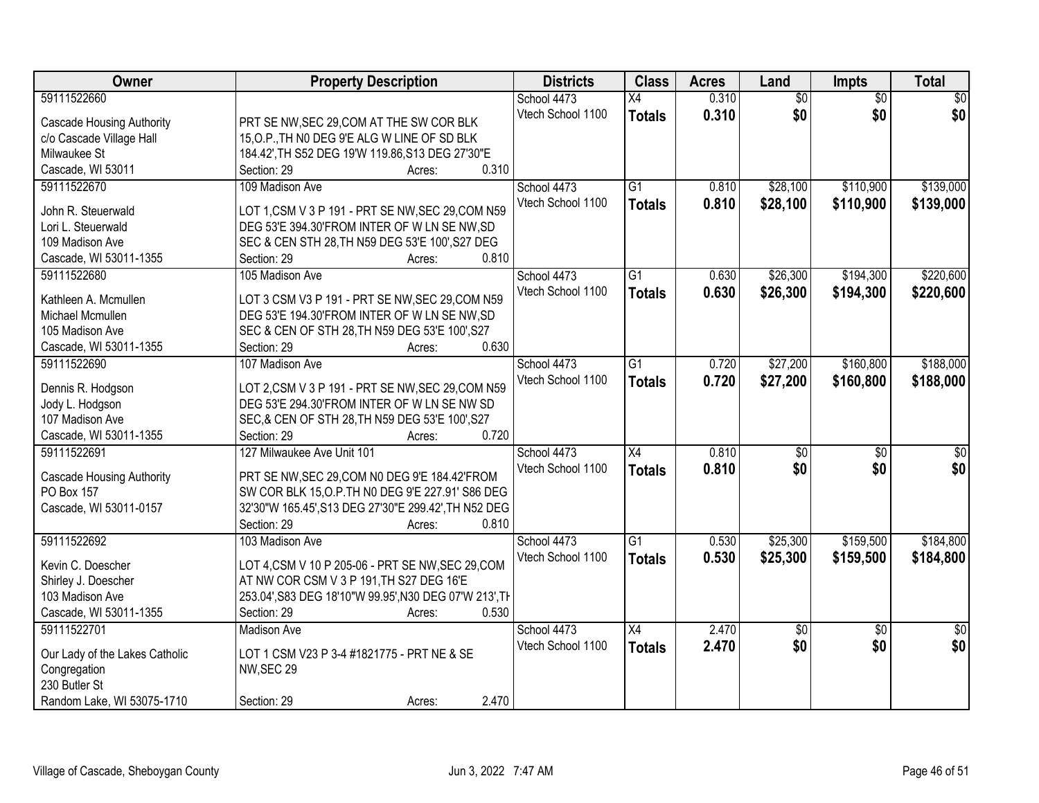| Owner | Property Description | Districts | Class | Acres | Land | Impts | Total |
|---|---|---|---|---|---|---|---|
| 59111522660<br><br>Cascade Housing Authority<br>c/o Cascade Village Hall<br>Milwaukee St<br>Cascade, WI 53011 | <br>PRT SE NW,SEC 29,COM AT THE SW COR BLK 15,O.P.,TH N0 DEG 9'E ALG W LINE OF SD BLK 184.42',TH S52 DEG 19'W 119.86,S13 DEG 27'30"E 184.42',TH S52 DEG 19'W 119.86,S13 DEG 27'30"E<br>Section: 29 Acres: 0.310 | School 4473<br>Vtech School 1100 | X4<br>**Totals** | 0.310<br>**0.310** | $0<br>**$0** | $0<br>**$0** | $0<br>**$0** |
| 59111522670<br><br>John R. Steuerwald<br>Lori L. Steuerwald<br>109 Madison Ave<br>Cascade, WI 53011-1355 | 109 Madison Ave<br>LOT 1,CSM V 3 P 191 - PRT SE NW,SEC 29,COM N59 DEG 53'E 394.30'FROM INTER OF W LN SE NW,SD SEC & CEN STH 28,TH N59 DEG 53'E 100',S27 DEG<br>Section: 29 Acres: 0.810 | School 4473<br>Vtech School 1100 | G1<br>**Totals** | 0.810<br>**0.810** | $28,100<br>**$28,100** | $110,900<br>**$110,900** | $139,000<br>**$139,000** |
| 59111522680<br><br>Kathleen A. Mcmullen<br>Michael Mcmullen<br>105 Madison Ave<br>Cascade, WI 53011-1355 | 105 Madison Ave<br>LOT 3 CSM V3 P 191 - PRT SE NW,SEC 29,COM N59 DEG 53'E 194.30'FROM INTER OF W LN SE NW,SD SEC & CEN OF STH 28,TH N59 DEG 53'E 100',S27<br>Section: 29 Acres: 0.630 | School 4473<br>Vtech School 1100 | G1<br>**Totals** | 0.630<br>**0.630** | $26,300<br>**$26,300** | $194,300<br>**$194,300** | $220,600<br>**$220,600** |
| 59111522690<br><br>Dennis R. Hodgson<br>Jody L. Hodgson<br>107 Madison Ave<br>Cascade, WI 53011-1355 | 107 Madison Ave<br>LOT 2,CSM V 3 P 191 - PRT SE NW,SEC 29,COM N59 DEG 53'E 294.30'FROM INTER OF W LN SE NW SD SEC,& CEN OF STH 28,TH N59 DEG 53'E 100',S27<br>Section: 29 Acres: 0.720 | School 4473<br>Vtech School 1100 | G1<br>**Totals** | 0.720<br>**0.720** | $27,200<br>**$27,200** | $160,800<br>**$160,800** | $188,000<br>**$188,000** |
| 59111522691<br><br>Cascade Housing Authority<br>PO Box 157<br>Cascade, WI 53011-0157 | 127 Milwaukee Ave Unit 101<br>PRT SE NW,SEC 29,COM N0 DEG 9'E 184.42'FROM SW COR BLK 15,O.P.TH N0 DEG 9'E 227.91' S86 DEG 32'30"W 165.45',S13 DEG 27'30"E 299.42',TH N52 DEG<br>Section: 29 Acres: 0.810 | School 4473<br>Vtech School 1100 | X4<br>**Totals** | 0.810<br>**0.810** | $0<br>**$0** | $0<br>**$0** | $0<br>**$0** |
| 59111522692<br><br>Kevin C. Doescher<br>Shirley J. Doescher<br>103 Madison Ave<br>Cascade, WI 53011-1355 | 103 Madison Ave<br>LOT 4,CSM V 10 P 205-06 - PRT SE NW,SEC 29,COM AT NW COR CSM V 3 P 191,TH S27 DEG 16'E 253.04',S83 DEG 18'10"W 99.95',N30 DEG 07'W 213',TH<br>Section: 29 Acres: 0.530 | School 4473<br>Vtech School 1100 | G1<br>**Totals** | 0.530<br>**0.530** | $25,300<br>**$25,300** | $159,500<br>**$159,500** | $184,800<br>**$184,800** |
| 59111522701<br><br>Our Lady of the Lakes Catholic Congregation<br>230 Butler St<br>Random Lake, WI 53075-1710 | Madison Ave<br>LOT 1 CSM V23 P 3-4 #1821775 - PRT NE & SE NW,SEC 29<br>Section: 29 Acres: 2.470 | School 4473<br>Vtech School 1100 | X4<br>**Totals** | 2.470<br>**2.470** | $0<br>**$0** | $0<br>**$0** | $0<br>**$0** |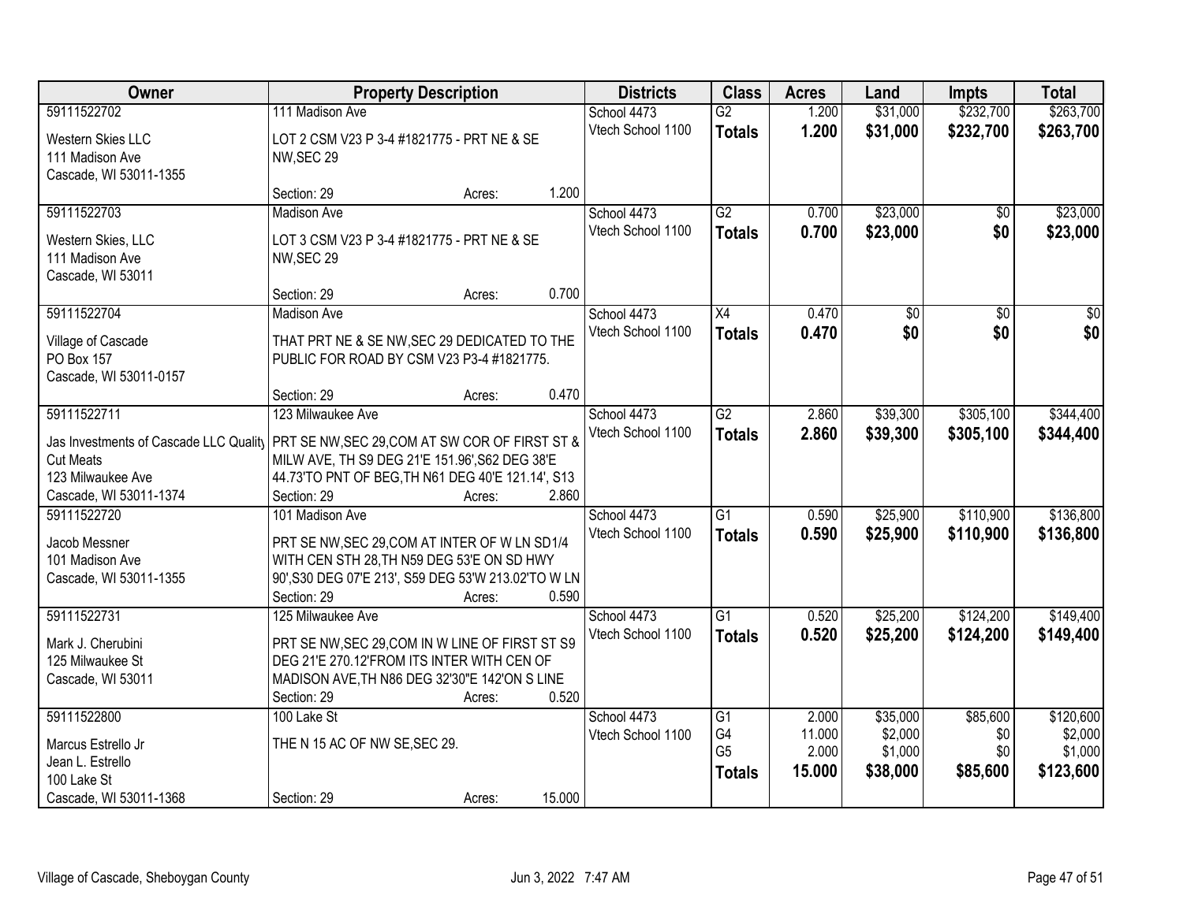| Owner | Property Description | Districts | Class | Acres | Land | Impts | Total |
|---|---|---|---|---|---|---|---|
| 59111522702<br>Western Skies LLC<br>111 Madison Ave<br>Cascade, WI 53011-1355 | 111 Madison Ave<br>LOT 2 CSM V23 P 3-4 #1821775 - PRT NE & SE NW,SEC 29<br>Section: 29 Acres: 1.200 | School 4473<br>Vtech School 1100 | G2<br>**Totals** | 1.200<br>**1.200** | $31,000<br>**$31,000** | $232,700<br>**$232,700** | $263,700<br>**$263,700** |
| 59111522703<br>Western Skies, LLC<br>111 Madison Ave<br>Cascade, WI 53011 | Madison Ave<br>LOT 3 CSM V23 P 3-4 #1821775 - PRT NE & SE NW,SEC 29<br>Section: 29 Acres: 0.700 | School 4473<br>Vtech School 1100 | G2<br>**Totals** | 0.700<br>**0.700** | $23,000<br>**$23,000** | $0<br>**$0** | $23,000<br>**$23,000** |
| 59111522704<br>Village of Cascade<br>PO Box 157<br>Cascade, WI 53011-0157 | Madison Ave<br>THAT PRT NE & SE NW,SEC 29 DEDICATED TO THE PUBLIC FOR ROAD BY CSM V23 P3-4 #1821775.<br>Section: 29 Acres: 0.470 | School 4473<br>Vtech School 1100 | X4<br>**Totals** | 0.470<br>**0.470** | $0<br>**$0** | $0<br>**$0** | $0<br>**$0** |
| 59111522711<br>Jas Investments of Cascade LLC Quality Cut Meats<br>123 Milwaukee Ave<br>Cascade, WI 53011-1374 | 123 Milwaukee Ave<br>PRT SE NW,SEC 29,COM AT SW COR OF FIRST ST & MILW AVE, TH S9 DEG 21'E 151.96',S62 DEG 38'E 44.73'TO PNT OF BEG,TH N61 DEG 40'E 121.14', S13<br>Section: 29 Acres: 2.860 | School 4473<br>Vtech School 1100 | G2<br>**Totals** | 2.860<br>**2.860** | $39,300<br>**$39,300** | $305,100<br>**$305,100** | $344,400<br>**$344,400** |
| 59111522720<br>Jacob Messner<br>101 Madison Ave<br>Cascade, WI 53011-1355 | 101 Madison Ave<br>PRT SE NW,SEC 29,COM AT INTER OF W LN SD1/4 WITH CEN STH 28,TH N59 DEG 53'E ON SD HWY 90',S30 DEG 07'E 213', S59 DEG 53'W 213.02'TO W LN<br>Section: 29 Acres: 0.590 | School 4473<br>Vtech School 1100 | G1<br>**Totals** | 0.590<br>**0.590** | $25,900<br>**$25,900** | $110,900<br>**$110,900** | $136,800<br>**$136,800** |
| 59111522731<br>Mark J. Cherubini<br>125 Milwaukee St<br>Cascade, WI 53011 | 125 Milwaukee Ave<br>PRT SE NW,SEC 29,COM IN W LINE OF FIRST ST S9 DEG 21'E 270.12'FROM ITS INTER WITH CEN OF MADISON AVE,TH N86 DEG 32'30"E 142'ON S LINE<br>Section: 29 Acres: 0.520 | School 4473<br>Vtech School 1100 | G1<br>**Totals** | 0.520<br>**0.520** | $25,200<br>**$25,200** | $124,200<br>**$124,200** | $149,400<br>**$149,400** |
| 59111522800<br>Marcus Estrello Jr<br>Jean L. Estrello<br>100 Lake St<br>Cascade, WI 53011-1368 | 100 Lake St<br>THE N 15 AC OF NW SE,SEC 29.<br>Section: 29 Acres: 15.000 | School 4473<br>Vtech School 1100 | G1<br>G4<br>G5<br>**Totals** | 2.000<br>11.000<br>2.000<br>**15.000** | $35,000<br>$2,000<br>$1,000<br>**$38,000** | $85,600<br>$0<br>$0<br>**$85,600** | $120,600<br>$2,000<br>$1,000<br>**$123,600** |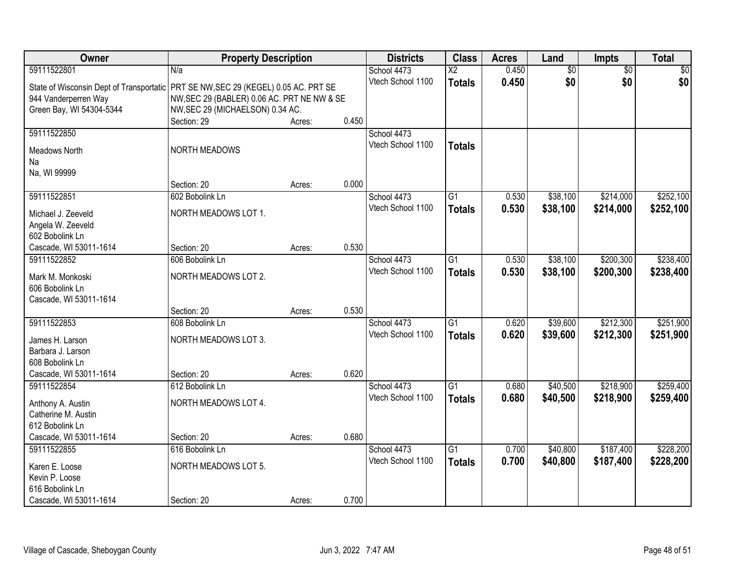| Owner | Property Description | | | Districts | Class | Acres | Land | Impts | Total |
|---|---|---|---|---|---|---|---|---|---|
| 59111522801 | N/a | | | School 4473 | X2 | 0.450 | $0 | $0 | $0 |
| State of Wisconsin Dept of Transportatic<br>944 Vanderperren Way<br>Green Bay, WI 54304-5344 | PRT SE NW,SEC 29 (KEGEL) 0.05 AC. PRT SE NW,SEC 29 (BABLER) 0.06 AC. PRT NE NW & SE NW,SEC 29 (MICHAELSON) 0.34 AC. | | | Vtech School 1100 | **Totals** | **0.450** | **$0** | **$0** | **$0** |
| | Section: 29 | Acres: | 0.450 | | | | | | |
| 59111522850 | | | | School 4473 | | | | | |
| Meadows North<br>Na<br>Na, WI 99999 | NORTH MEADOWS | | | Vtech School 1100 | **Totals** | | | | |
| | Section: 20 | Acres: | 0.000 | | | | | | |
| 59111522851 | 602 Bobolink Ln | | | School 4473 | G1 | 0.530 | $38,100 | $214,000 | $252,100 |
| Michael J. Zeeveld<br>Angela W. Zeeveld<br>602 Bobolink Ln<br>Cascade, WI 53011-1614 | NORTH MEADOWS LOT 1. | | | Vtech School 1100 | **Totals** | **0.530** | **$38,100** | **$214,000** | **$252,100** |
| | Section: 20 | Acres: | 0.530 | | | | | | |
| 59111522852 | 606 Bobolink Ln | | | School 4473 | G1 | 0.530 | $38,100 | $200,300 | $238,400 |
| Mark M. Monkoski<br>606 Bobolink Ln<br>Cascade, WI 53011-1614 | NORTH MEADOWS LOT 2. | | | Vtech School 1100 | **Totals** | **0.530** | **$38,100** | **$200,300** | **$238,400** |
| | Section: 20 | Acres: | 0.530 | | | | | | |
| 59111522853 | 608 Bobolink Ln | | | School 4473 | G1 | 0.620 | $39,600 | $212,300 | $251,900 |
| James H. Larson<br>Barbara J. Larson<br>608 Bobolink Ln<br>Cascade, WI 53011-1614 | NORTH MEADOWS LOT 3. | | | Vtech School 1100 | **Totals** | **0.620** | **$39,600** | **$212,300** | **$251,900** |
| | Section: 20 | Acres: | 0.620 | | | | | | |
| 59111522854 | 612 Bobolink Ln | | | School 4473 | G1 | 0.680 | $40,500 | $218,900 | $259,400 |
| Anthony A. Austin<br>Catherine M. Austin<br>612 Bobolink Ln<br>Cascade, WI 53011-1614 | NORTH MEADOWS LOT 4. | | | Vtech School 1100 | **Totals** | **0.680** | **$40,500** | **$218,900** | **$259,400** |
| | Section: 20 | Acres: | 0.680 | | | | | | |
| 59111522855 | 616 Bobolink Ln | | | School 4473 | G1 | 0.700 | $40,800 | $187,400 | $228,200 |
| Karen E. Loose<br>Kevin P. Loose<br>616 Bobolink Ln<br>Cascade, WI 53011-1614 | NORTH MEADOWS LOT 5. | | | Vtech School 1100 | **Totals** | **0.700** | **$40,800** | **$187,400** | **$228,200** |
| | Section: 20 | Acres: | 0.700 | | | | | | |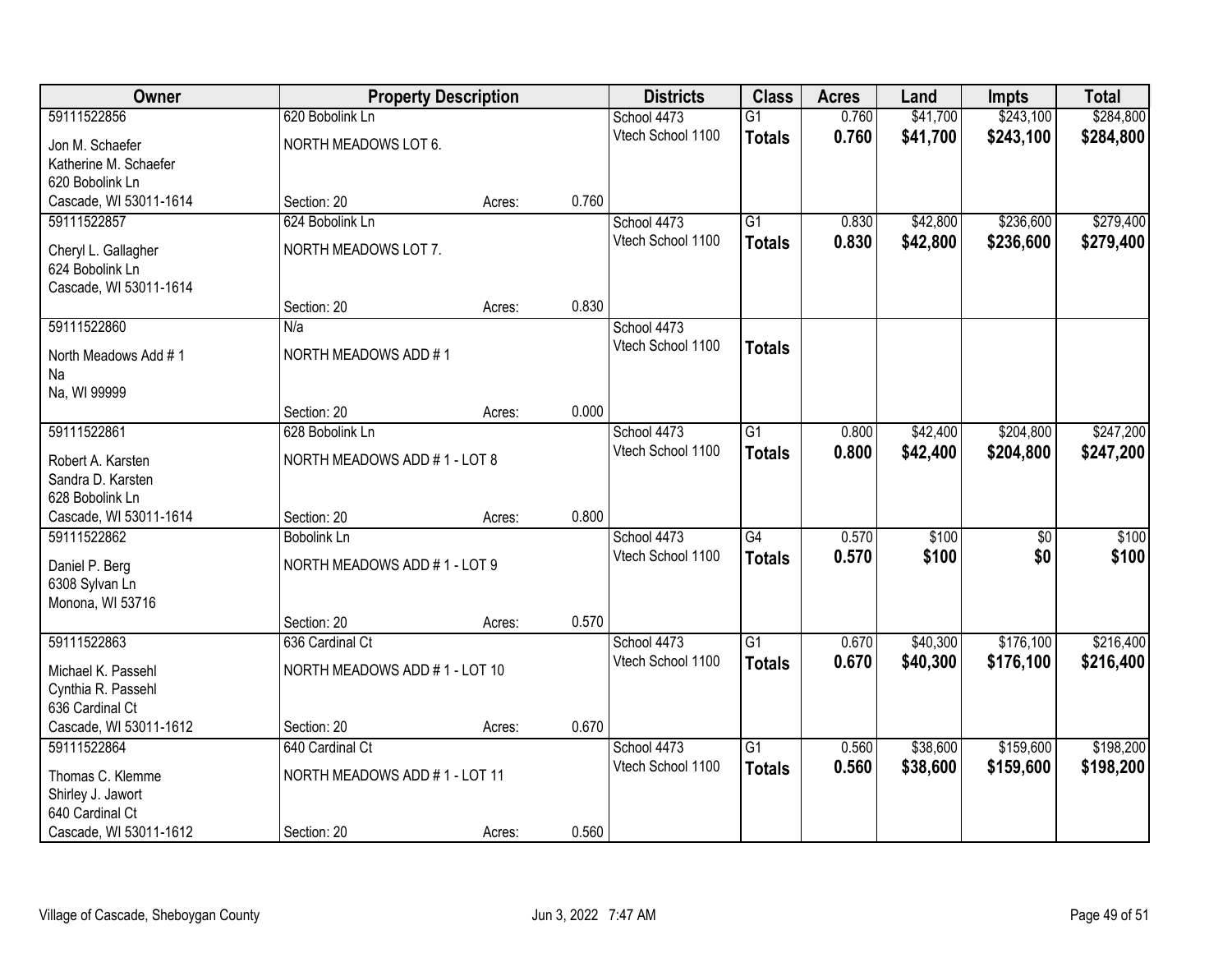| Owner | Property Description | | | Districts | Class | Acres | Land | Impts | Total |
|---|---|---|---|---|---|---|---|---|---|
| 59111522856 | 620 Bobolink Ln | | | School 4473 | G1 | 0.760 | $41,700 | $243,100 | $284,800 |
| Jon M. Schaefer<br>Katherine M. Schaefer<br>620 Bobolink Ln<br>Cascade, WI 53011-1614 | NORTH MEADOWS LOT 6. | | | Vtech School 1100 | **Totals** | **0.760** | **$41,700** | **$243,100** | **$284,800** |
| | Section: 20 | Acres: | 0.760 | | | | | | |
| 59111522857 | 624 Bobolink Ln | | | School 4473 | G1 | 0.830 | $42,800 | $236,600 | $279,400 |
| Cheryl L. Gallagher<br>624 Bobolink Ln<br>Cascade, WI 53011-1614 | NORTH MEADOWS LOT 7. | | | Vtech School 1100 | **Totals** | **0.830** | **$42,800** | **$236,600** | **$279,400** |
| | Section: 20 | Acres: | 0.830 | | | | | | |
| 59111522860 | N/a | | | School 4473 | | | | | |
| North Meadows Add # 1<br>Na<br>Na, WI 99999 | NORTH MEADOWS ADD # 1 | | | Vtech School 1100 | **Totals** | | | | |
| | Section: 20 | Acres: | 0.000 | | | | | | |
| 59111522861 | 628 Bobolink Ln | | | School 4473 | G1 | 0.800 | $42,400 | $204,800 | $247,200 |
| Robert A. Karsten<br>Sandra D. Karsten<br>628 Bobolink Ln<br>Cascade, WI 53011-1614 | NORTH MEADOWS ADD # 1 - LOT 8 | | | Vtech School 1100 | **Totals** | **0.800** | **$42,400** | **$204,800** | **$247,200** |
| | Section: 20 | Acres: | 0.800 | | | | | | |
| 59111522862 | Bobolink Ln | | | School 4473 | G4 | 0.570 | $100 | $0 | $100 |
| Daniel P. Berg<br>6308 Sylvan Ln<br>Monona, WI 53716 | NORTH MEADOWS ADD # 1 - LOT 9 | | | Vtech School 1100 | **Totals** | **0.570** | **$100** | **$0** | **$100** |
| | Section: 20 | Acres: | 0.570 | | | | | | |
| 59111522863 | 636 Cardinal Ct | | | School 4473 | G1 | 0.670 | $40,300 | $176,100 | $216,400 |
| Michael K. Passehl<br>Cynthia R. Passehl<br>636 Cardinal Ct<br>Cascade, WI 53011-1612 | NORTH MEADOWS ADD # 1 - LOT 10 | | | Vtech School 1100 | **Totals** | **0.670** | **$40,300** | **$176,100** | **$216,400** |
| | Section: 20 | Acres: | 0.670 | | | | | | |
| 59111522864 | 640 Cardinal Ct | | | School 4473 | G1 | 0.560 | $38,600 | $159,600 | $198,200 |
| Thomas C. Klemme<br>Shirley J. Jawort<br>640 Cardinal Ct<br>Cascade, WI 53011-1612 | NORTH MEADOWS ADD # 1 - LOT 11 | | | Vtech School 1100 | **Totals** | **0.560** | **$38,600** | **$159,600** | **$198,200** |
| | Section: 20 | Acres: | 0.560 | | | | | | |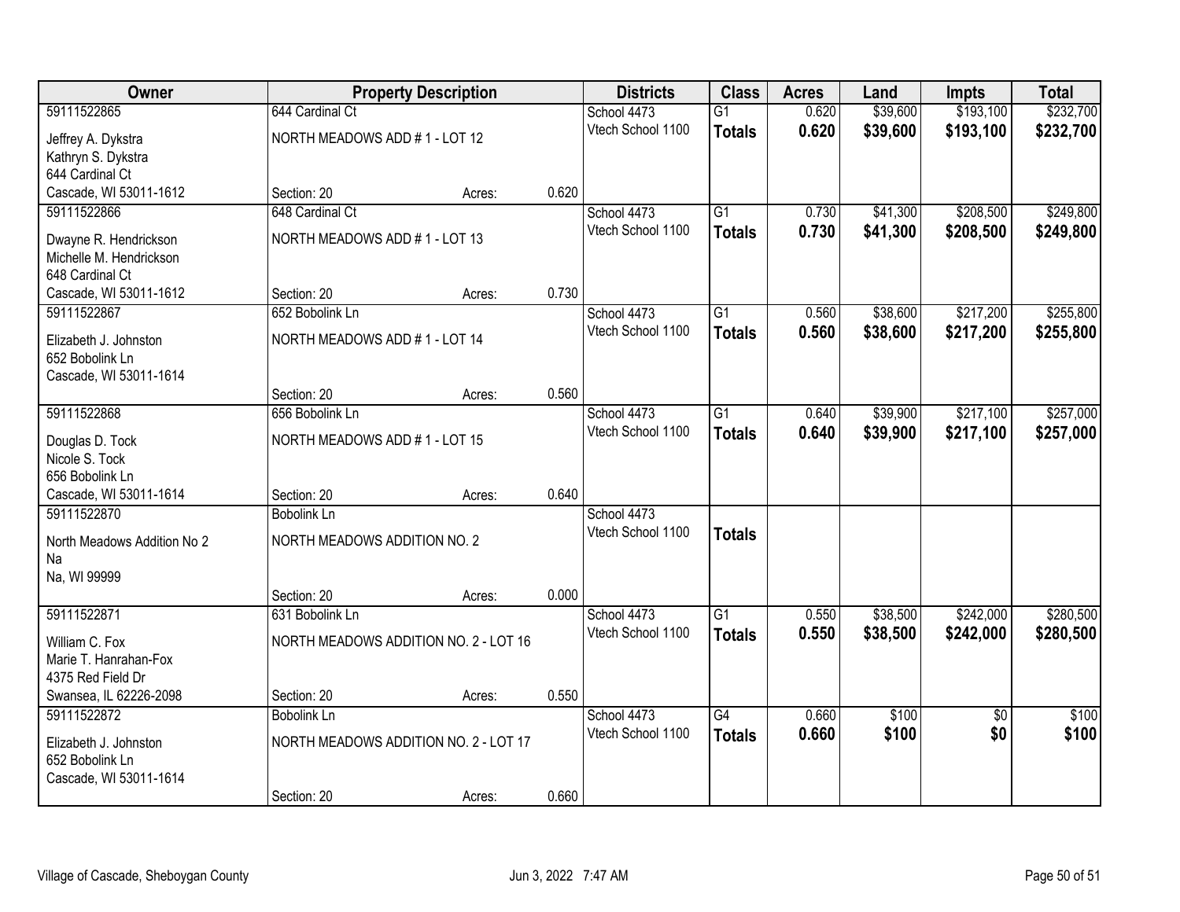| Owner | Property Description | | | Districts | Class | Acres | Land | Impts | Total |
|---|---|---|---|---|---|---|---|---|---|
| 59111522865 | 644 Cardinal Ct | | | School 4473 | G1 | 0.620 | $39,600 | $193,100 | $232,700 |
| Jeffrey A. Dykstra<br>Kathryn S. Dykstra<br>644 Cardinal Ct<br>Cascade, WI 53011-1612 | NORTH MEADOWS ADD # 1 - LOT 12 | | | Vtech School 1100 | **Totals** | **0.620** | **$39,600** | **$193,100** | **$232,700** |
| | Section: 20 | Acres: | 0.620 | | | | | | |
| 59111522866 | 648 Cardinal Ct | | | School 4473 | G1 | 0.730 | $41,300 | $208,500 | $249,800 |
| Dwayne R. Hendrickson<br>Michelle M. Hendrickson<br>648 Cardinal Ct<br>Cascade, WI 53011-1612 | NORTH MEADOWS ADD # 1 - LOT 13 | | | Vtech School 1100 | **Totals** | **0.730** | **$41,300** | **$208,500** | **$249,800** |
| | Section: 20 | Acres: | 0.730 | | | | | | |
| 59111522867 | 652 Bobolink Ln | | | School 4473 | G1 | 0.560 | $38,600 | $217,200 | $255,800 |
| Elizabeth J. Johnston<br>652 Bobolink Ln<br>Cascade, WI 53011-1614 | NORTH MEADOWS ADD # 1 - LOT 14 | | | Vtech School 1100 | **Totals** | **0.560** | **$38,600** | **$217,200** | **$255,800** |
| | Section: 20 | Acres: | 0.560 | | | | | | |
| 59111522868 | 656 Bobolink Ln | | | School 4473 | G1 | 0.640 | $39,900 | $217,100 | $257,000 |
| Douglas D. Tock<br>Nicole S. Tock<br>656 Bobolink Ln<br>Cascade, WI 53011-1614 | NORTH MEADOWS ADD # 1 - LOT 15 | | | Vtech School 1100 | **Totals** | **0.640** | **$39,900** | **$217,100** | **$257,000** |
| | Section: 20 | Acres: | 0.640 | | | | | | |
| 59111522870 | Bobolink Ln | | | School 4473 | | | | | |
| North Meadows Addition No 2<br>Na<br>Na, WI 99999 | NORTH MEADOWS ADDITION NO. 2 | | | Vtech School 1100 | **Totals** | | | | |
| | Section: 20 | Acres: | 0.000 | | | | | | |
| 59111522871 | 631 Bobolink Ln | | | School 4473 | G1 | 0.550 | $38,500 | $242,000 | $280,500 |
| William C. Fox<br>Marie T. Hanrahan-Fox<br>4375 Red Field Dr<br>Swansea, IL 62226-2098 | NORTH MEADOWS ADDITION NO. 2 - LOT 16 | | | Vtech School 1100 | **Totals** | **0.550** | **$38,500** | **$242,000** | **$280,500** |
| | Section: 20 | Acres: | 0.550 | | | | | | |
| 59111522872 | Bobolink Ln | | | School 4473 | G4 | 0.660 | $100 | $0 | $100 |
| Elizabeth J. Johnston<br>652 Bobolink Ln<br>Cascade, WI 53011-1614 | NORTH MEADOWS ADDITION NO. 2 - LOT 17 | | | Vtech School 1100 | **Totals** | **0.660** | **$100** | **$0** | **$100** |
| | Section: 20 | Acres: | 0.660 | | | | | | |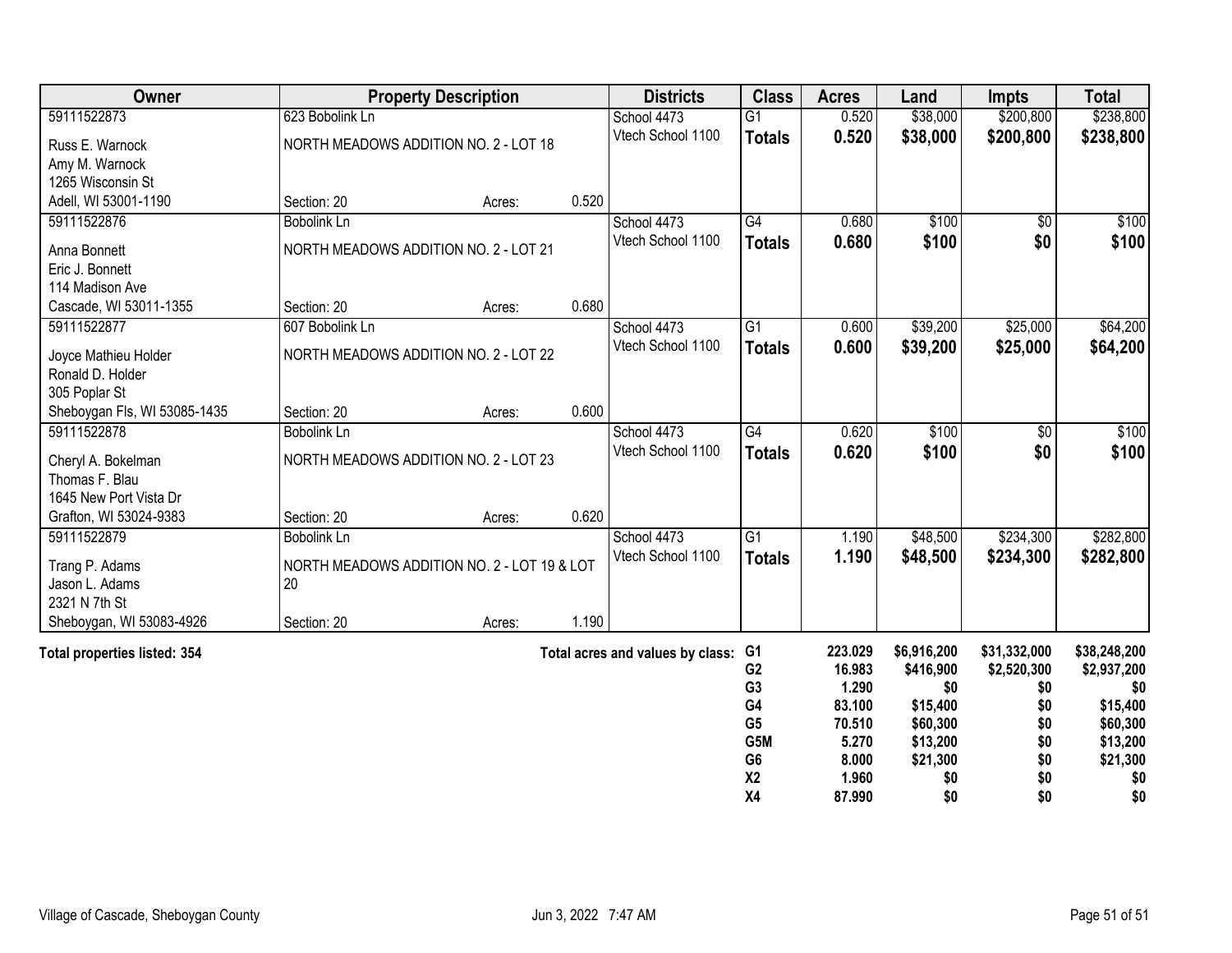| Owner | Property Description | | | Districts | Class | Acres | Land | Impts | Total |
|---|---|---|---|---|---|---|---|---|---|
| 59111522873 | 623 Bobolink Ln | | | School 4473 | G1 | 0.520 | $38,000 | $200,800 | $238,800 |
| Russ E. Warnock | NORTH MEADOWS ADDITION NO. 2 - LOT 18 | | | Vtech School 1100 | **Totals** | **0.520** | **$38,000** | **$200,800** | **$238,800** |
| Amy M. Warnock | | | | | | | | | |
| 1265 Wisconsin St | | | | | | | | | |
| Adell, WI 53001-1190 | Section: 20 | Acres: | 0.520 | | | | | | |
| 59111522876 | Bobolink Ln | | | School 4473 | G4 | 0.680 | $100 | $0 | $100 |
| Anna Bonnett | NORTH MEADOWS ADDITION NO. 2 - LOT 21 | | | Vtech School 1100 | **Totals** | **0.680** | **$100** | **$0** | **$100** |
| Eric J. Bonnett | | | | | | | | | |
| 114 Madison Ave | | | | | | | | | |
| Cascade, WI 53011-1355 | Section: 20 | Acres: | 0.680 | | | | | | |
| 59111522877 | 607 Bobolink Ln | | | School 4473 | G1 | 0.600 | $39,200 | $25,000 | $64,200 |
| Joyce Mathieu Holder | NORTH MEADOWS ADDITION NO. 2 - LOT 22 | | | Vtech School 1100 | **Totals** | **0.600** | **$39,200** | **$25,000** | **$64,200** |
| Ronald D. Holder | | | | | | | | | |
| 305 Poplar St | | | | | | | | | |
| Sheboygan Fls, WI 53085-1435 | Section: 20 | Acres: | 0.600 | | | | | | |
| 59111522878 | Bobolink Ln | | | School 4473 | G4 | 0.620 | $100 | $0 | $100 |
| Cheryl A. Bokelman | NORTH MEADOWS ADDITION NO. 2 - LOT 23 | | | Vtech School 1100 | **Totals** | **0.620** | **$100** | **$0** | **$100** |
| Thomas F. Blau | | | | | | | | | |
| 1645 New Port Vista Dr | | | | | | | | | |
| Grafton, WI 53024-9383 | Section: 20 | Acres: | 0.620 | | | | | | |
| 59111522879 | Bobolink Ln | | | School 4473 | G1 | 1.190 | $48,500 | $234,300 | $282,800 |
| Trang P. Adams | NORTH MEADOWS ADDITION NO. 2 - LOT 19 & LOT 20 | | | Vtech School 1100 | **Totals** | **1.190** | **$48,500** | **$234,300** | **$282,800** |
| Jason L. Adams | | | | | | | | | |
| 2321 N 7th St | | | | | | | | | |
| Sheboygan, WI 53083-4926 | Section: 20 | Acres: | 1.190 | | | | | | |

**Total properties listed: 354**

| Total acres and values by class: | Acres | Land | Impts | Total |
|---|---|---|---|---|
| G1 | 223.029 | $6,916,200 | $31,332,000 | $38,248,200 |
| G2 | 16.983 | $416,900 | $2,520,300 | $2,937,200 |
| G3 | 1.290 | $0 | $0 | $0 |
| G4 | 83.100 | $15,400 | $0 | $15,400 |
| G5 | 70.510 | $60,300 | $0 | $60,300 |
| G5M | 5.270 | $13,200 | $0 | $13,200 |
| G6 | 8.000 | $21,300 | $0 | $21,300 |
| X2 | 1.960 | $0 | $0 | $0 |
| X4 | 87.990 | $0 | $0 | $0 |

Village of Cascade, Sheboygan County — Jun 3, 2022 7:47 AM